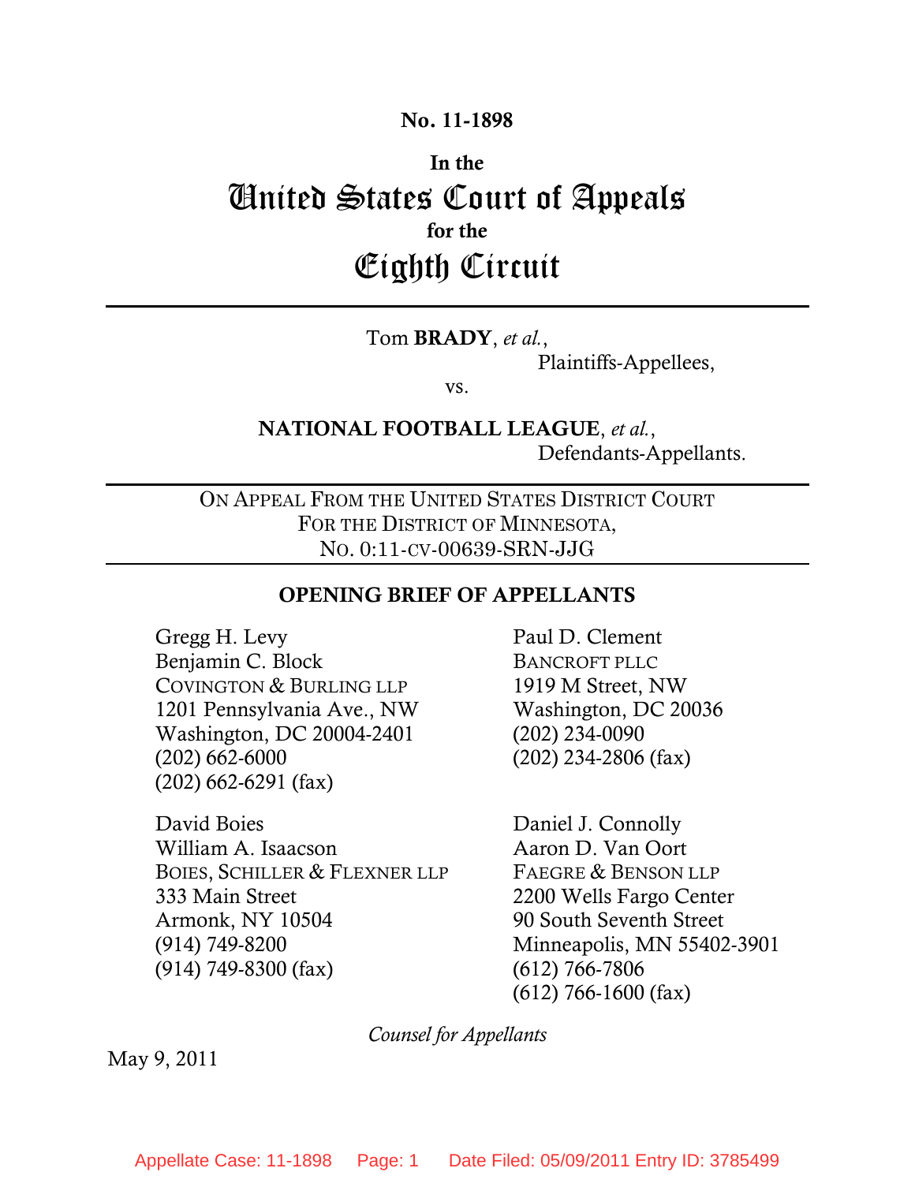**No. 11-1898**

**In the**

# United States Court of Appeals

**for the**

# Eighth Circuit

---

Tom **BRADY**, *et al.*,

Plaintiffs-Appellees,

vs.

**NATIONAL FOOTBALL LEAGUE**, *et al.*,

Defendants-Appellants.

---

ON APPEAL FROM THE UNITED STATES DISTRICT COURT
FOR THE DISTRICT OF MINNESOTA,
NO. 0:11-CV-00639-SRN-JJG

---

## OPENING BRIEF OF APPELLANTS

Gregg H. Levy
Benjamin C. Block
COVINGTON & BURLING LLP
1201 Pennsylvania Ave., NW
Washington, DC 20004-2401
(202) 662-6000
(202) 662-6291 (fax)

Paul D. Clement
BANCROFT PLLC
1919 M Street, NW
Washington, DC 20036
(202) 234-0090
(202) 234-2806 (fax)

David Boies
William A. Isaacson
BOIES, SCHILLER & FLEXNER LLP
333 Main Street
Armonk, NY 10504
(914) 749-8200
(914) 749-8300 (fax)

Daniel J. Connolly
Aaron D. Van Oort
FAEGRE & BENSON LLP
2200 Wells Fargo Center
90 South Seventh Street
Minneapolis, MN 55402-3901
(612) 766-7806
(612) 766-1600 (fax)

*Counsel for Appellants*

May 9, 2011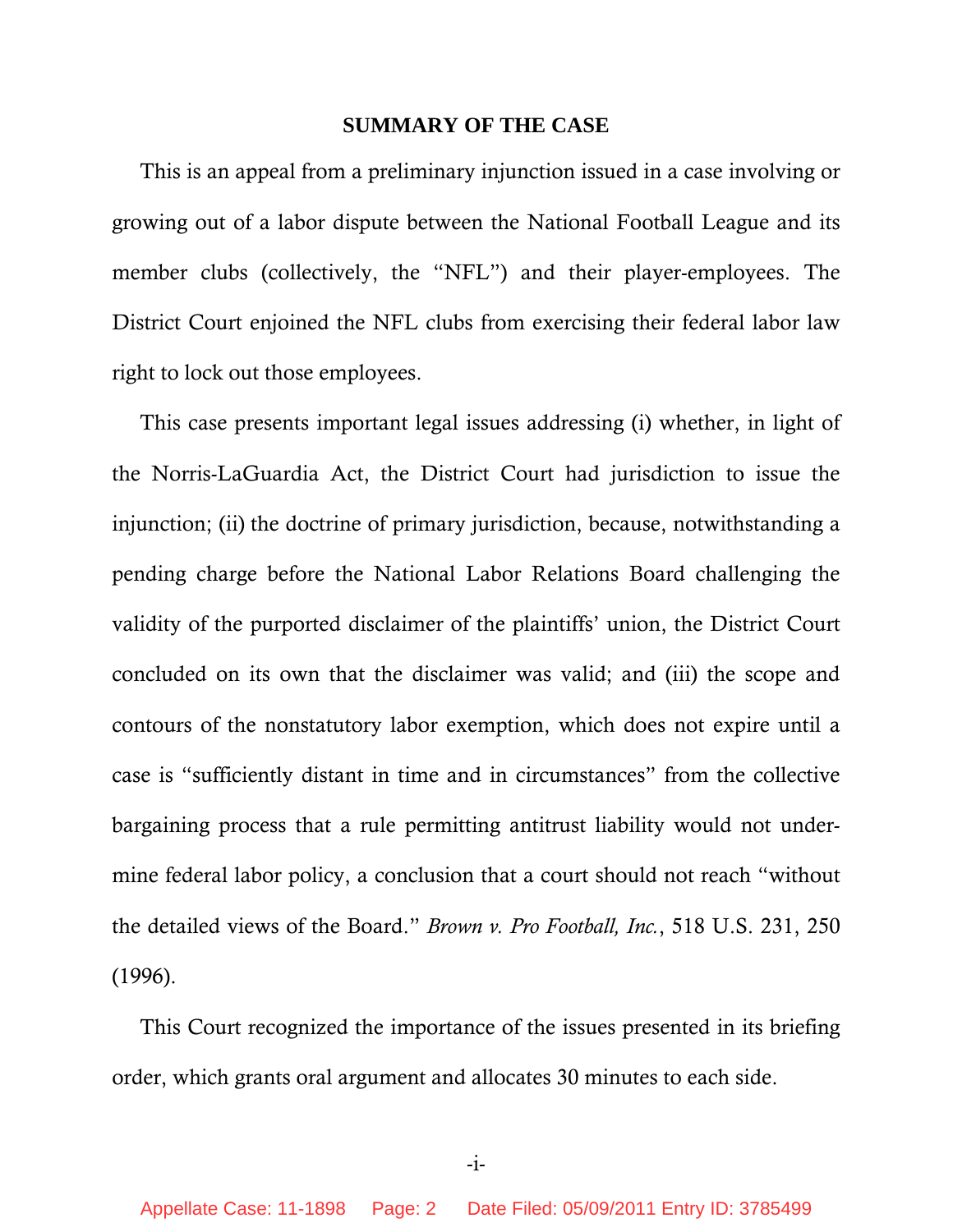## SUMMARY OF THE CASE

This is an appeal from a preliminary injunction issued in a case involving or growing out of a labor dispute between the National Football League and its member clubs (collectively, the "NFL") and their player-employees. The District Court enjoined the NFL clubs from exercising their federal labor law right to lock out those employees.

This case presents important legal issues addressing (i) whether, in light of the Norris-LaGuardia Act, the District Court had jurisdiction to issue the injunction; (ii) the doctrine of primary jurisdiction, because, notwithstanding a pending charge before the National Labor Relations Board challenging the validity of the purported disclaimer of the plaintiffs' union, the District Court concluded on its own that the disclaimer was valid; and (iii) the scope and contours of the nonstatutory labor exemption, which does not expire until a case is "sufficiently distant in time and in circumstances" from the collective bargaining process that a rule permitting antitrust liability would not undermine federal labor policy, a conclusion that a court should not reach "without the detailed views of the Board." *Brown v. Pro Football, Inc.*, 518 U.S. 231, 250 (1996).

This Court recognized the importance of the issues presented in its briefing order, which grants oral argument and allocates 30 minutes to each side.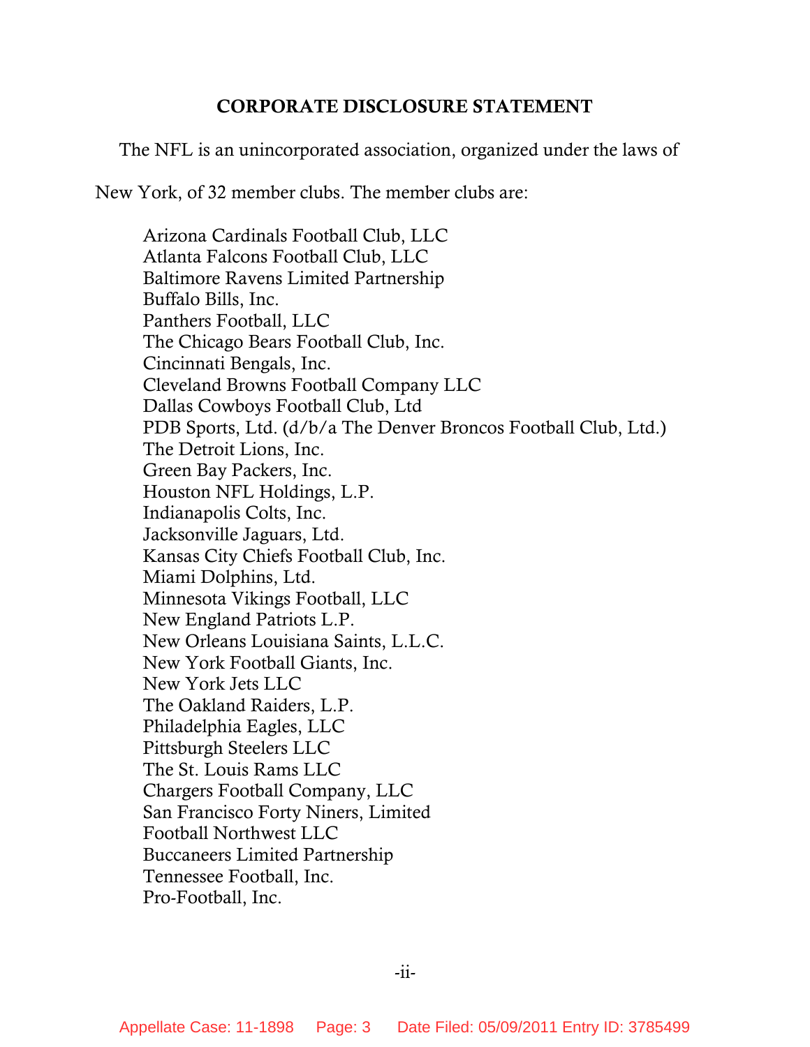## CORPORATE DISCLOSURE STATEMENT

The NFL is an unincorporated association, organized under the laws of New York, of 32 member clubs. The member clubs are:

Arizona Cardinals Football Club, LLC
Atlanta Falcons Football Club, LLC
Baltimore Ravens Limited Partnership
Buffalo Bills, Inc.
Panthers Football, LLC
The Chicago Bears Football Club, Inc.
Cincinnati Bengals, Inc.
Cleveland Browns Football Company LLC
Dallas Cowboys Football Club, Ltd
PDB Sports, Ltd. (d/b/a The Denver Broncos Football Club, Ltd.)
The Detroit Lions, Inc.
Green Bay Packers, Inc.
Houston NFL Holdings, L.P.
Indianapolis Colts, Inc.
Jacksonville Jaguars, Ltd.
Kansas City Chiefs Football Club, Inc.
Miami Dolphins, Ltd.
Minnesota Vikings Football, LLC
New England Patriots L.P.
New Orleans Louisiana Saints, L.L.C.
New York Football Giants, Inc.
New York Jets LLC
The Oakland Raiders, L.P.
Philadelphia Eagles, LLC
Pittsburgh Steelers LLC
The St. Louis Rams LLC
Chargers Football Company, LLC
San Francisco Forty Niners, Limited
Football Northwest LLC
Buccaneers Limited Partnership
Tennessee Football, Inc.
Pro-Football, Inc.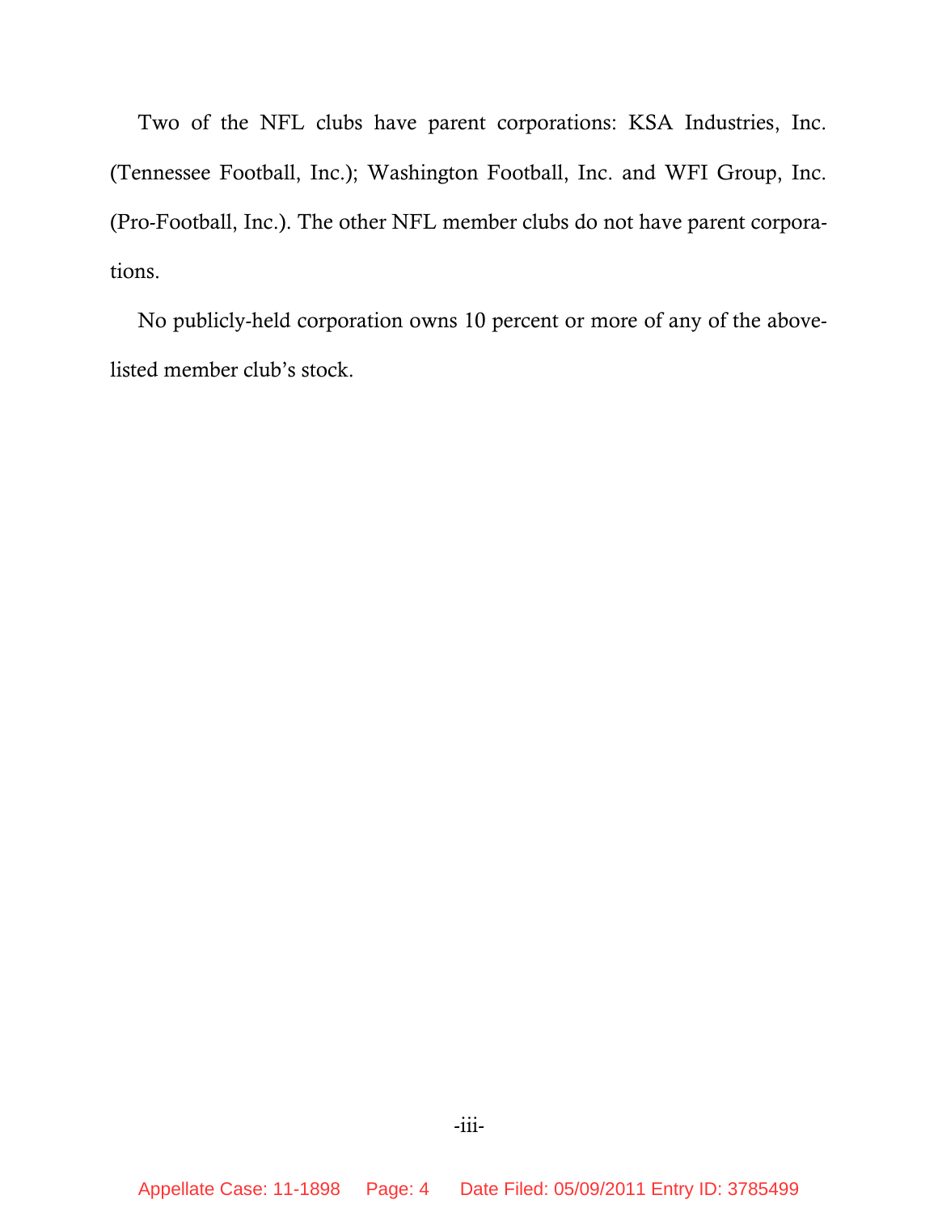Two of the NFL clubs have parent corporations: KSA Industries, Inc. (Tennessee Football, Inc.); Washington Football, Inc. and WFI Group, Inc. (Pro-Football, Inc.). The other NFL member clubs do not have parent corporations.

No publicly-held corporation owns 10 percent or more of any of the above-listed member club's stock.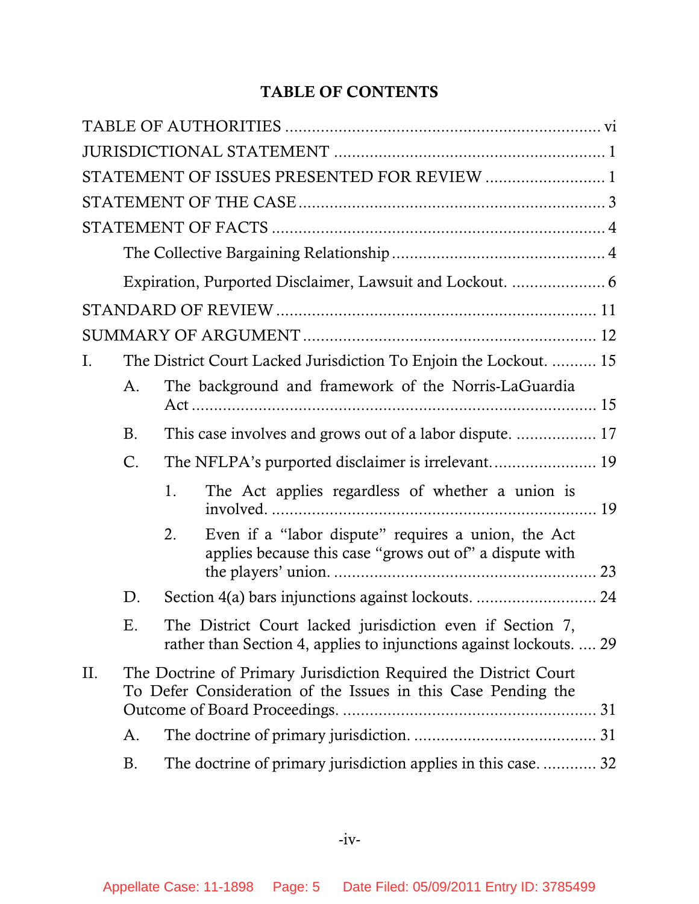## TABLE OF CONTENTS

TABLE OF AUTHORITIES ..................................................................... vi

JURISDICTIONAL STATEMENT ........................................................... 1

STATEMENT OF ISSUES PRESENTED FOR REVIEW .......................... 1

STATEMENT OF THE CASE .................................................................. 3

STATEMENT OF FACTS ........................................................................ 4

- The Collective Bargaining Relationship ............................................... 4
- Expiration, Purported Disclaimer, Lawsuit and Lockout. ..................... 6

STANDARD OF REVIEW ....................................................................... 11

SUMMARY OF ARGUMENT ................................................................. 12

I. The District Court Lacked Jurisdiction To Enjoin the Lockout. .......... 15
   - A. The background and framework of the Norris-LaGuardia Act ........................................................................................ 15
   - B. This case involves and grows out of a labor dispute. .................. 17
   - C. The NFLPA's purported disclaimer is irrelevant. ....................... 19
     - 1. The Act applies regardless of whether a union is involved. ........................................................................ 19
     - 2. Even if a "labor dispute" requires a union, the Act applies because this case "grows out of" a dispute with the players' union. .......................................................... 23
   - D. Section 4(a) bars injunctions against lockouts. ........................... 24
   - E. The District Court lacked jurisdiction even if Section 7, rather than Section 4, applies to injunctions against lockouts. .... 29

II. The Doctrine of Primary Jurisdiction Required the District Court To Defer Consideration of the Issues in this Case Pending the Outcome of Board Proceedings. ....................................................... 31
   - A. The doctrine of primary jurisdiction. ......................................... 31
   - B. The doctrine of primary jurisdiction applies in this case. ............ 32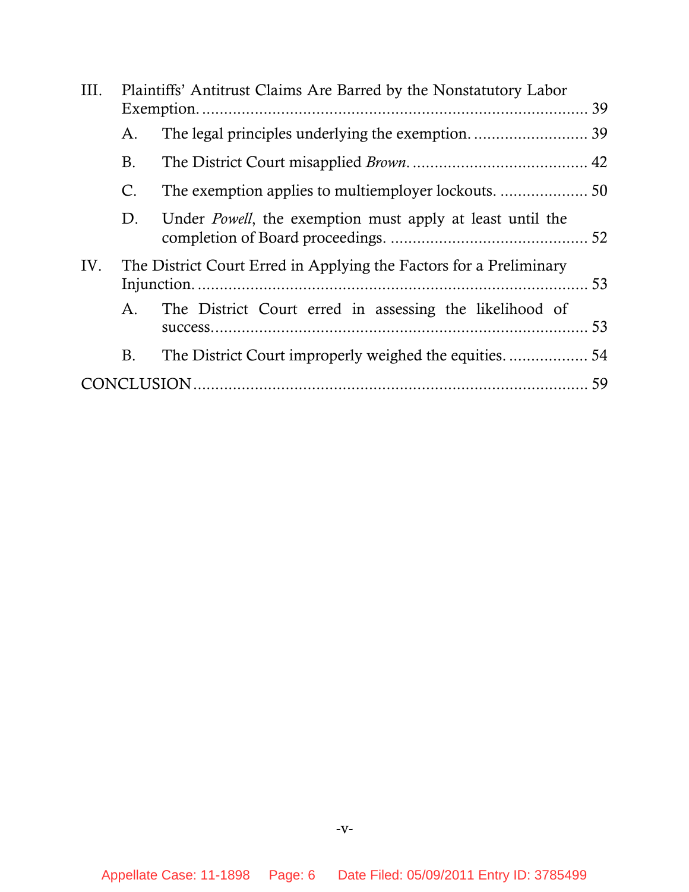III. Plaintiffs' Antitrust Claims Are Barred by the Nonstatutory Labor Exemption. ........................................................................ 39

- A. The legal principles underlying the exemption. .......................... 39
- B. The District Court misapplied *Brown*. ....................................... 42
- C. The exemption applies to multiemployer lockouts. .................... 50
- D. Under *Powell*, the exemption must apply at least until the completion of Board proceedings. ............................................. 52

IV. The District Court Erred in Applying the Factors for a Preliminary Injunction. ........................................................................ 53

- A. The District Court erred in assessing the likelihood of success. ...................................................................... 53
- B. The District Court improperly weighed the equities. .................. 54

CONCLUSION ........................................................................ 59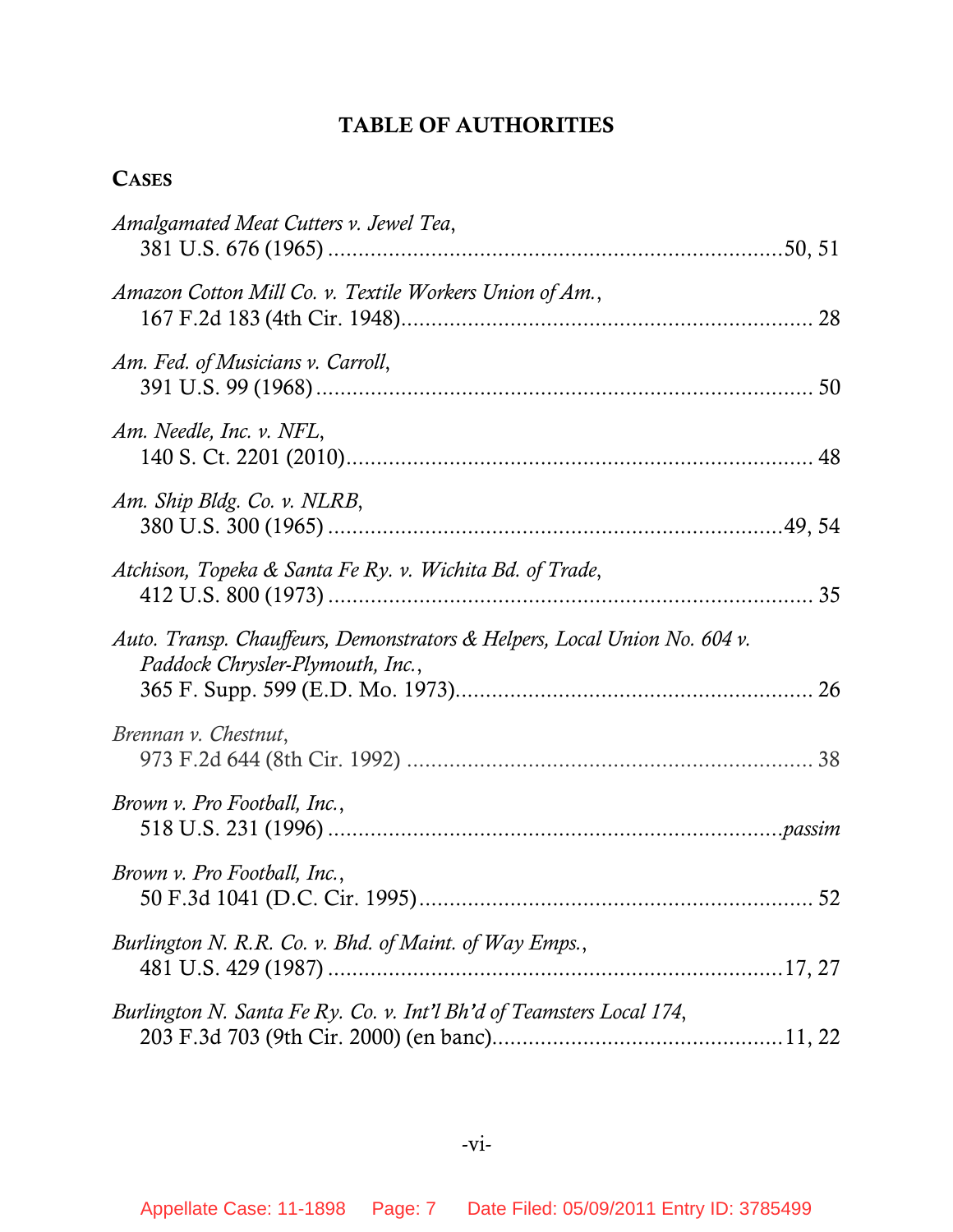## TABLE OF AUTHORITIES

### CASES

*Amalgamated Meat Cutters v. Jewel Tea*, 381 U.S. 676 (1965) ..........50, 51

*Amazon Cotton Mill Co. v. Textile Workers Union of Am.*, 167 F.2d 183 (4th Cir. 1948).......... 28

*Am. Fed. of Musicians v. Carroll*, 391 U.S. 99 (1968) .......... 50

*Am. Needle, Inc. v. NFL*, 140 S. Ct. 2201 (2010).......... 48

*Am. Ship Bldg. Co. v. NLRB*, 380 U.S. 300 (1965) ..........49, 54

*Atchison, Topeka & Santa Fe Ry. v. Wichita Bd. of Trade*, 412 U.S. 800 (1973) .......... 35

*Auto. Transp. Chauffeurs, Demonstrators & Helpers, Local Union No. 604 v. Paddock Chrysler-Plymouth, Inc.*, 365 F. Supp. 599 (E.D. Mo. 1973).......... 26

*Brennan v. Chestnut*, 973 F.2d 644 (8th Cir. 1992) .......... 38

*Brown v. Pro Football, Inc.*, 518 U.S. 231 (1996) ..........*passim*

*Brown v. Pro Football, Inc.*, 50 F.3d 1041 (D.C. Cir. 1995).......... 52

*Burlington N. R.R. Co. v. Bhd. of Maint. of Way Emps.*, 481 U.S. 429 (1987) ..........17, 27

*Burlington N. Santa Fe Ry. Co. v. Int'l Bh'd of Teamsters Local 174*, 203 F.3d 703 (9th Cir. 2000) (en banc)..........11, 22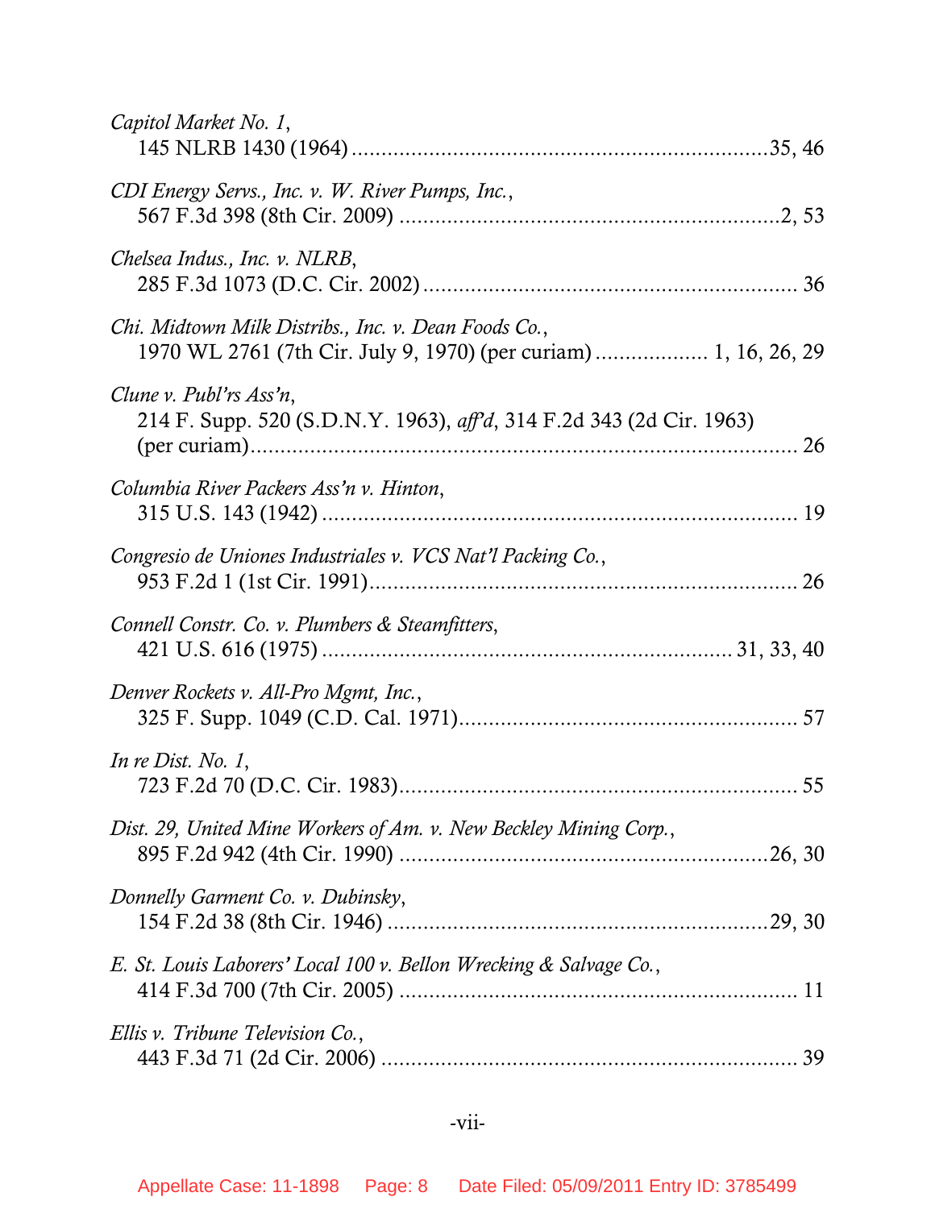*Capitol Market No. 1*,
145 NLRB 1430 (1964) .......................................................................35, 46

*CDI Energy Servs., Inc. v. W. River Pumps, Inc.*,
567 F.3d 398 (8th Cir. 2009) ..................................................................2, 53

*Chelsea Indus., Inc. v. NLRB*,
285 F.3d 1073 (D.C. Cir. 2002) ............................................................... 36

*Chi. Midtown Milk Distribs., Inc. v. Dean Foods Co.*,
1970 WL 2761 (7th Cir. July 9, 1970) (per curiam) .................. 1, 16, 26, 29

*Clune v. Publ'rs Ass'n*,
214 F. Supp. 520 (S.D.N.Y. 1963), *aff'd*, 314 F.2d 343 (2d Cir. 1963)
(per curiam).............................................................................................. 26

*Columbia River Packers Ass'n v. Hinton*,
315 U.S. 143 (1942) ................................................................................. 19

*Congresio de Uniones Industriales v. VCS Nat'l Packing Co.*,
953 F.2d 1 (1st Cir. 1991)......................................................................... 26

*Connell Constr. Co. v. Plumbers & Steamfitters*,
421 U.S. 616 (1975) ................................................................... 31, 33, 40

*Denver Rockets v. All-Pro Mgmt, Inc.*,
325 F. Supp. 1049 (C.D. Cal. 1971)......................................................... 57

*In re Dist. No. 1*,
723 F.2d 70 (D.C. Cir. 1983)..................................................................... 55

*Dist. 29, United Mine Workers of Am. v. New Beckley Mining Corp.*,
895 F.2d 942 (4th Cir. 1990) ...............................................................26, 30

*Donnelly Garment Co. v. Dubinsky*,
154 F.2d 38 (8th Cir. 1946) ...................................................................29, 30

*E. St. Louis Laborers' Local 100 v. Bellon Wrecking & Salvage Co.*,
414 F.3d 700 (7th Cir. 2005) .................................................................... 11

*Ellis v. Tribune Television Co.*,
443 F.3d 71 (2d Cir. 2006) ....................................................................... 39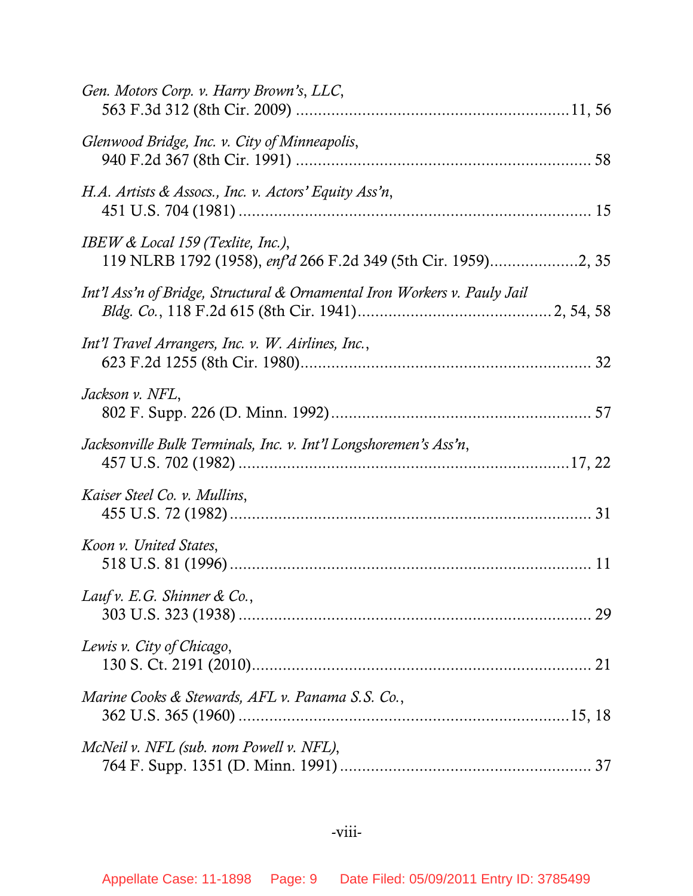*Gen. Motors Corp. v. Harry Brown's, LLC*,
563 F.3d 312 (8th Cir. 2009) ............................................................11, 56

*Glenwood Bridge, Inc. v. City of Minneapolis*,
940 F.2d 367 (8th Cir. 1991) ................................................................. 58

*H.A. Artists & Assocs., Inc. v. Actors' Equity Ass'n*,
451 U.S. 704 (1981) ............................................................................. 15

*IBEW & Local 159 (Texlite, Inc.)*,
119 NLRB 1792 (1958), *enf'd* 266 F.2d 349 (5th Cir. 1959)....................2, 35

*Int'l Ass'n of Bridge, Structural & Ornamental Iron Workers v. Pauly Jail Bldg. Co.*, 118 F.2d 615 (8th Cir. 1941)...........................................2, 54, 58

*Int'l Travel Arrangers, Inc. v. W. Airlines, Inc.*,
623 F.2d 1255 (8th Cir. 1980)................................................................ 32

*Jackson v. NFL*,
802 F. Supp. 226 (D. Minn. 1992)......................................................... 57

*Jacksonville Bulk Terminals, Inc. v. Int'l Longshoremen's Ass'n*,
457 U.S. 702 (1982) ...........................................................................17, 22

*Kaiser Steel Co. v. Mullins*,
455 U.S. 72 (1982) ................................................................................ 31

*Koon v. United States*,
518 U.S. 81 (1996) ................................................................................ 11

*Lauf v. E.G. Shinner & Co.*,
303 U.S. 323 (1938) .............................................................................. 29

*Lewis v. City of Chicago*,
130 S. Ct. 2191 (2010)........................................................................... 21

*Marine Cooks & Stewards, AFL v. Panama S.S. Co.*,
362 U.S. 365 (1960) ...........................................................................15, 18

*McNeil v. NFL (sub. nom Powell v. NFL)*,
764 F. Supp. 1351 (D. Minn. 1991) ........................................................ 37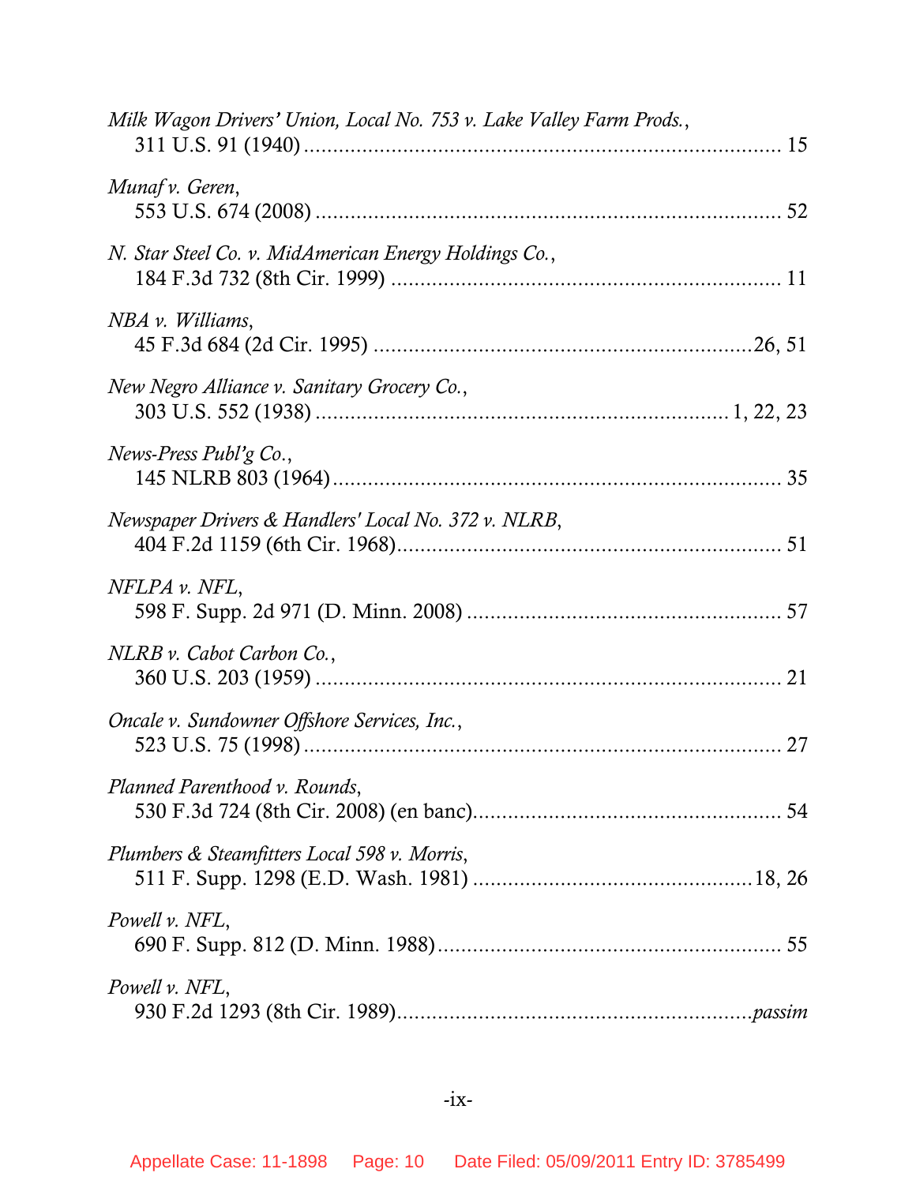*Milk Wagon Drivers' Union, Local No. 753 v. Lake Valley Farm Prods.*,
311 U.S. 91 (1940) ........................................................................................ 15

*Munaf v. Geren*,
553 U.S. 674 (2008) ........................................................................................ 52

*N. Star Steel Co. v. MidAmerican Energy Holdings Co.*,
184 F.3d 732 (8th Cir. 1999) ........................................................................ 11

*NBA v. Williams*,
45 F.3d 684 (2d Cir. 1995) ......................................................................26, 51

*New Negro Alliance v. Sanitary Grocery Co.*,
303 U.S. 552 (1938) ................................................................................ 1, 22, 23

*News-Press Publ'g Co.*,
145 NLRB 803 (1964) .................................................................................... 35

*Newspaper Drivers & Handlers' Local No. 372 v. NLRB*,
404 F.2d 1159 (6th Cir. 1968) ........................................................................ 51

*NFLPA v. NFL*,
598 F. Supp. 2d 971 (D. Minn. 2008) ........................................................... 57

*NLRB v. Cabot Carbon Co.*,
360 U.S. 203 (1959) ........................................................................................ 21

*Oncale v. Sundowner Offshore Services, Inc.*,
523 U.S. 75 (1998) .......................................................................................... 27

*Planned Parenthood v. Rounds*,
530 F.3d 724 (8th Cir. 2008) (en banc) .......................................................... 54

*Plumbers & Steamfitters Local 598 v. Morris*,
511 F. Supp. 1298 (E.D. Wash. 1981) ......................................................18, 26

*Powell v. NFL*,
690 F. Supp. 812 (D. Minn. 1988) .................................................................. 55

*Powell v. NFL*,
930 F.2d 1293 (8th Cir. 1989) ................................................................*passim*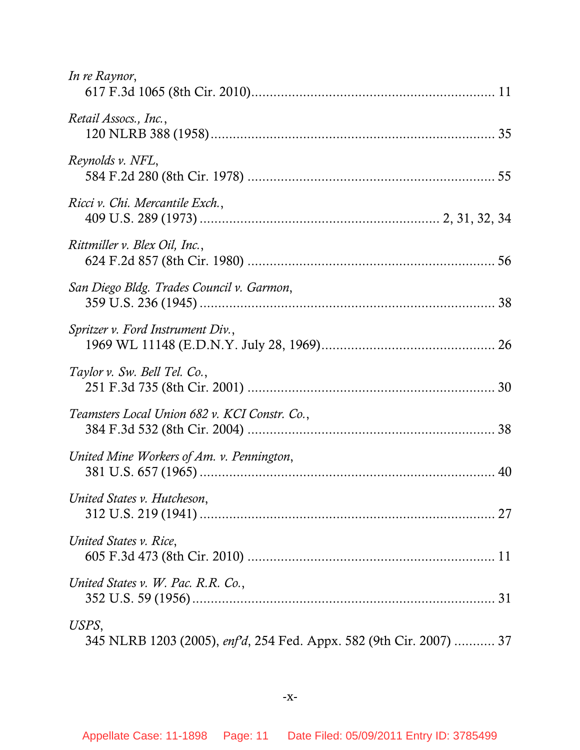*In re Raynor*,
617 F.3d 1065 (8th Cir. 2010)................................................................. 11

*Retail Assocs., Inc.*,
120 NLRB 388 (1958)............................................................................ 35

*Reynolds v. NFL*,
584 F.2d 280 (8th Cir. 1978) .................................................................. 55

*Ricci v. Chi. Mercantile Exch.*,
409 U.S. 289 (1973) ................................................................ 2, 31, 32, 34

*Rittmiller v. Blex Oil, Inc.*,
624 F.2d 857 (8th Cir. 1980) .................................................................. 56

*San Diego Bldg. Trades Council v. Garmon*,
359 U.S. 236 (1945) ................................................................................ 38

*Spritzer v. Ford Instrument Div.*,
1969 WL 11148 (E.D.N.Y. July 28, 1969).............................................. 26

*Taylor v. Sw. Bell Tel. Co.*,
251 F.3d 735 (8th Cir. 2001) .................................................................. 30

*Teamsters Local Union 682 v. KCI Constr. Co.*,
384 F.3d 532 (8th Cir. 2004) .................................................................. 38

*United Mine Workers of Am. v. Pennington*,
381 U.S. 657 (1965) ................................................................................ 40

*United States v. Hutcheson*,
312 U.S. 219 (1941) ................................................................................ 27

*United States v. Rice*,
605 F.3d 473 (8th Cir. 2010) .................................................................. 11

*United States v. W. Pac. R.R. Co.*,
352 U.S. 59 (1956) .................................................................................. 31

*USPS*,
345 NLRB 1203 (2005), *enf'd*, 254 Fed. Appx. 582 (9th Cir. 2007) ........... 37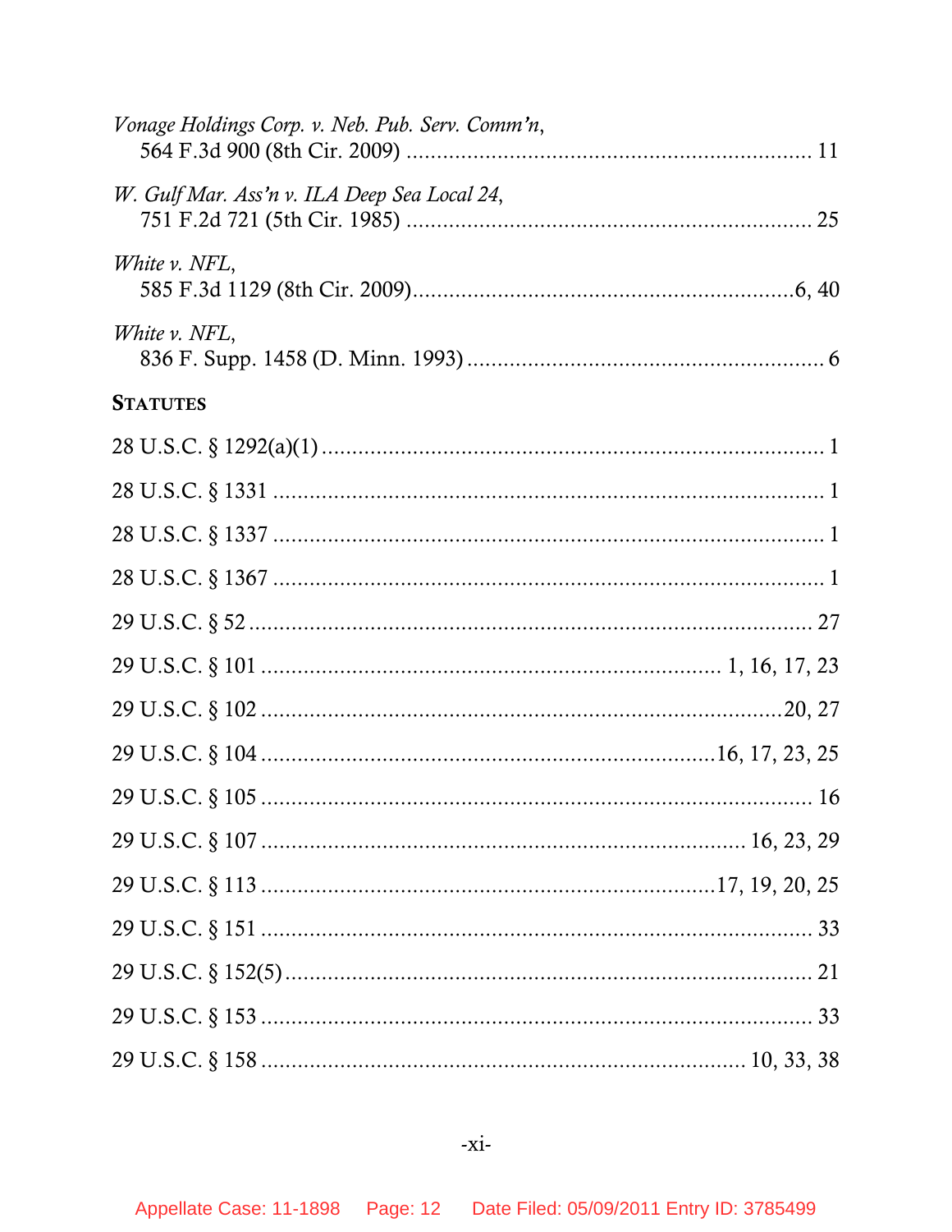*Vonage Holdings Corp. v. Neb. Pub. Serv. Comm'n*,
564 F.3d 900 (8th Cir. 2009) .................................................................. 11

*W. Gulf Mar. Ass'n v. ILA Deep Sea Local 24*,
751 F.2d 721 (5th Cir. 1985) .................................................................. 25

*White v. NFL*,
585 F.3d 1129 (8th Cir. 2009)...............................................................6, 40

*White v. NFL*,
836 F. Supp. 1458 (D. Minn. 1993) .......................................................... 6

**STATUTES**

28 U.S.C. § 1292(a)(1) ................................................................................. 1

28 U.S.C. § 1331 ......................................................................................... 1

28 U.S.C. § 1337 ......................................................................................... 1

28 U.S.C. § 1367 ......................................................................................... 1

29 U.S.C. § 52 ............................................................................................ 27

29 U.S.C. § 101 ........................................................................... 1, 16, 17, 23

29 U.S.C. § 102 .....................................................................................20, 27

29 U.S.C. § 104 .........................................................................16, 17, 23, 25

29 U.S.C. § 105 .......................................................................................... 16

29 U.S.C. § 107 ............................................................................. 16, 23, 29

29 U.S.C. § 113 .........................................................................17, 19, 20, 25

29 U.S.C. § 151 .......................................................................................... 33

29 U.S.C. § 152(5) ...................................................................................... 21

29 U.S.C. § 153 .......................................................................................... 33

29 U.S.C. § 158 ............................................................................. 10, 33, 38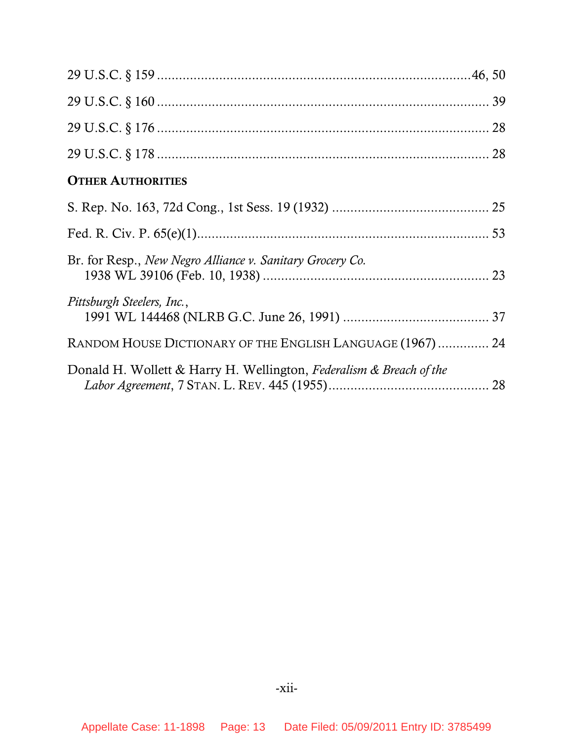29 U.S.C. § 159 .......................................................................... 46, 50

29 U.S.C. § 160 .......................................................................... 39

29 U.S.C. § 176 .......................................................................... 28

29 U.S.C. § 178 .......................................................................... 28

**OTHER AUTHORITIES**

S. Rep. No. 163, 72d Cong., 1st Sess. 19 (1932) .......................................... 25

Fed. R. Civ. P. 65(e)(1) .......................................................................... 53

Br. for Resp., *New Negro Alliance v. Sanitary Grocery Co.* 1938 WL 39106 (Feb. 10, 1938) .......................................................................... 23

*Pittsburgh Steelers, Inc.*, 1991 WL 144468 (NLRB G.C. June 26, 1991) .......................................... 37

RANDOM HOUSE DICTIONARY OF THE ENGLISH LANGUAGE (1967) .............. 24

Donald H. Wollett & Harry H. Wellington, *Federalism & Breach of the Labor Agreement*, 7 STAN. L. REV. 445 (1955) .......................................... 28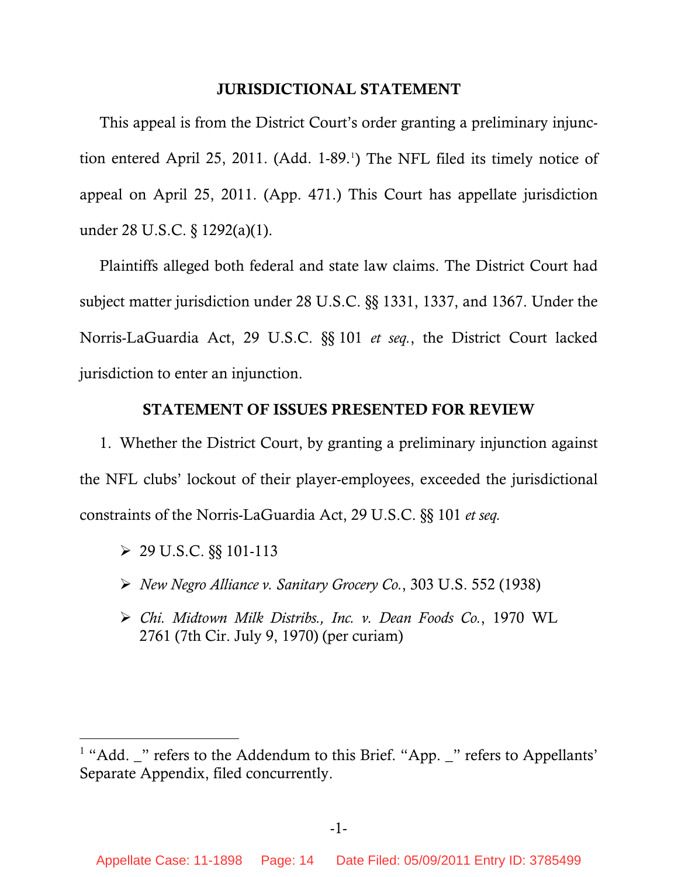## JURISDICTIONAL STATEMENT

This appeal is from the District Court's order granting a preliminary injunction entered April 25, 2011. (Add. 1-89.[1]) The NFL filed its timely notice of appeal on April 25, 2011. (App. 471.) This Court has appellate jurisdiction under 28 U.S.C. § 1292(a)(1).

Plaintiffs alleged both federal and state law claims. The District Court had subject matter jurisdiction under 28 U.S.C. §§ 1331, 1337, and 1367. Under the Norris-LaGuardia Act, 29 U.S.C. §§ 101 *et seq.*, the District Court lacked jurisdiction to enter an injunction.

## STATEMENT OF ISSUES PRESENTED FOR REVIEW

1. Whether the District Court, by granting a preliminary injunction against the NFL clubs' lockout of their player-employees, exceeded the jurisdictional constraints of the Norris-LaGuardia Act, 29 U.S.C. §§ 101 *et seq.*

   - 29 U.S.C. §§ 101-113
   - *New Negro Alliance v. Sanitary Grocery Co.*, 303 U.S. 552 (1938)
   - *Chi. Midtown Milk Distribs., Inc. v. Dean Foods Co.*, 1970 WL 2761 (7th Cir. July 9, 1970) (per curiam)

---

[1] "Add. _" refers to the Addendum to this Brief. "App. _" refers to Appellants' Separate Appendix, filed concurrently.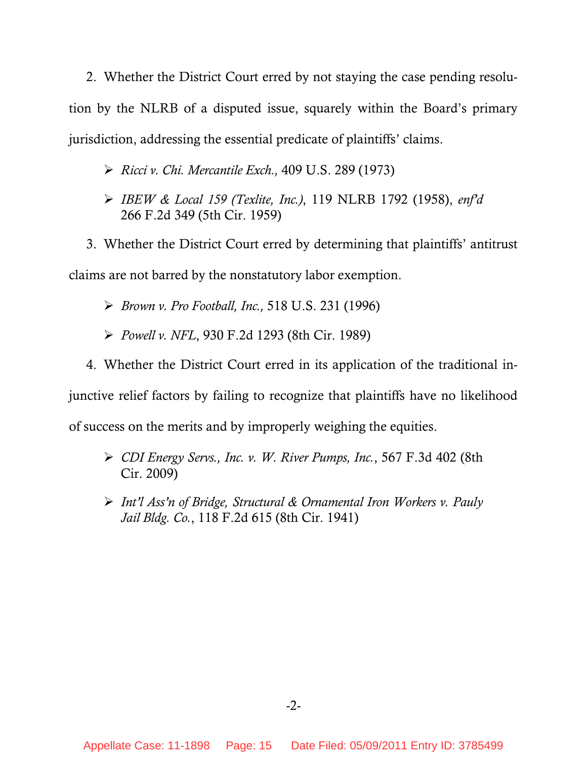2. Whether the District Court erred by not staying the case pending resolution by the NLRB of a disputed issue, squarely within the Board's primary jurisdiction, addressing the essential predicate of plaintiffs' claims.

- *Ricci v. Chi. Mercantile Exch.,* 409 U.S. 289 (1973)
- *IBEW & Local 159 (Texlite, Inc.)*, 119 NLRB 1792 (1958), *enf'd* 266 F.2d 349 (5th Cir. 1959)

3. Whether the District Court erred by determining that plaintiffs' antitrust claims are not barred by the nonstatutory labor exemption.

- *Brown v. Pro Football, Inc.,* 518 U.S. 231 (1996)
- *Powell v. NFL*, 930 F.2d 1293 (8th Cir. 1989)

4. Whether the District Court erred in its application of the traditional injunctive relief factors by failing to recognize that plaintiffs have no likelihood of success on the merits and by improperly weighing the equities.

- *CDI Energy Servs., Inc. v. W. River Pumps, Inc.*, 567 F.3d 402 (8th Cir. 2009)
- *Int'l Ass'n of Bridge, Structural & Ornamental Iron Workers v. Pauly Jail Bldg. Co.*, 118 F.2d 615 (8th Cir. 1941)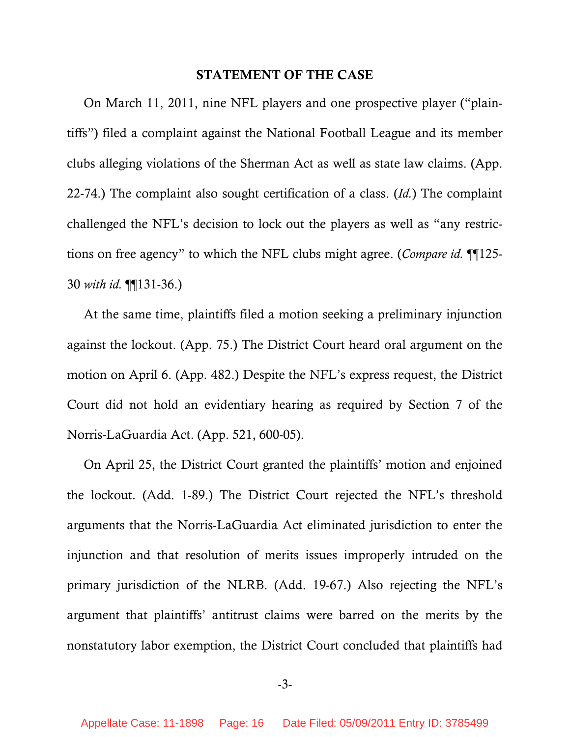**STATEMENT OF THE CASE**

On March 11, 2011, nine NFL players and one prospective player ("plaintiffs") filed a complaint against the National Football League and its member clubs alleging violations of the Sherman Act as well as state law claims. (App. 22-74.) The complaint also sought certification of a class. (*Id.*) The complaint challenged the NFL's decision to lock out the players as well as "any restrictions on free agency" to which the NFL clubs might agree. (*Compare id.* ¶¶125-30 *with id.* ¶¶131-36.)

At the same time, plaintiffs filed a motion seeking a preliminary injunction against the lockout. (App. 75.) The District Court heard oral argument on the motion on April 6. (App. 482.) Despite the NFL's express request, the District Court did not hold an evidentiary hearing as required by Section 7 of the Norris-LaGuardia Act. (App. 521, 600-05).

On April 25, the District Court granted the plaintiffs' motion and enjoined the lockout. (Add. 1-89.) The District Court rejected the NFL's threshold arguments that the Norris-LaGuardia Act eliminated jurisdiction to enter the injunction and that resolution of merits issues improperly intruded on the primary jurisdiction of the NLRB. (Add. 19-67.) Also rejecting the NFL's argument that plaintiffs' antitrust claims were barred on the merits by the nonstatutory labor exemption, the District Court concluded that plaintiffs had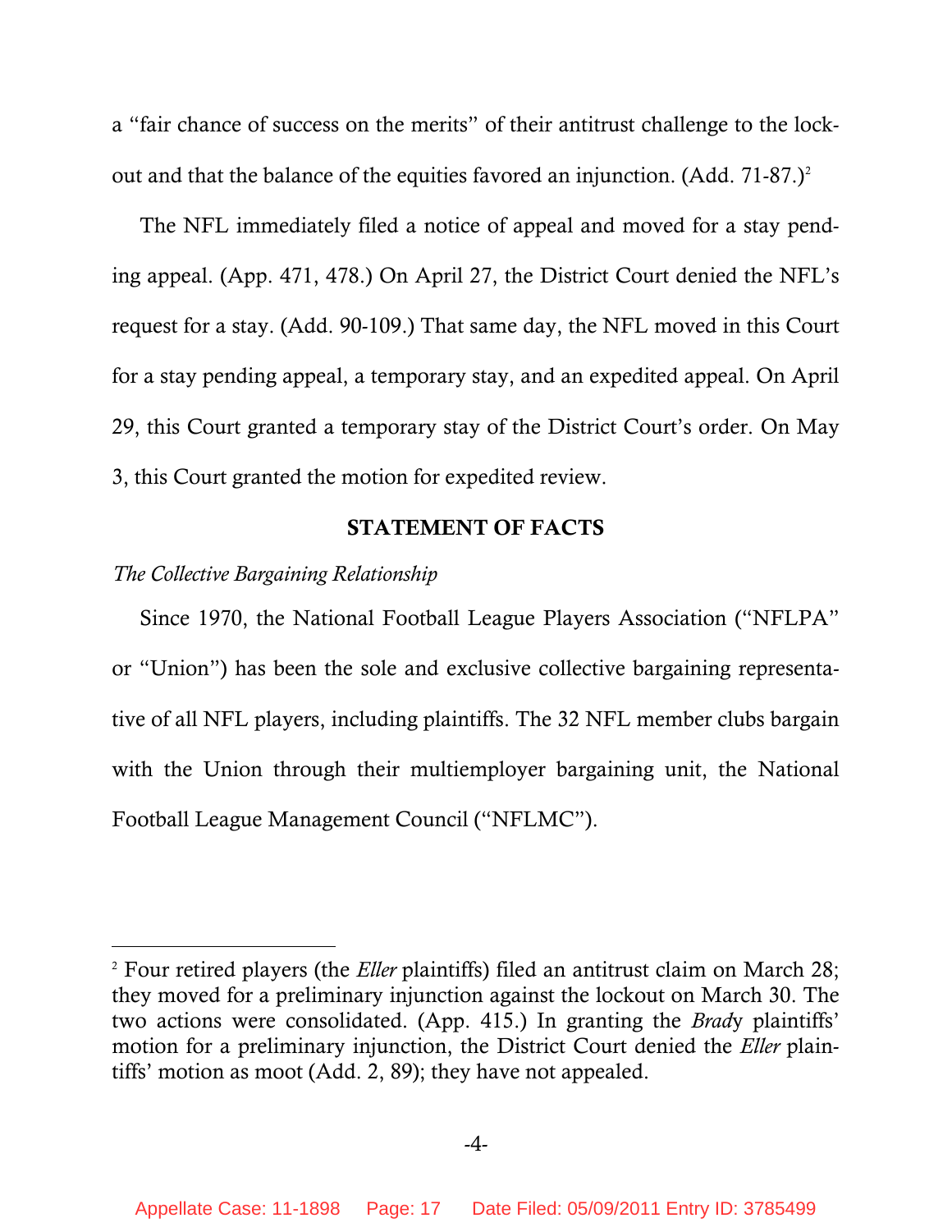a "fair chance of success on the merits" of their antitrust challenge to the lock-out and that the balance of the equities favored an injunction. (Add. 71-87.)[2]

The NFL immediately filed a notice of appeal and moved for a stay pending appeal. (App. 471, 478.) On April 27, the District Court denied the NFL's request for a stay. (Add. 90-109.) That same day, the NFL moved in this Court for a stay pending appeal, a temporary stay, and an expedited appeal. On April 29, this Court granted a temporary stay of the District Court's order. On May 3, this Court granted the motion for expedited review.

## STATEMENT OF FACTS

*The Collective Bargaining Relationship*

Since 1970, the National Football League Players Association ("NFLPA" or "Union") has been the sole and exclusive collective bargaining representative of all NFL players, including plaintiffs. The 32 NFL member clubs bargain with the Union through their multiemployer bargaining unit, the National Football League Management Council ("NFLMC").

---

[2] Four retired players (the *Eller* plaintiffs) filed an antitrust claim on March 28; they moved for a preliminary injunction against the lockout on March 30. The two actions were consolidated. (App. 415.) In granting the *Brady* plaintiffs' motion for a preliminary injunction, the District Court denied the *Eller* plaintiffs' motion as moot (Add. 2, 89); they have not appealed.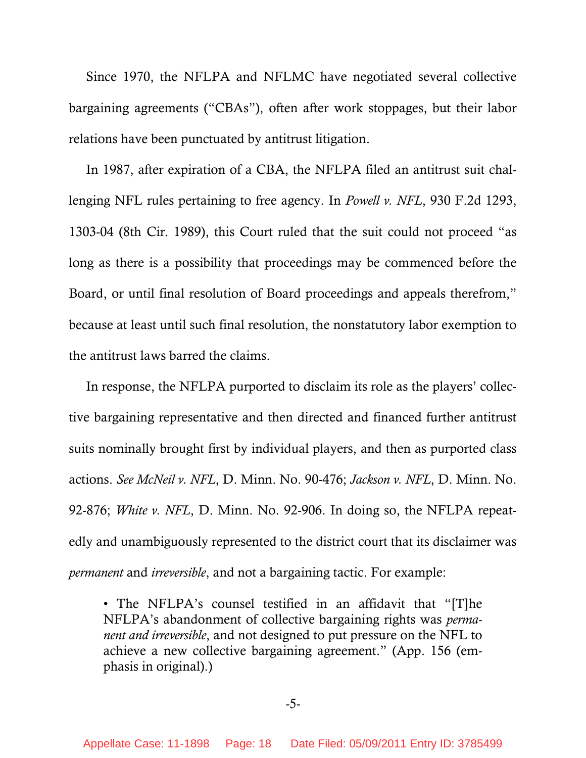Since 1970, the NFLPA and NFLMC have negotiated several collective bargaining agreements ("CBAs"), often after work stoppages, but their labor relations have been punctuated by antitrust litigation.

In 1987, after expiration of a CBA, the NFLPA filed an antitrust suit challenging NFL rules pertaining to free agency. In *Powell v. NFL*, 930 F.2d 1293, 1303-04 (8th Cir. 1989), this Court ruled that the suit could not proceed "as long as there is a possibility that proceedings may be commenced before the Board, or until final resolution of Board proceedings and appeals therefrom," because at least until such final resolution, the nonstatutory labor exemption to the antitrust laws barred the claims.

In response, the NFLPA purported to disclaim its role as the players' collective bargaining representative and then directed and financed further antitrust suits nominally brought first by individual players, and then as purported class actions. *See McNeil v. NFL*, D. Minn. No. 90-476; *Jackson v. NFL*, D. Minn. No. 92-876; *White v. NFL*, D. Minn. No. 92-906. In doing so, the NFLPA repeatedly and unambiguously represented to the district court that its disclaimer was *permanent* and *irreversible*, and not a bargaining tactic. For example:

> • The NFLPA's counsel testified in an affidavit that "[T]he NFLPA's abandonment of collective bargaining rights was *permanent and irreversible*, and not designed to put pressure on the NFL to achieve a new collective bargaining agreement." (App. 156 (emphasis in original).)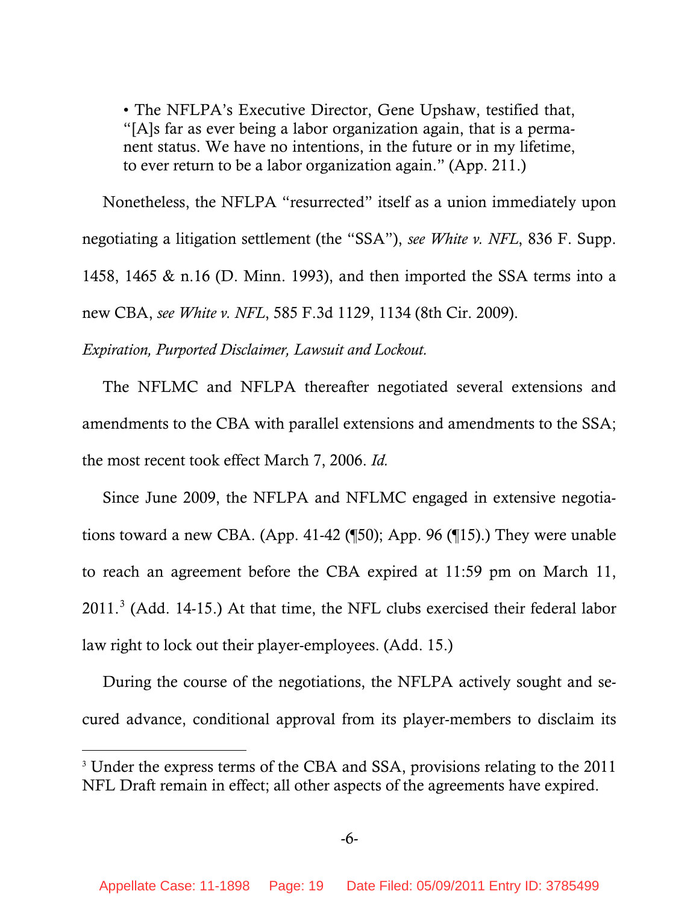- The NFLPA's Executive Director, Gene Upshaw, testified that, "[A]s far as ever being a labor organization again, that is a permanent status. We have no intentions, in the future or in my lifetime, to ever return to be a labor organization again." (App. 211.)

Nonetheless, the NFLPA "resurrected" itself as a union immediately upon negotiating a litigation settlement (the "SSA"), *see White v. NFL*, 836 F. Supp. 1458, 1465 & n.16 (D. Minn. 1993), and then imported the SSA terms into a new CBA, *see White v. NFL*, 585 F.3d 1129, 1134 (8th Cir. 2009).

*Expiration, Purported Disclaimer, Lawsuit and Lockout.*

The NFLMC and NFLPA thereafter negotiated several extensions and amendments to the CBA with parallel extensions and amendments to the SSA; the most recent took effect March 7, 2006. *Id.*

Since June 2009, the NFLPA and NFLMC engaged in extensive negotiations toward a new CBA. (App. 41-42 (¶50); App. 96 (¶15).) They were unable to reach an agreement before the CBA expired at 11:59 pm on March 11, 2011.[3] (Add. 14-15.) At that time, the NFL clubs exercised their federal labor law right to lock out their player-employees. (Add. 15.)

During the course of the negotiations, the NFLPA actively sought and secured advance, conditional approval from its player-members to disclaim its

[3] Under the express terms of the CBA and SSA, provisions relating to the 2011 NFL Draft remain in effect; all other aspects of the agreements have expired.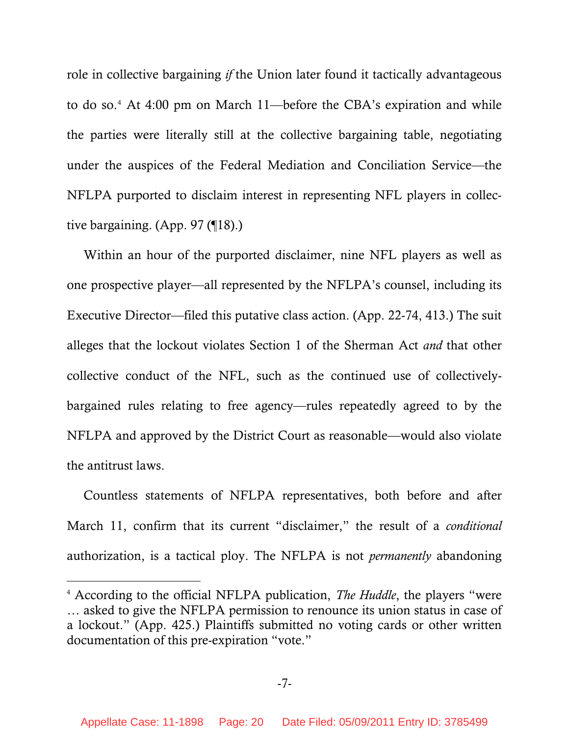role in collective bargaining *if* the Union later found it tactically advantageous to do so.[4] At 4:00 pm on March 11—before the CBA's expiration and while the parties were literally still at the collective bargaining table, negotiating under the auspices of the Federal Mediation and Conciliation Service—the NFLPA purported to disclaim interest in representing NFL players in collective bargaining. (App. 97 (¶18).)

Within an hour of the purported disclaimer, nine NFL players as well as one prospective player—all represented by the NFLPA's counsel, including its Executive Director—filed this putative class action. (App. 22-74, 413.) The suit alleges that the lockout violates Section 1 of the Sherman Act *and* that other collective conduct of the NFL, such as the continued use of collectively-bargained rules relating to free agency—rules repeatedly agreed to by the NFLPA and approved by the District Court as reasonable—would also violate the antitrust laws.

Countless statements of NFLPA representatives, both before and after March 11, confirm that its current "disclaimer," the result of a *conditional* authorization, is a tactical ploy. The NFLPA is not *permanently* abandoning

---

[4] According to the official NFLPA publication, *The Huddle*, the players "were … asked to give the NFLPA permission to renounce its union status in case of a lockout." (App. 425.) Plaintiffs submitted no voting cards or other written documentation of this pre-expiration "vote."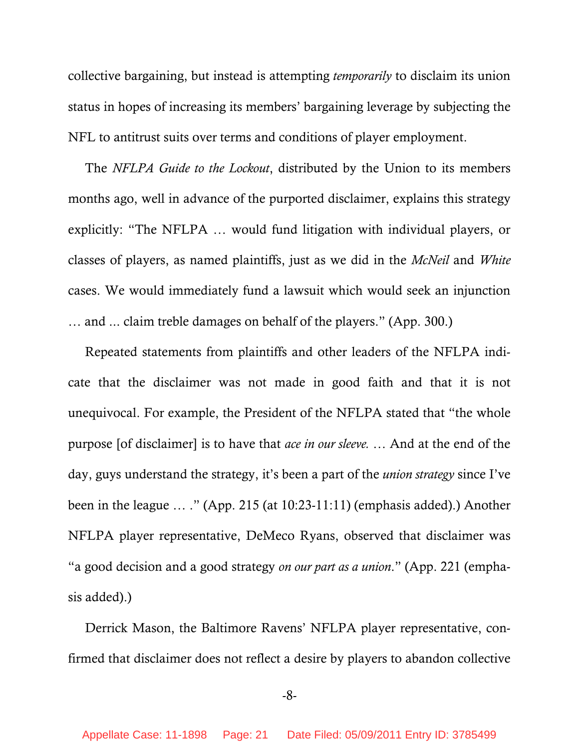collective bargaining, but instead is attempting *temporarily* to disclaim its union status in hopes of increasing its members' bargaining leverage by subjecting the NFL to antitrust suits over terms and conditions of player employment.

The *NFLPA Guide to the Lockout*, distributed by the Union to its members months ago, well in advance of the purported disclaimer, explains this strategy explicitly: "The NFLPA … would fund litigation with individual players, or classes of players, as named plaintiffs, just as we did in the *McNeil* and *White* cases. We would immediately fund a lawsuit which would seek an injunction … and ... claim treble damages on behalf of the players." (App. 300.)

Repeated statements from plaintiffs and other leaders of the NFLPA indicate that the disclaimer was not made in good faith and that it is not unequivocal. For example, the President of the NFLPA stated that "the whole purpose [of disclaimer] is to have that *ace in our sleeve.* … And at the end of the day, guys understand the strategy, it's been a part of the *union strategy* since I've been in the league … ." (App. 215 (at 10:23-11:11) (emphasis added).) Another NFLPA player representative, DeMeco Ryans, observed that disclaimer was "a good decision and a good strategy *on our part as a union*." (App. 221 (emphasis added).)

Derrick Mason, the Baltimore Ravens' NFLPA player representative, confirmed that disclaimer does not reflect a desire by players to abandon collective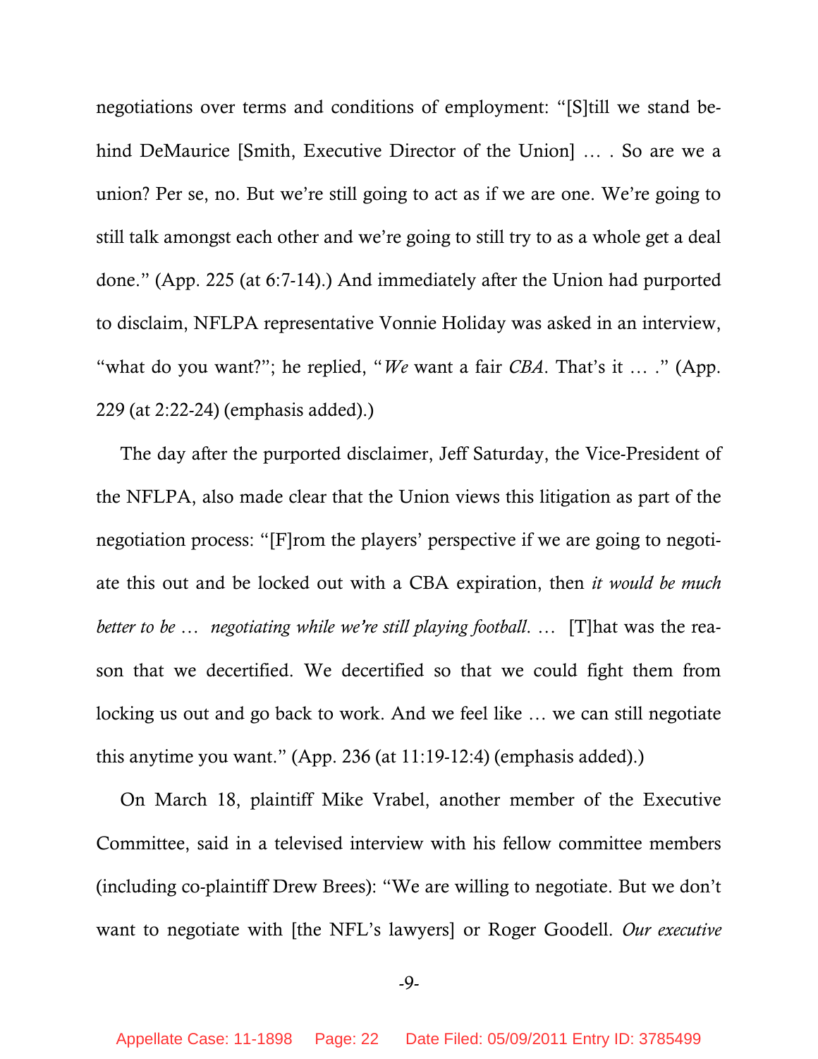negotiations over terms and conditions of employment: "[S]till we stand behind DeMaurice [Smith, Executive Director of the Union] … . So are we a union? Per se, no. But we're still going to act as if we are one. We're going to still talk amongst each other and we're going to still try to as a whole get a deal done." (App. 225 (at 6:7-14).) And immediately after the Union had purported to disclaim, NFLPA representative Vonnie Holiday was asked in an interview, "what do you want?"; he replied, "*We* want a fair *CBA*. That's it … ." (App. 229 (at 2:22-24) (emphasis added).)

The day after the purported disclaimer, Jeff Saturday, the Vice-President of the NFLPA, also made clear that the Union views this litigation as part of the negotiation process: "[F]rom the players' perspective if we are going to negotiate this out and be locked out with a CBA expiration, then *it would be much better to be … negotiating while we're still playing football*. … [T]hat was the reason that we decertified. We decertified so that we could fight them from locking us out and go back to work. And we feel like … we can still negotiate this anytime you want." (App. 236 (at 11:19-12:4) (emphasis added).)

On March 18, plaintiff Mike Vrabel, another member of the Executive Committee, said in a televised interview with his fellow committee members (including co-plaintiff Drew Brees): "We are willing to negotiate. But we don't want to negotiate with [the NFL's lawyers] or Roger Goodell. *Our executive*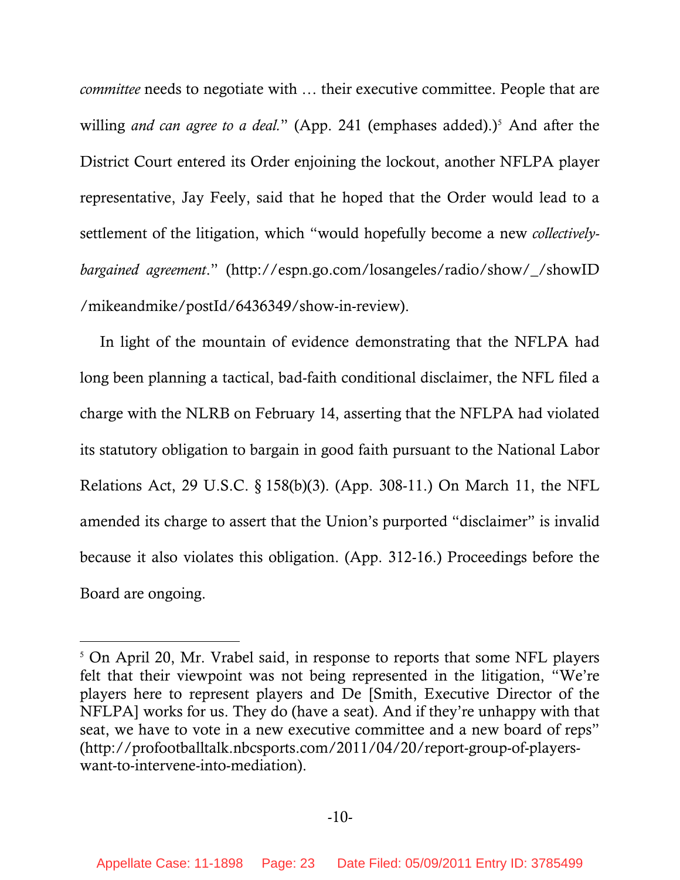*committee* needs to negotiate with … their executive committee. People that are willing *and can agree to a deal.*" (App. 241 (emphases added).)[5] And after the District Court entered its Order enjoining the lockout, another NFLPA player representative, Jay Feely, said that he hoped that the Order would lead to a settlement of the litigation, which "would hopefully become a new *collectively-bargained agreement*." (http://espn.go.com/losangeles/radio/show/_/showID /mikeandmike/postId/6436349/show-in-review).

In light of the mountain of evidence demonstrating that the NFLPA had long been planning a tactical, bad-faith conditional disclaimer, the NFL filed a charge with the NLRB on February 14, asserting that the NFLPA had violated its statutory obligation to bargain in good faith pursuant to the National Labor Relations Act, 29 U.S.C. § 158(b)(3). (App. 308-11.) On March 11, the NFL amended its charge to assert that the Union's purported "disclaimer" is invalid because it also violates this obligation. (App. 312-16.) Proceedings before the Board are ongoing.

---

[5] On April 20, Mr. Vrabel said, in response to reports that some NFL players felt that their viewpoint was not being represented in the litigation, "We're players here to represent players and De [Smith, Executive Director of the NFLPA] works for us. They do (have a seat). And if they're unhappy with that seat, we have to vote in a new executive committee and a new board of reps" (http://profootballtalk.nbcsports.com/2011/04/20/report-group-of-players-want-to-intervene-into-mediation).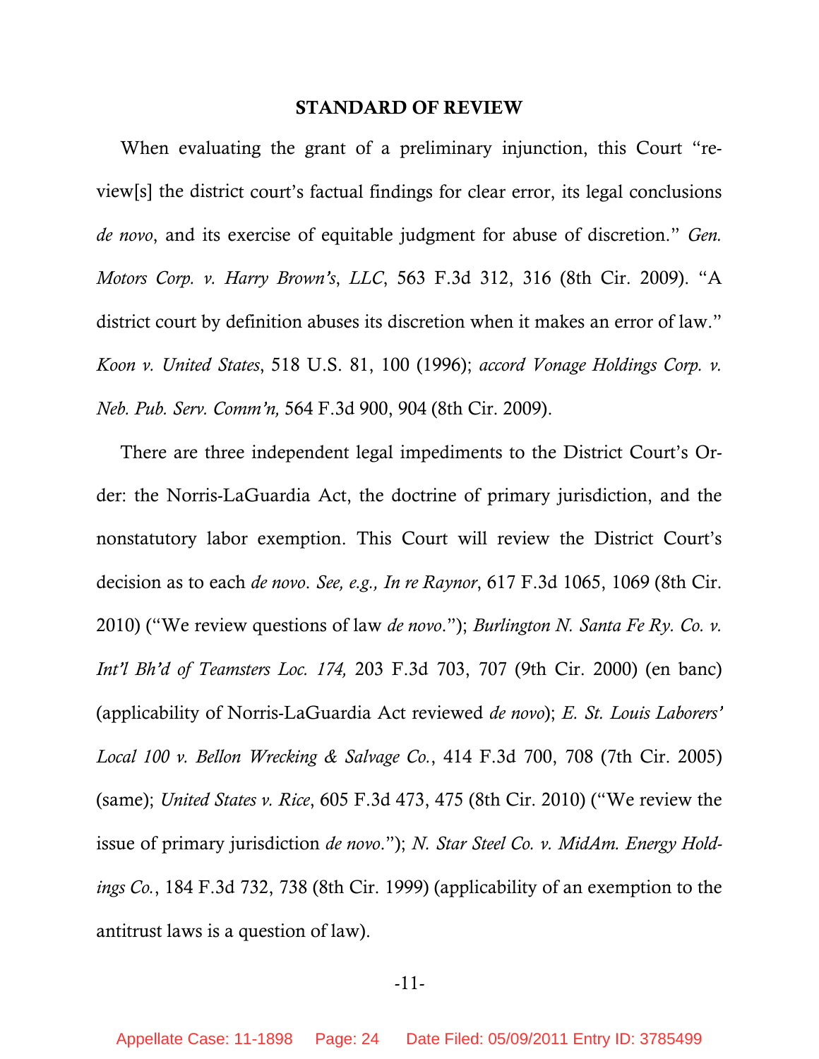## STANDARD OF REVIEW

When evaluating the grant of a preliminary injunction, this Court "review[s] the district court's factual findings for clear error, its legal conclusions *de novo*, and its exercise of equitable judgment for abuse of discretion." *Gen. Motors Corp. v. Harry Brown's, LLC*, 563 F.3d 312, 316 (8th Cir. 2009). "A district court by definition abuses its discretion when it makes an error of law." *Koon v. United States*, 518 U.S. 81, 100 (1996); *accord Vonage Holdings Corp. v. Neb. Pub. Serv. Comm'n,* 564 F.3d 900, 904 (8th Cir. 2009).

There are three independent legal impediments to the District Court's Order: the Norris-LaGuardia Act, the doctrine of primary jurisdiction, and the nonstatutory labor exemption. This Court will review the District Court's decision as to each *de novo*. *See, e.g., In re Raynor*, 617 F.3d 1065, 1069 (8th Cir. 2010) ("We review questions of law *de novo*."); *Burlington N. Santa Fe Ry. Co. v. Int'l Bh'd of Teamsters Loc. 174,* 203 F.3d 703, 707 (9th Cir. 2000) (en banc) (applicability of Norris-LaGuardia Act reviewed *de novo*); *E. St. Louis Laborers' Local 100 v. Bellon Wrecking & Salvage Co.*, 414 F.3d 700, 708 (7th Cir. 2005) (same); *United States v. Rice*, 605 F.3d 473, 475 (8th Cir. 2010) ("We review the issue of primary jurisdiction *de novo*."); *N. Star Steel Co. v. MidAm. Energy Holdings Co.*, 184 F.3d 732, 738 (8th Cir. 1999) (applicability of an exemption to the antitrust laws is a question of law).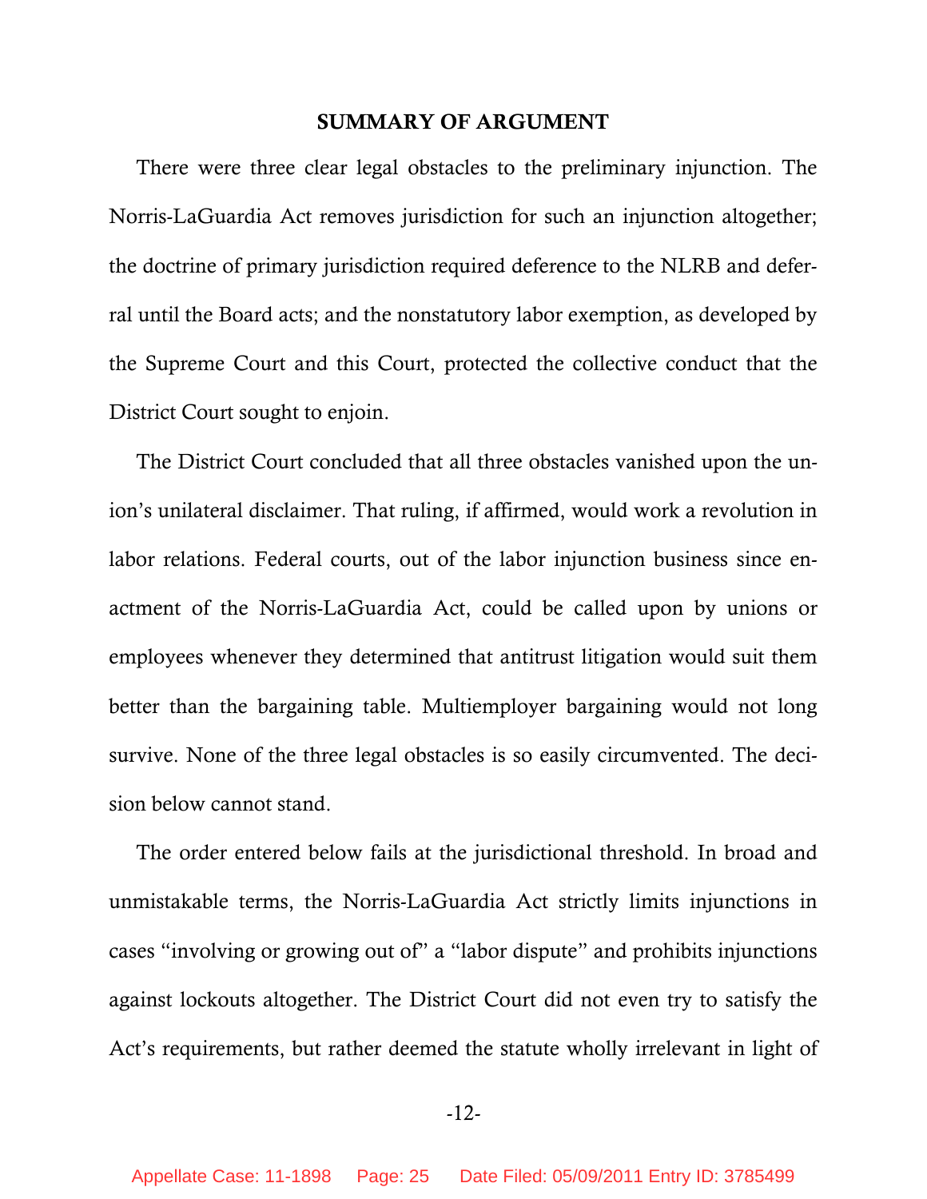## SUMMARY OF ARGUMENT

There were three clear legal obstacles to the preliminary injunction. The Norris-LaGuardia Act removes jurisdiction for such an injunction altogether; the doctrine of primary jurisdiction required deference to the NLRB and deferral until the Board acts; and the nonstatutory labor exemption, as developed by the Supreme Court and this Court, protected the collective conduct that the District Court sought to enjoin.

The District Court concluded that all three obstacles vanished upon the union's unilateral disclaimer. That ruling, if affirmed, would work a revolution in labor relations. Federal courts, out of the labor injunction business since enactment of the Norris-LaGuardia Act, could be called upon by unions or employees whenever they determined that antitrust litigation would suit them better than the bargaining table. Multiemployer bargaining would not long survive. None of the three legal obstacles is so easily circumvented. The decision below cannot stand.

The order entered below fails at the jurisdictional threshold. In broad and unmistakable terms, the Norris-LaGuardia Act strictly limits injunctions in cases "involving or growing out of" a "labor dispute" and prohibits injunctions against lockouts altogether. The District Court did not even try to satisfy the Act's requirements, but rather deemed the statute wholly irrelevant in light of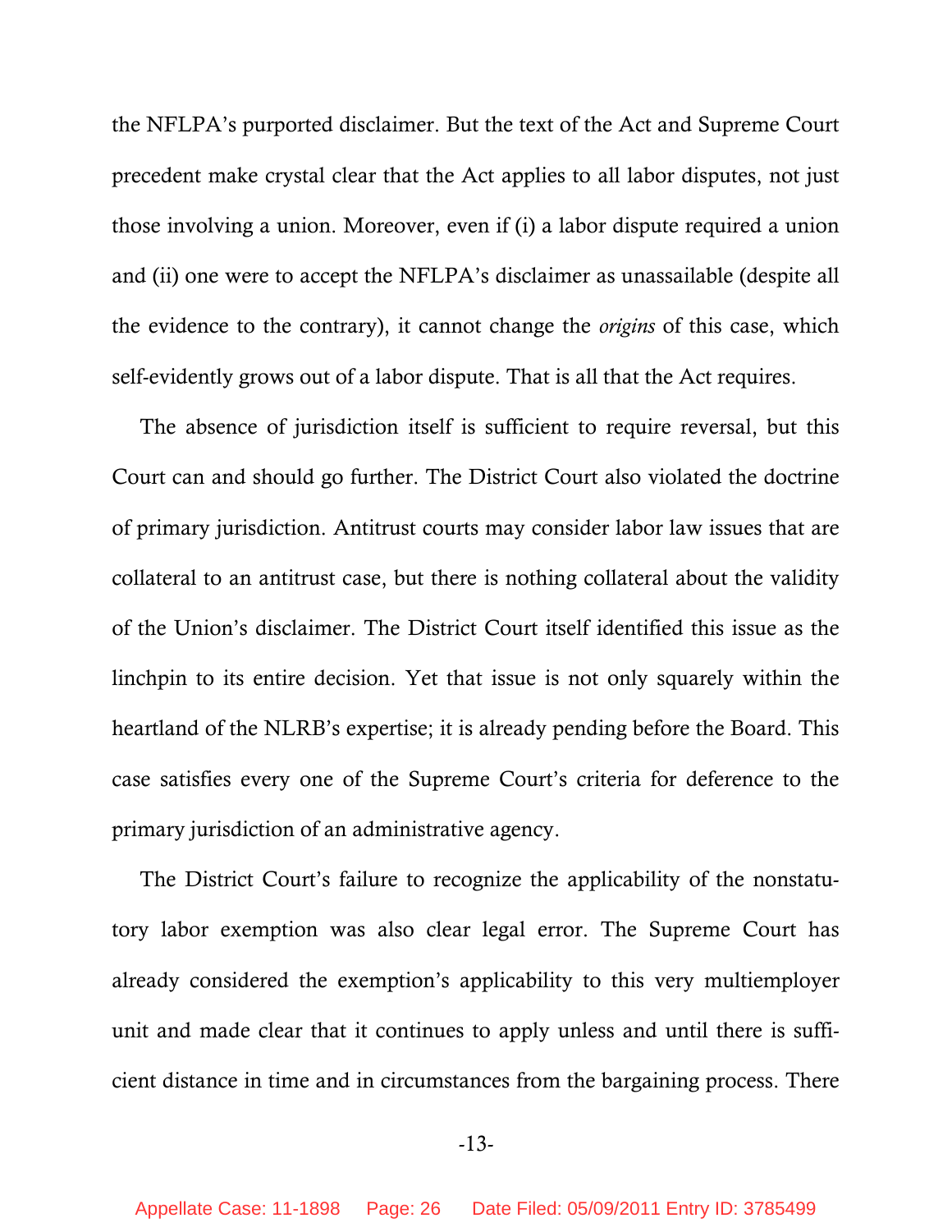the NFLPA's purported disclaimer. But the text of the Act and Supreme Court precedent make crystal clear that the Act applies to all labor disputes, not just those involving a union. Moreover, even if (i) a labor dispute required a union and (ii) one were to accept the NFLPA's disclaimer as unassailable (despite all the evidence to the contrary), it cannot change the *origins* of this case, which self-evidently grows out of a labor dispute. That is all that the Act requires.

The absence of jurisdiction itself is sufficient to require reversal, but this Court can and should go further. The District Court also violated the doctrine of primary jurisdiction. Antitrust courts may consider labor law issues that are collateral to an antitrust case, but there is nothing collateral about the validity of the Union's disclaimer. The District Court itself identified this issue as the linchpin to its entire decision. Yet that issue is not only squarely within the heartland of the NLRB's expertise; it is already pending before the Board. This case satisfies every one of the Supreme Court's criteria for deference to the primary jurisdiction of an administrative agency.

The District Court's failure to recognize the applicability of the nonstatutory labor exemption was also clear legal error. The Supreme Court has already considered the exemption's applicability to this very multiemployer unit and made clear that it continues to apply unless and until there is sufficient distance in time and in circumstances from the bargaining process. There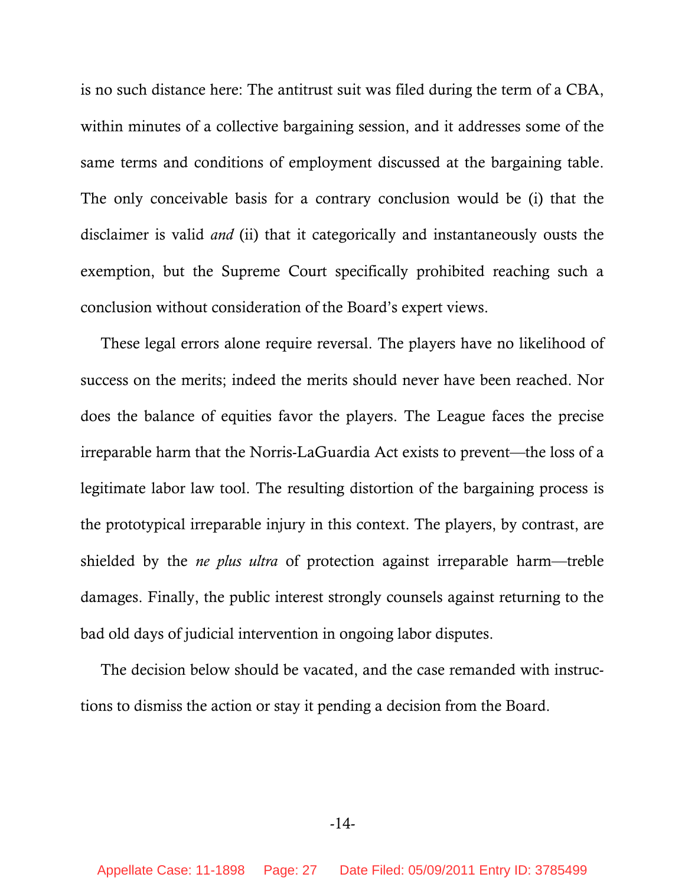is no such distance here: The antitrust suit was filed during the term of a CBA, within minutes of a collective bargaining session, and it addresses some of the same terms and conditions of employment discussed at the bargaining table. The only conceivable basis for a contrary conclusion would be (i) that the disclaimer is valid *and* (ii) that it categorically and instantaneously ousts the exemption, but the Supreme Court specifically prohibited reaching such a conclusion without consideration of the Board's expert views.

These legal errors alone require reversal. The players have no likelihood of success on the merits; indeed the merits should never have been reached. Nor does the balance of equities favor the players. The League faces the precise irreparable harm that the Norris-LaGuardia Act exists to prevent—the loss of a legitimate labor law tool. The resulting distortion of the bargaining process is the prototypical irreparable injury in this context. The players, by contrast, are shielded by the *ne plus ultra* of protection against irreparable harm—treble damages. Finally, the public interest strongly counsels against returning to the bad old days of judicial intervention in ongoing labor disputes.

The decision below should be vacated, and the case remanded with instructions to dismiss the action or stay it pending a decision from the Board.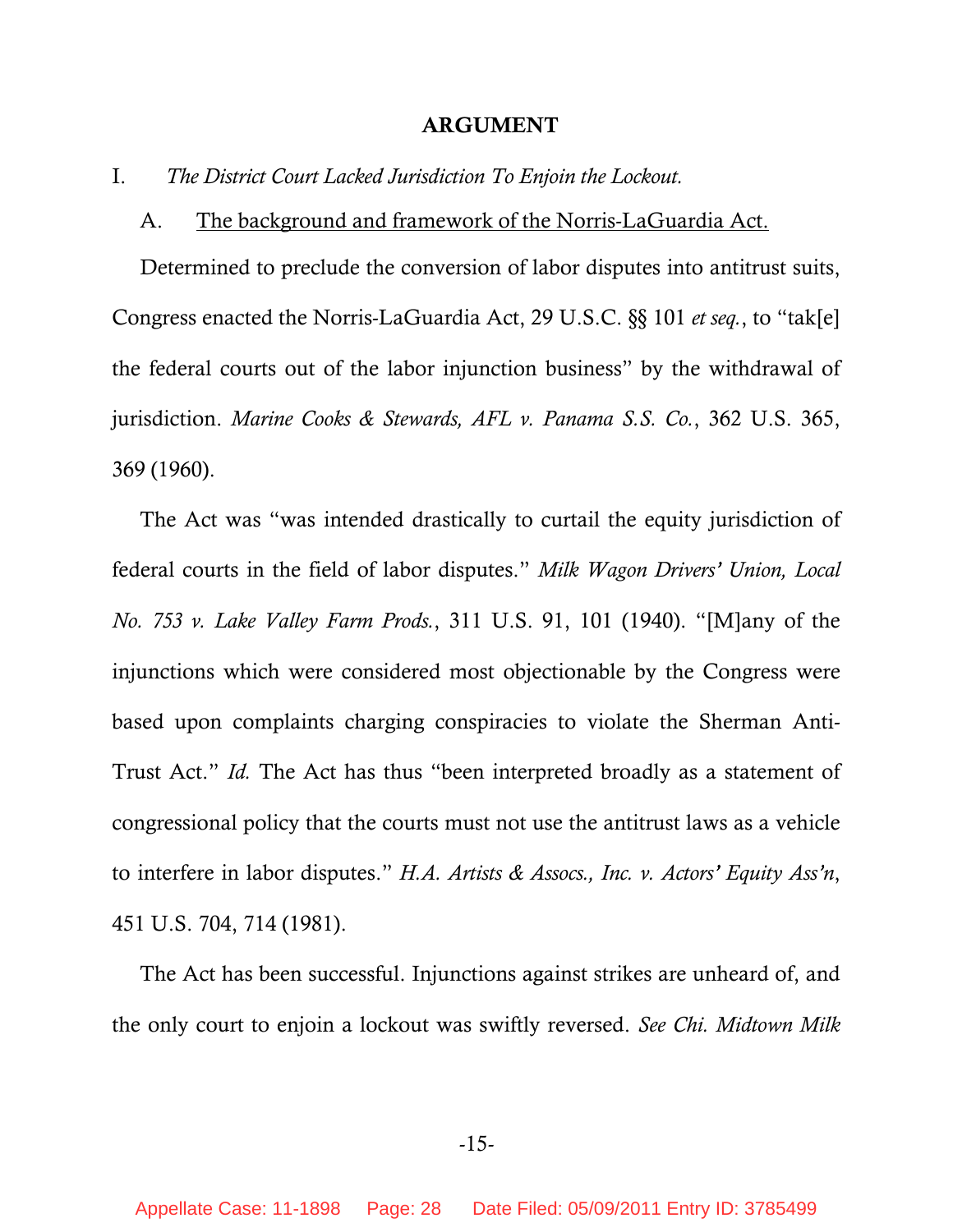## ARGUMENT

I. *The District Court Lacked Jurisdiction To Enjoin the Lockout.*

A. The background and framework of the Norris-LaGuardia Act.

Determined to preclude the conversion of labor disputes into antitrust suits, Congress enacted the Norris-LaGuardia Act, 29 U.S.C. §§ 101 *et seq.*, to "tak[e] the federal courts out of the labor injunction business" by the withdrawal of jurisdiction. *Marine Cooks & Stewards, AFL v. Panama S.S. Co.*, 362 U.S. 365, 369 (1960).

The Act was "was intended drastically to curtail the equity jurisdiction of federal courts in the field of labor disputes." *Milk Wagon Drivers' Union, Local No. 753 v. Lake Valley Farm Prods.*, 311 U.S. 91, 101 (1940). "[M]any of the injunctions which were considered most objectionable by the Congress were based upon complaints charging conspiracies to violate the Sherman Anti-Trust Act." *Id.* The Act has thus "been interpreted broadly as a statement of congressional policy that the courts must not use the antitrust laws as a vehicle to interfere in labor disputes." *H.A. Artists & Assocs., Inc. v. Actors' Equity Ass'n*, 451 U.S. 704, 714 (1981).

The Act has been successful. Injunctions against strikes are unheard of, and the only court to enjoin a lockout was swiftly reversed. *See Chi. Midtown Milk*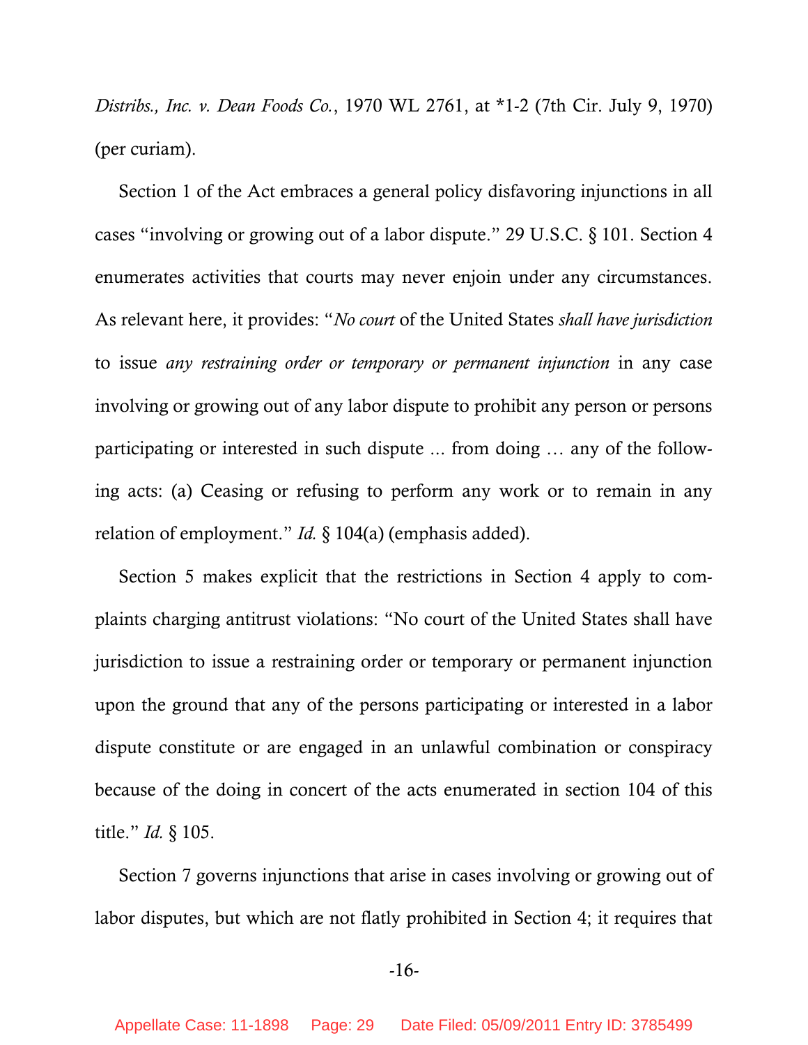*Distribs., Inc. v. Dean Foods Co.*, 1970 WL 2761, at *1-2 (7th Cir. July 9, 1970) (per curiam).

Section 1 of the Act embraces a general policy disfavoring injunctions in all cases "involving or growing out of a labor dispute." 29 U.S.C. § 101. Section 4 enumerates activities that courts may never enjoin under any circumstances. As relevant here, it provides: "*No court* of the United States *shall have jurisdiction* to issue *any restraining order or temporary or permanent injunction* in any case involving or growing out of any labor dispute to prohibit any person or persons participating or interested in such dispute ... from doing … any of the following acts: (a) Ceasing or refusing to perform any work or to remain in any relation of employment." *Id.* § 104(a) (emphasis added).

Section 5 makes explicit that the restrictions in Section 4 apply to complaints charging antitrust violations: "No court of the United States shall have jurisdiction to issue a restraining order or temporary or permanent injunction upon the ground that any of the persons participating or interested in a labor dispute constitute or are engaged in an unlawful combination or conspiracy because of the doing in concert of the acts enumerated in section 104 of this title." *Id.* § 105.

Section 7 governs injunctions that arise in cases involving or growing out of labor disputes, but which are not flatly prohibited in Section 4; it requires that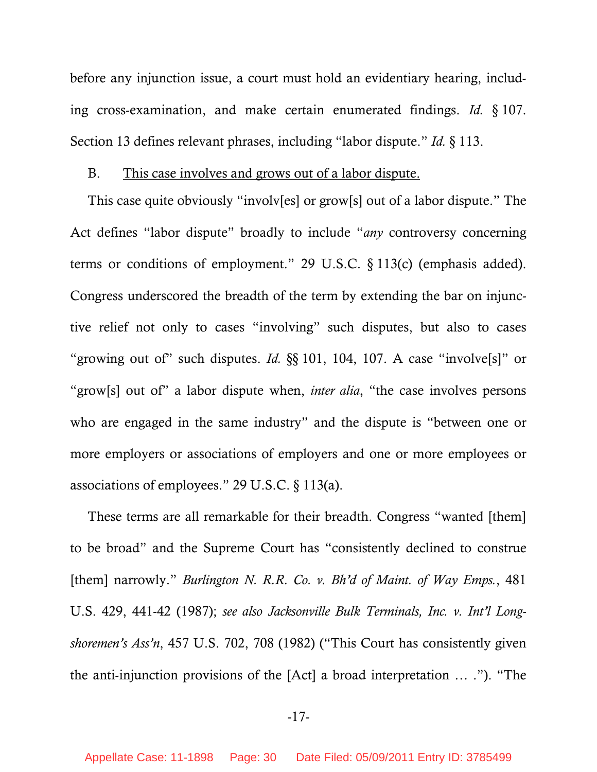before any injunction issue, a court must hold an evidentiary hearing, including cross-examination, and make certain enumerated findings. *Id.* § 107. Section 13 defines relevant phrases, including "labor dispute." *Id.* § 113.

B. This case involves and grows out of a labor dispute.

This case quite obviously "involv[es] or grow[s] out of a labor dispute." The Act defines "labor dispute" broadly to include "*any* controversy concerning terms or conditions of employment." 29 U.S.C. § 113(c) (emphasis added). Congress underscored the breadth of the term by extending the bar on injunctive relief not only to cases "involving" such disputes, but also to cases "growing out of" such disputes. *Id.* §§ 101, 104, 107. A case "involve[s]" or "grow[s] out of" a labor dispute when, *inter alia*, "the case involves persons who are engaged in the same industry" and the dispute is "between one or more employers or associations of employers and one or more employees or associations of employees." 29 U.S.C. § 113(a).

These terms are all remarkable for their breadth. Congress "wanted [them] to be broad" and the Supreme Court has "consistently declined to construe [them] narrowly." *Burlington N. R.R. Co. v. Bh'd of Maint. of Way Emps.*, 481 U.S. 429, 441-42 (1987); *see also Jacksonville Bulk Terminals, Inc. v. Int'l Longshoremen's Ass'n*, 457 U.S. 702, 708 (1982) ("This Court has consistently given the anti-injunction provisions of the [Act] a broad interpretation … ."). "The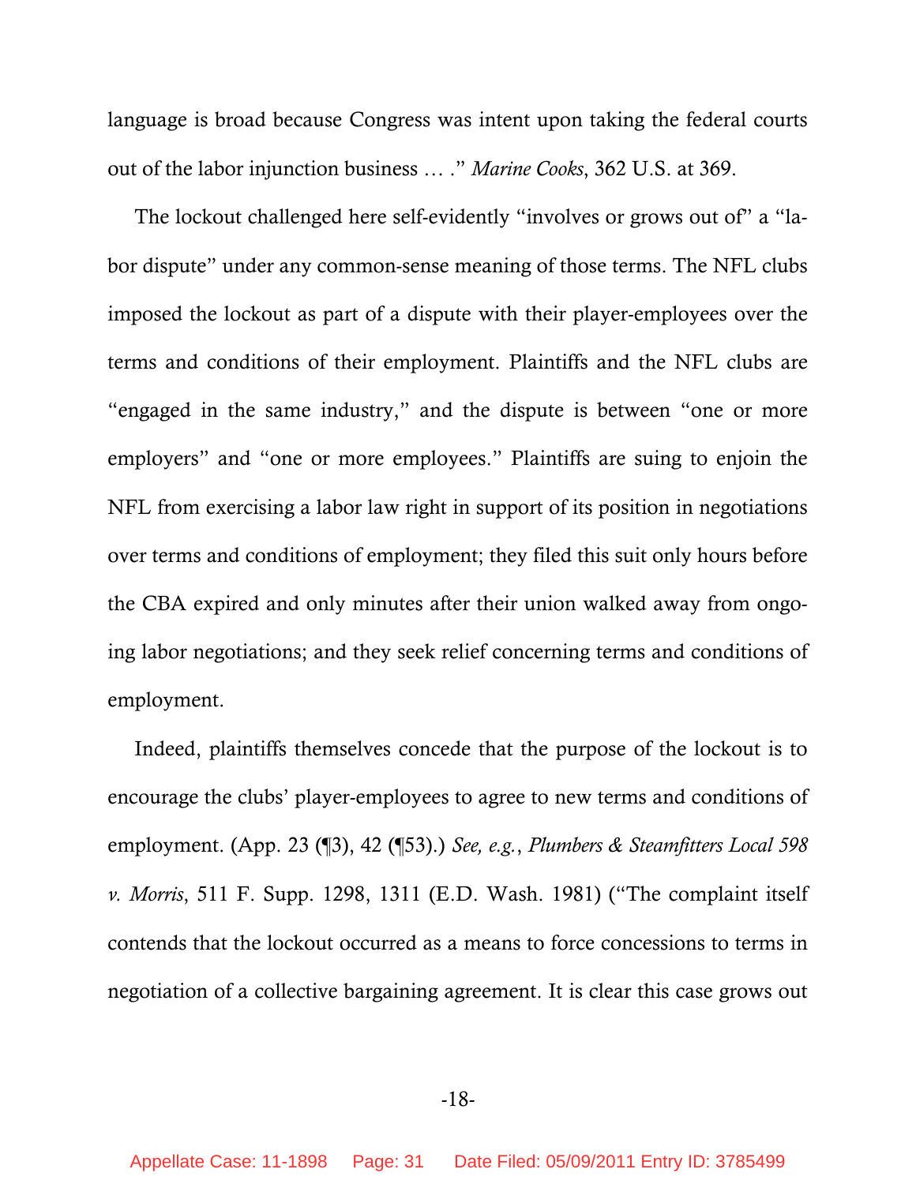language is broad because Congress was intent upon taking the federal courts out of the labor injunction business … ." *Marine Cooks*, 362 U.S. at 369.

The lockout challenged here self-evidently "involves or grows out of" a "labor dispute" under any common-sense meaning of those terms. The NFL clubs imposed the lockout as part of a dispute with their player-employees over the terms and conditions of their employment. Plaintiffs and the NFL clubs are "engaged in the same industry," and the dispute is between "one or more employers" and "one or more employees." Plaintiffs are suing to enjoin the NFL from exercising a labor law right in support of its position in negotiations over terms and conditions of employment; they filed this suit only hours before the CBA expired and only minutes after their union walked away from ongoing labor negotiations; and they seek relief concerning terms and conditions of employment.

Indeed, plaintiffs themselves concede that the purpose of the lockout is to encourage the clubs' player-employees to agree to new terms and conditions of employment. (App. 23 (¶3), 42 (¶53).) *See, e.g.*, *Plumbers & Steamfitters Local 598 v. Morris*, 511 F. Supp. 1298, 1311 (E.D. Wash. 1981) ("The complaint itself contends that the lockout occurred as a means to force concessions to terms in negotiation of a collective bargaining agreement. It is clear this case grows out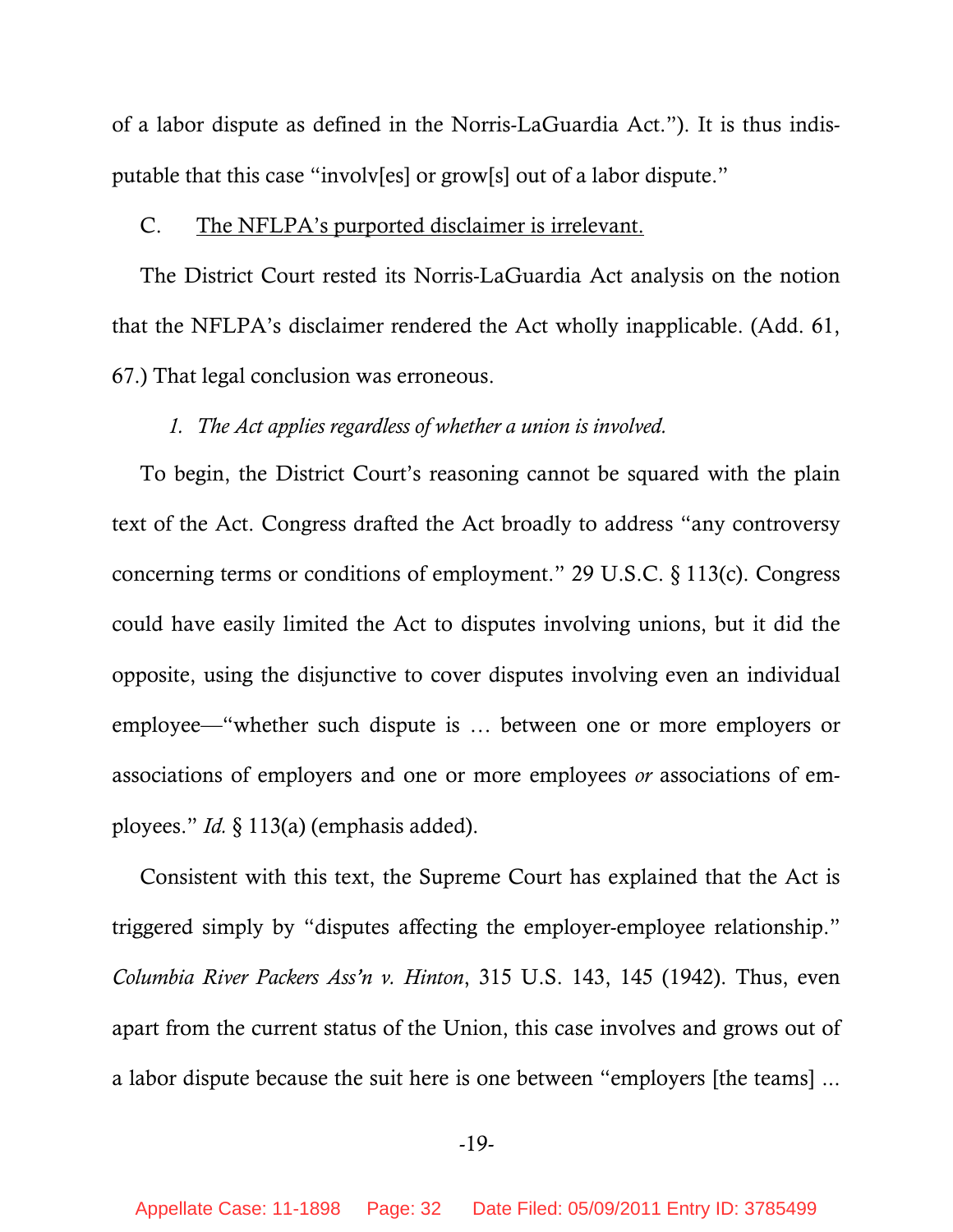of a labor dispute as defined in the Norris-LaGuardia Act."). It is thus indisputable that this case "involv[es] or grow[s] out of a labor dispute."

C. <u>The NFLPA's purported disclaimer is irrelevant.</u>

The District Court rested its Norris-LaGuardia Act analysis on the notion that the NFLPA's disclaimer rendered the Act wholly inapplicable. (Add. 61, 67.) That legal conclusion was erroneous.

*1. The Act applies regardless of whether a union is involved.*

To begin, the District Court's reasoning cannot be squared with the plain text of the Act. Congress drafted the Act broadly to address "any controversy concerning terms or conditions of employment." 29 U.S.C. § 113(c). Congress could have easily limited the Act to disputes involving unions, but it did the opposite, using the disjunctive to cover disputes involving even an individual employee—"whether such dispute is … between one or more employers or associations of employers and one or more employees *or* associations of employees." *Id.* § 113(a) (emphasis added).

Consistent with this text, the Supreme Court has explained that the Act is triggered simply by "disputes affecting the employer-employee relationship." *Columbia River Packers Ass'n v. Hinton*, 315 U.S. 143, 145 (1942). Thus, even apart from the current status of the Union, this case involves and grows out of a labor dispute because the suit here is one between "employers [the teams] …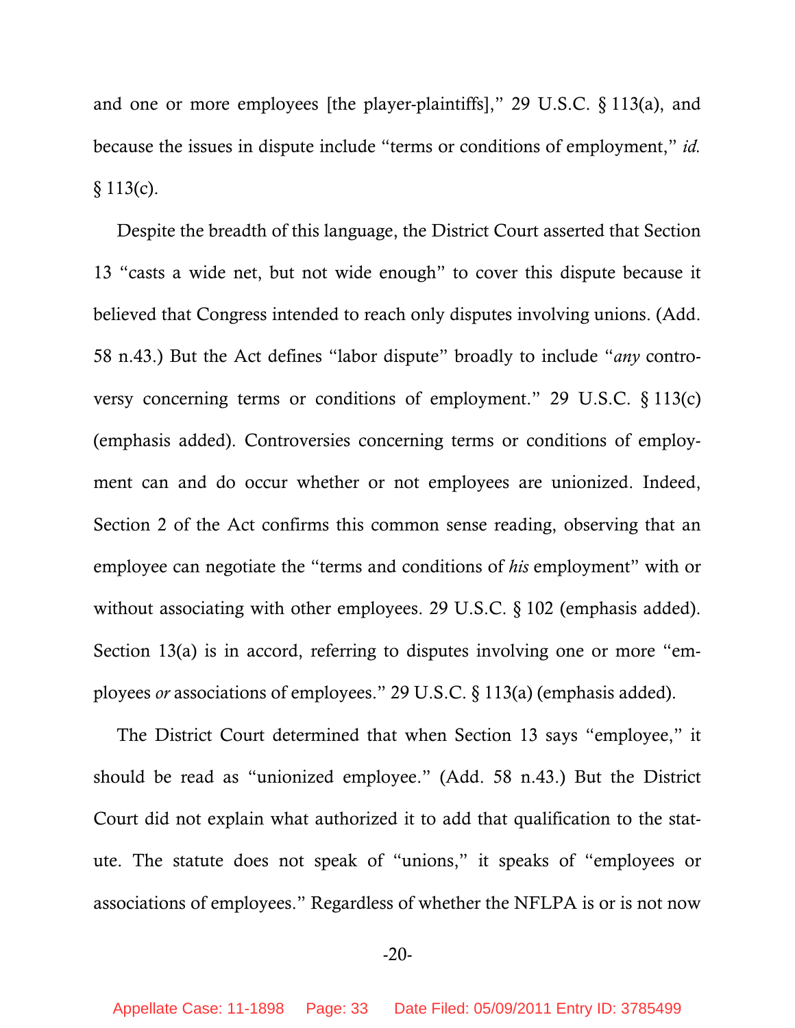and one or more employees [the player-plaintiffs]," 29 U.S.C. § 113(a), and because the issues in dispute include "terms or conditions of employment," *id.* § 113(c).

Despite the breadth of this language, the District Court asserted that Section 13 "casts a wide net, but not wide enough" to cover this dispute because it believed that Congress intended to reach only disputes involving unions. (Add. 58 n.43.) But the Act defines "labor dispute" broadly to include "*any* controversy concerning terms or conditions of employment." 29 U.S.C. § 113(c) (emphasis added). Controversies concerning terms or conditions of employment can and do occur whether or not employees are unionized. Indeed, Section 2 of the Act confirms this common sense reading, observing that an employee can negotiate the "terms and conditions of *his* employment" with or without associating with other employees. 29 U.S.C. § 102 (emphasis added). Section 13(a) is in accord, referring to disputes involving one or more "employees *or* associations of employees." 29 U.S.C. § 113(a) (emphasis added).

The District Court determined that when Section 13 says "employee," it should be read as "unionized employee." (Add. 58 n.43.) But the District Court did not explain what authorized it to add that qualification to the statute. The statute does not speak of "unions," it speaks of "employees or associations of employees." Regardless of whether the NFLPA is or is not now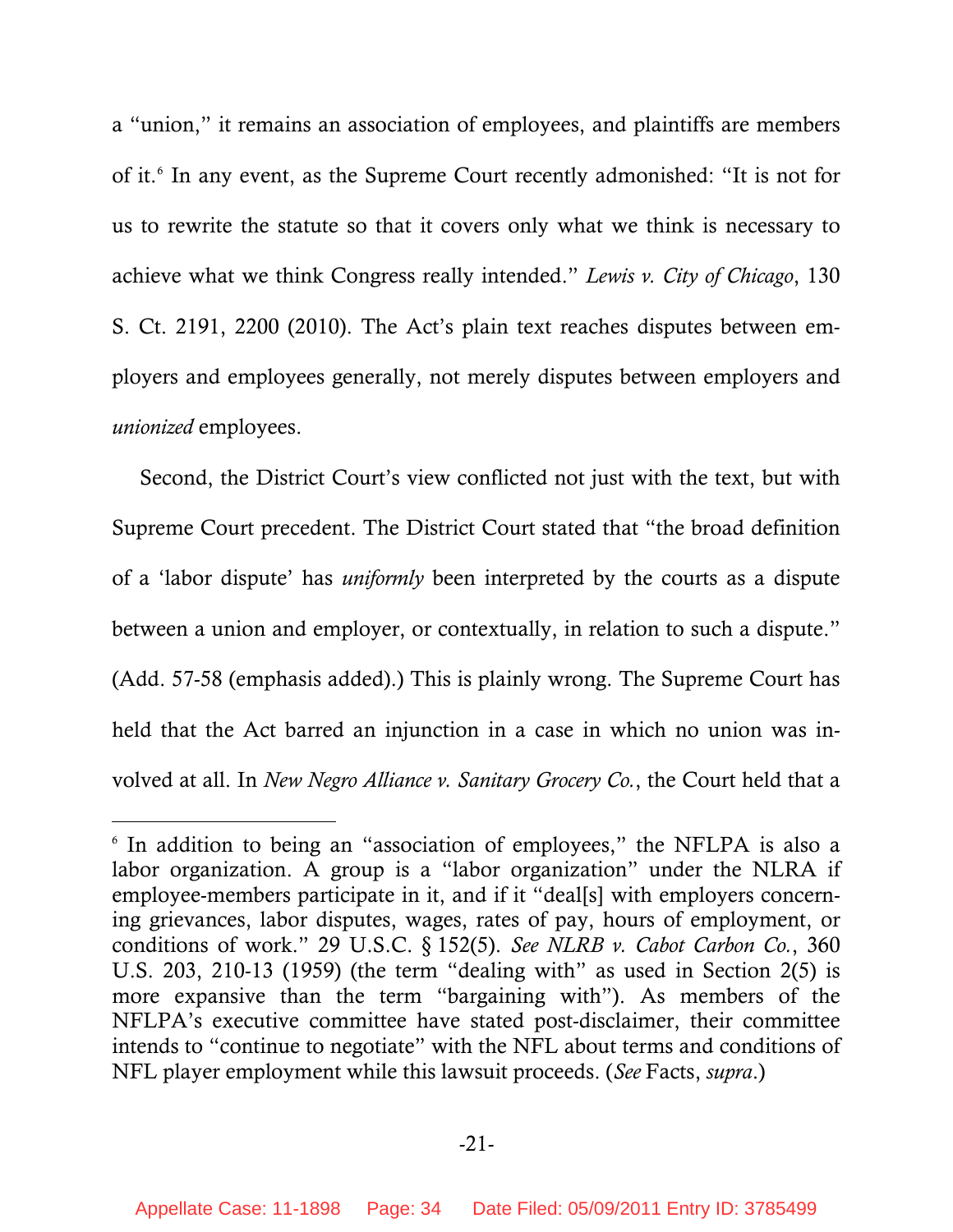a "union," it remains an association of employees, and plaintiffs are members of it.[6] In any event, as the Supreme Court recently admonished: "It is not for us to rewrite the statute so that it covers only what we think is necessary to achieve what we think Congress really intended." *Lewis v. City of Chicago*, 130 S. Ct. 2191, 2200 (2010). The Act's plain text reaches disputes between employers and employees generally, not merely disputes between employers and *unionized* employees.

Second, the District Court's view conflicted not just with the text, but with Supreme Court precedent. The District Court stated that "the broad definition of a 'labor dispute' has *uniformly* been interpreted by the courts as a dispute between a union and employer, or contextually, in relation to such a dispute." (Add. 57-58 (emphasis added).) This is plainly wrong. The Supreme Court has held that the Act barred an injunction in a case in which no union was involved at all. In *New Negro Alliance v. Sanitary Grocery Co.*, the Court held that a

---

[6] In addition to being an "association of employees," the NFLPA is also a labor organization. A group is a "labor organization" under the NLRA if employee-members participate in it, and if it "deal[s] with employers concerning grievances, labor disputes, wages, rates of pay, hours of employment, or conditions of work." 29 U.S.C. § 152(5). *See NLRB v. Cabot Carbon Co.*, 360 U.S. 203, 210-13 (1959) (the term "dealing with" as used in Section 2(5) is more expansive than the term "bargaining with"). As members of the NFLPA's executive committee have stated post-disclaimer, their committee intends to "continue to negotiate" with the NFL about terms and conditions of NFL player employment while this lawsuit proceeds. (*See* Facts, *supra*.)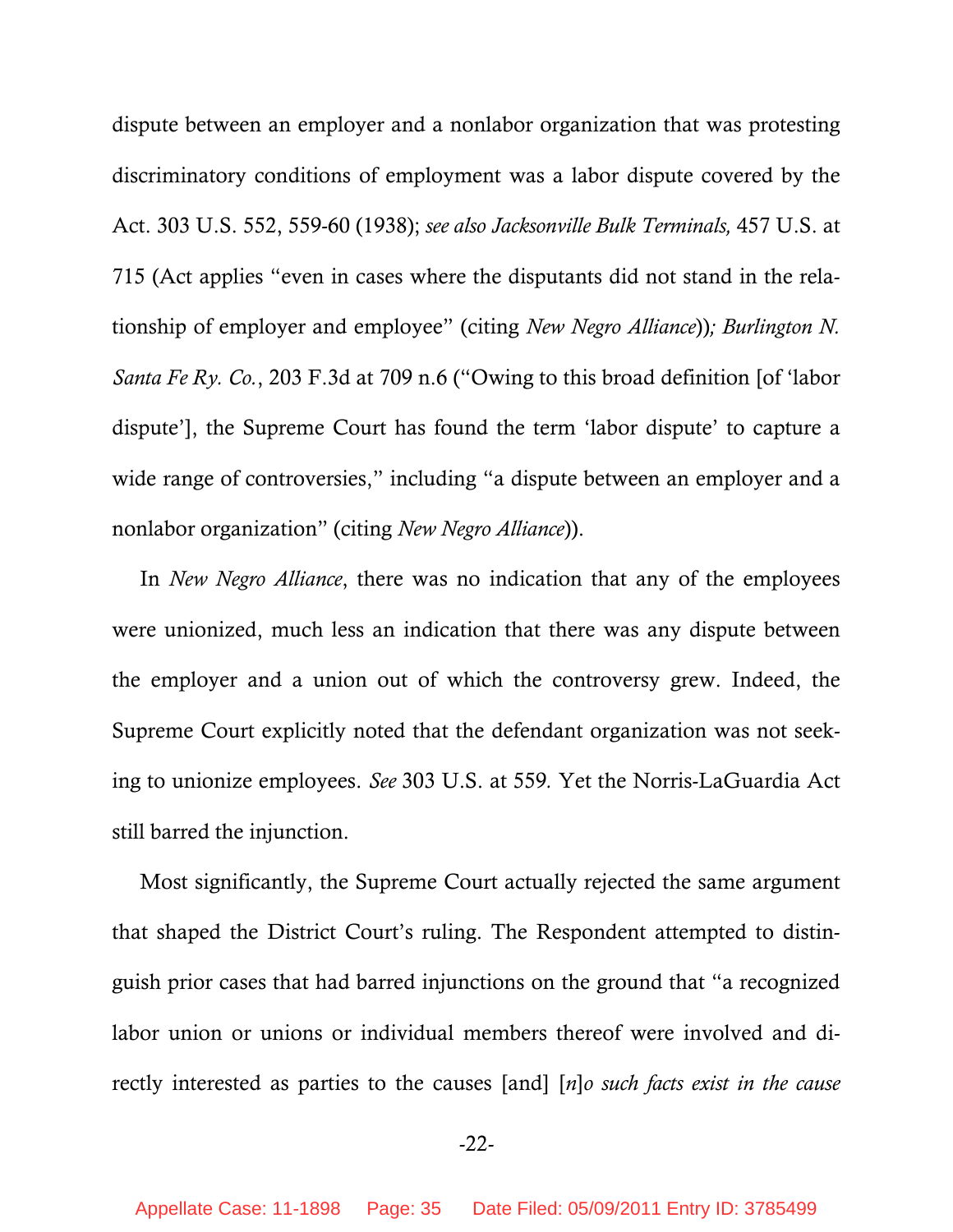dispute between an employer and a nonlabor organization that was protesting discriminatory conditions of employment was a labor dispute covered by the Act. 303 U.S. 552, 559-60 (1938); *see also Jacksonville Bulk Terminals,* 457 U.S. at 715 (Act applies "even in cases where the disputants did not stand in the relationship of employer and employee" (citing *New Negro Alliance*))*; Burlington N. Santa Fe Ry. Co.*, 203 F.3d at 709 n.6 ("Owing to this broad definition [of 'labor dispute'], the Supreme Court has found the term 'labor dispute' to capture a wide range of controversies," including "a dispute between an employer and a nonlabor organization" (citing *New Negro Alliance*)).

In *New Negro Alliance*, there was no indication that any of the employees were unionized, much less an indication that there was any dispute between the employer and a union out of which the controversy grew. Indeed, the Supreme Court explicitly noted that the defendant organization was not seeking to unionize employees. *See* 303 U.S. at 559. Yet the Norris-LaGuardia Act still barred the injunction.

Most significantly, the Supreme Court actually rejected the same argument that shaped the District Court's ruling. The Respondent attempted to distinguish prior cases that had barred injunctions on the ground that "a recognized labor union or unions or individual members thereof were involved and directly interested as parties to the causes [and] [*n*]*o such facts exist in the cause*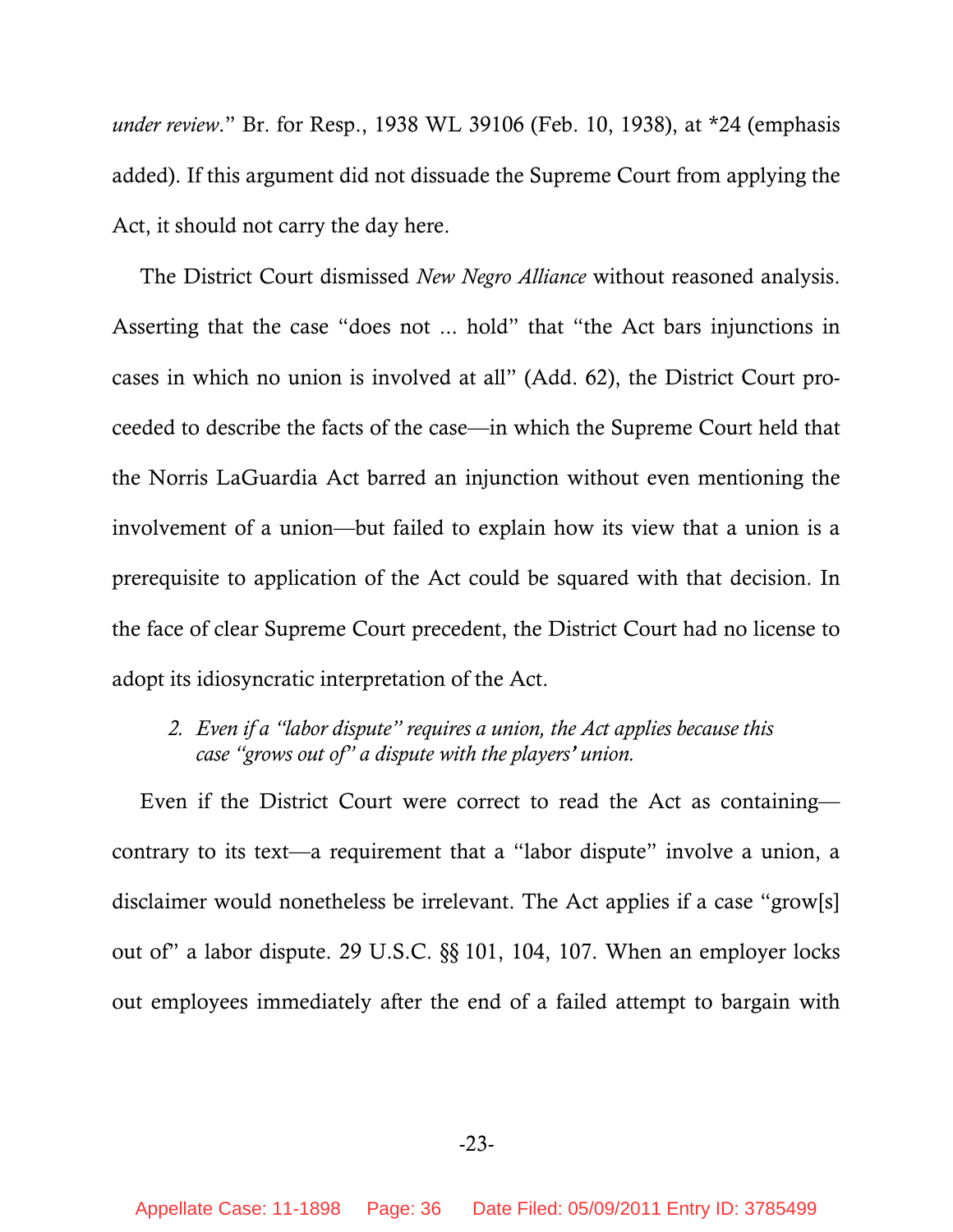*under review*." Br. for Resp., 1938 WL 39106 (Feb. 10, 1938), at *24 (emphasis added). If this argument did not dissuade the Supreme Court from applying the Act, it should not carry the day here.

The District Court dismissed *New Negro Alliance* without reasoned analysis. Asserting that the case "does not ... hold" that "the Act bars injunctions in cases in which no union is involved at all" (Add. 62), the District Court proceeded to describe the facts of the case—in which the Supreme Court held that the Norris LaGuardia Act barred an injunction without even mentioning the involvement of a union—but failed to explain how its view that a union is a prerequisite to application of the Act could be squared with that decision. In the face of clear Supreme Court precedent, the District Court had no license to adopt its idiosyncratic interpretation of the Act.

*2. Even if a "labor dispute" requires a union, the Act applies because this case "grows out of" a dispute with the players' union.*

Even if the District Court were correct to read the Act as containing—contrary to its text—a requirement that a "labor dispute" involve a union, a disclaimer would nonetheless be irrelevant. The Act applies if a case "grow[s] out of" a labor dispute. 29 U.S.C. §§ 101, 104, 107. When an employer locks out employees immediately after the end of a failed attempt to bargain with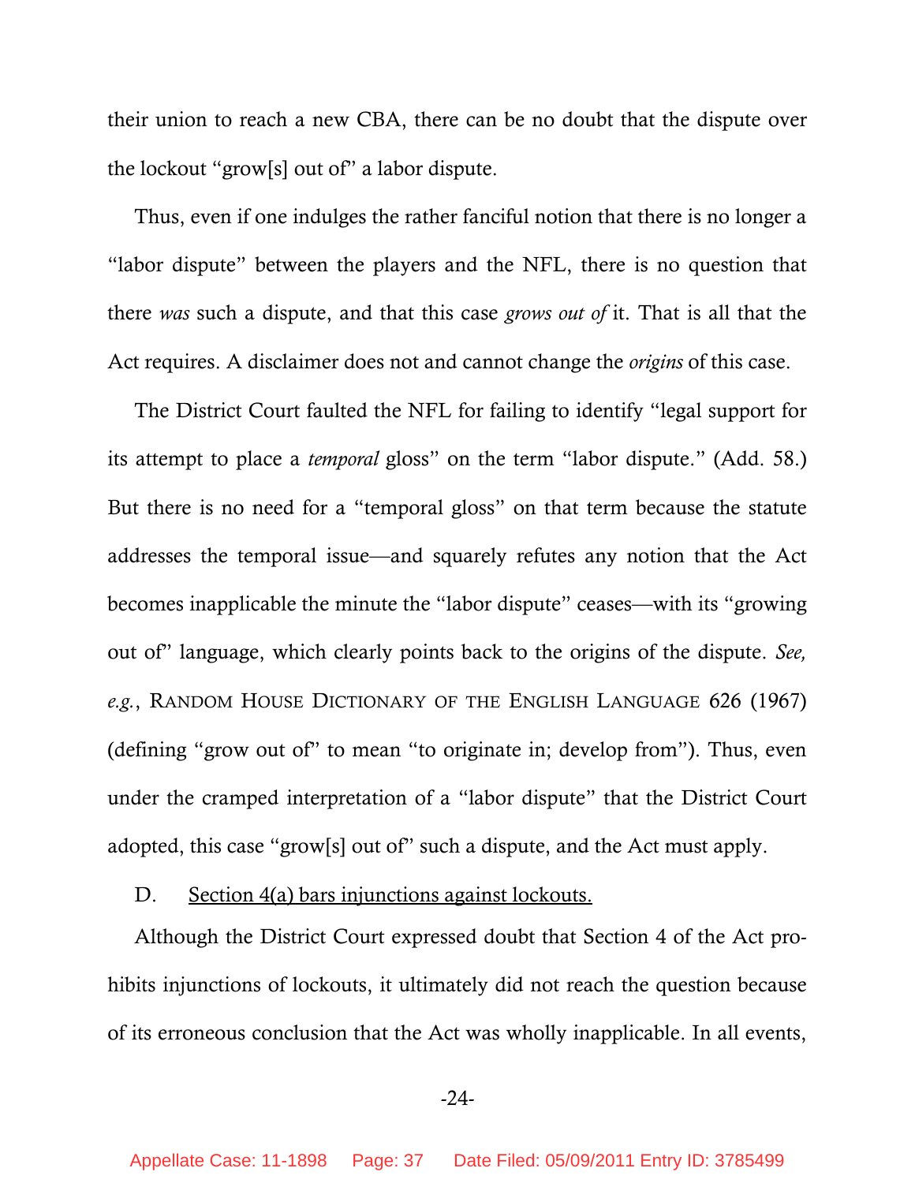their union to reach a new CBA, there can be no doubt that the dispute over the lockout "grow[s] out of" a labor dispute.

Thus, even if one indulges the rather fanciful notion that there is no longer a "labor dispute" between the players and the NFL, there is no question that there *was* such a dispute, and that this case *grows out of* it. That is all that the Act requires. A disclaimer does not and cannot change the *origins* of this case.

The District Court faulted the NFL for failing to identify "legal support for its attempt to place a *temporal* gloss" on the term "labor dispute." (Add. 58.) But there is no need for a "temporal gloss" on that term because the statute addresses the temporal issue—and squarely refutes any notion that the Act becomes inapplicable the minute the "labor dispute" ceases—with its "growing out of" language, which clearly points back to the origins of the dispute. *See, e.g.*, RANDOM HOUSE DICTIONARY OF THE ENGLISH LANGUAGE 626 (1967) (defining "grow out of" to mean "to originate in; develop from"). Thus, even under the cramped interpretation of a "labor dispute" that the District Court adopted, this case "grow[s] out of" such a dispute, and the Act must apply.

D. <u>Section 4(a) bars injunctions against lockouts.</u>

Although the District Court expressed doubt that Section 4 of the Act prohibits injunctions of lockouts, it ultimately did not reach the question because of its erroneous conclusion that the Act was wholly inapplicable. In all events,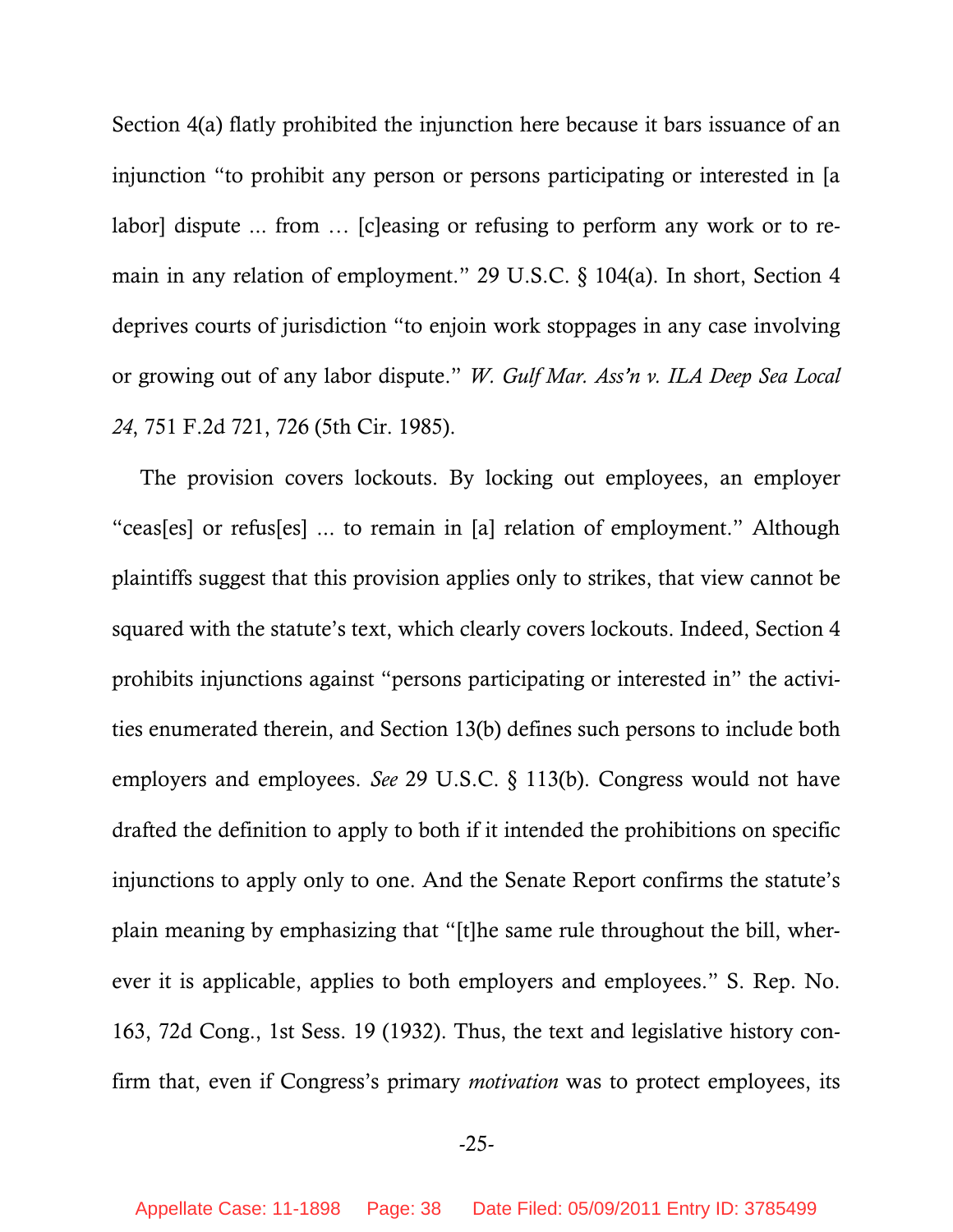Section 4(a) flatly prohibited the injunction here because it bars issuance of an injunction "to prohibit any person or persons participating or interested in [a labor] dispute ... from … [c]easing or refusing to perform any work or to remain in any relation of employment." 29 U.S.C. § 104(a). In short, Section 4 deprives courts of jurisdiction "to enjoin work stoppages in any case involving or growing out of any labor dispute." *W. Gulf Mar. Ass'n v. ILA Deep Sea Local 24*, 751 F.2d 721, 726 (5th Cir. 1985).

The provision covers lockouts. By locking out employees, an employer "ceas[es] or refus[es] ... to remain in [a] relation of employment." Although plaintiffs suggest that this provision applies only to strikes, that view cannot be squared with the statute's text, which clearly covers lockouts. Indeed, Section 4 prohibits injunctions against "persons participating or interested in" the activities enumerated therein, and Section 13(b) defines such persons to include both employers and employees. *See* 29 U.S.C. § 113(b). Congress would not have drafted the definition to apply to both if it intended the prohibitions on specific injunctions to apply only to one. And the Senate Report confirms the statute's plain meaning by emphasizing that "[t]he same rule throughout the bill, wherever it is applicable, applies to both employers and employees." S. Rep. No. 163, 72d Cong., 1st Sess. 19 (1932). Thus, the text and legislative history confirm that, even if Congress's primary *motivation* was to protect employees, its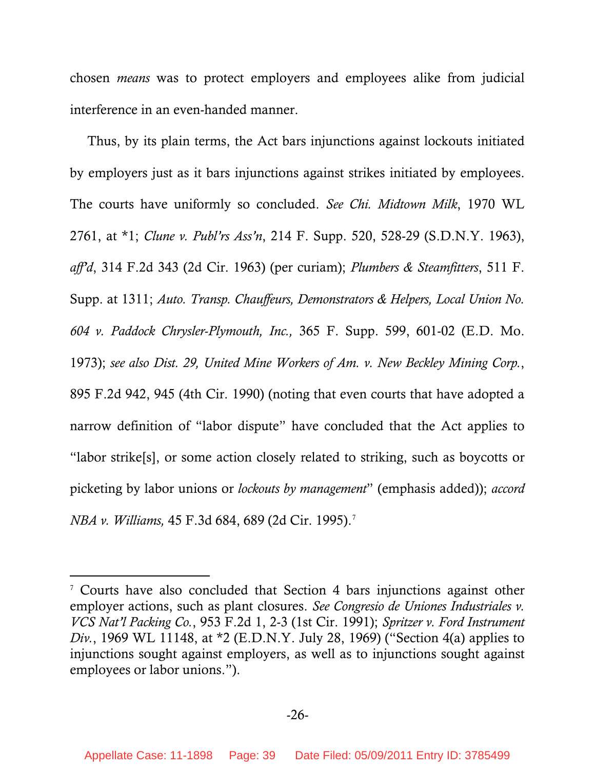chosen *means* was to protect employers and employees alike from judicial interference in an even-handed manner.

Thus, by its plain terms, the Act bars injunctions against lockouts initiated by employers just as it bars injunctions against strikes initiated by employees. The courts have uniformly so concluded. *See Chi. Midtown Milk*, 1970 WL 2761, at *1; *Clune v. Publ'rs Ass'n*, 214 F. Supp. 520, 528-29 (S.D.N.Y. 1963), *aff'd*, 314 F.2d 343 (2d Cir. 1963) (per curiam); *Plumbers & Steamfitters*, 511 F. Supp. at 1311; *Auto. Transp. Chauffeurs, Demonstrators & Helpers, Local Union No. 604 v. Paddock Chrysler-Plymouth, Inc.,* 365 F. Supp. 599, 601-02 (E.D. Mo. 1973); *see also Dist. 29, United Mine Workers of Am. v. New Beckley Mining Corp.*, 895 F.2d 942, 945 (4th Cir. 1990) (noting that even courts that have adopted a narrow definition of "labor dispute" have concluded that the Act applies to "labor strike[s], or some action closely related to striking, such as boycotts or picketing by labor unions or *lockouts by management*" (emphasis added)); *accord NBA v. Williams,* 45 F.3d 684, 689 (2d Cir. 1995).[7]

---

[7] Courts have also concluded that Section 4 bars injunctions against other employer actions, such as plant closures. *See Congresio de Uniones Industriales v. VCS Nat'l Packing Co.*, 953 F.2d 1, 2-3 (1st Cir. 1991); *Spritzer v. Ford Instrument Div.*, 1969 WL 11148, at *2 (E.D.N.Y. July 28, 1969) ("Section 4(a) applies to injunctions sought against employers, as well as to injunctions sought against employees or labor unions.").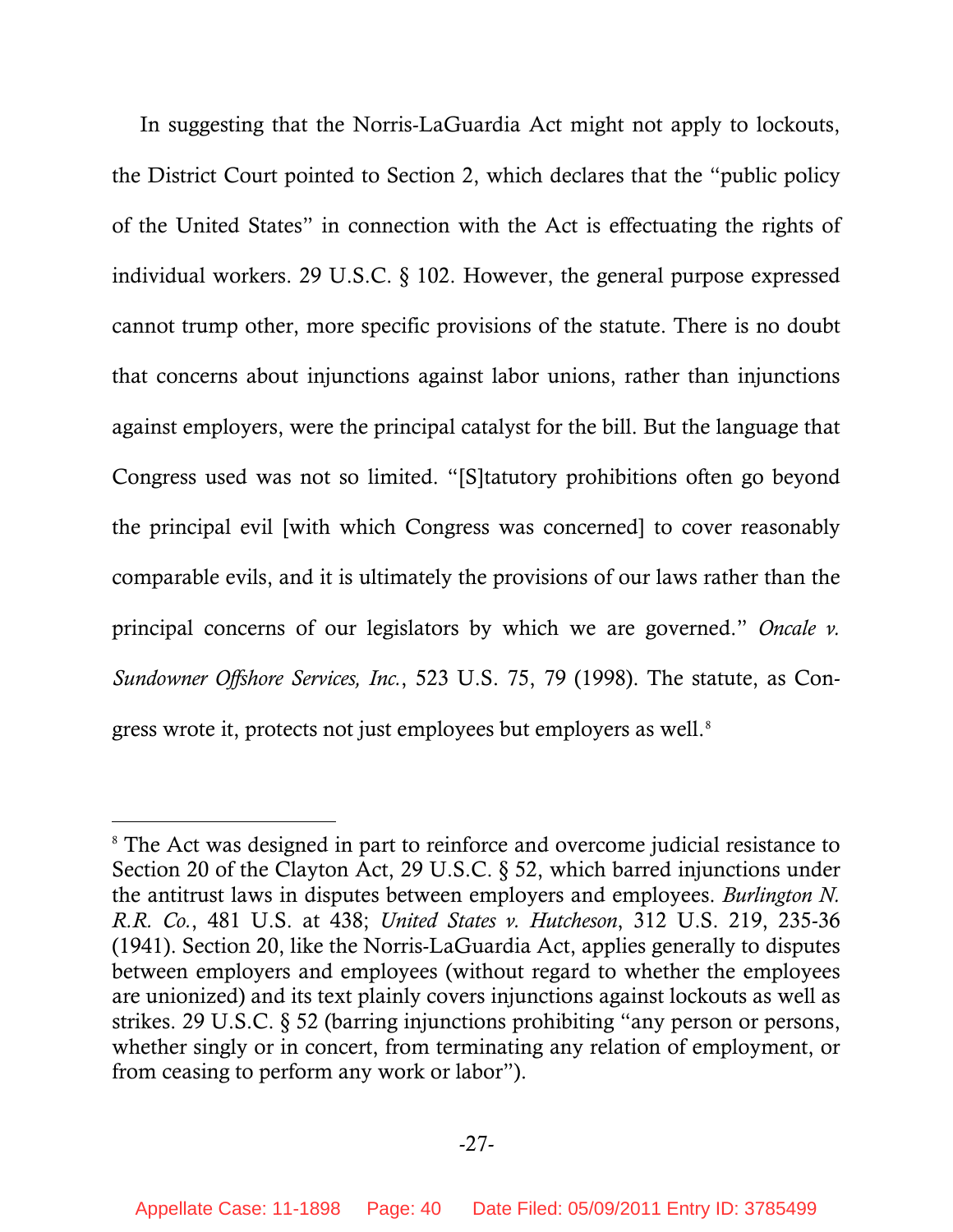In suggesting that the Norris-LaGuardia Act might not apply to lockouts, the District Court pointed to Section 2, which declares that the "public policy of the United States" in connection with the Act is effectuating the rights of individual workers. 29 U.S.C. § 102. However, the general purpose expressed cannot trump other, more specific provisions of the statute. There is no doubt that concerns about injunctions against labor unions, rather than injunctions against employers, were the principal catalyst for the bill. But the language that Congress used was not so limited. "[S]tatutory prohibitions often go beyond the principal evil [with which Congress was concerned] to cover reasonably comparable evils, and it is ultimately the provisions of our laws rather than the principal concerns of our legislators by which we are governed." *Oncale v. Sundowner Offshore Services, Inc.*, 523 U.S. 75, 79 (1998). The statute, as Congress wrote it, protects not just employees but employers as well.[8]

---

[8] The Act was designed in part to reinforce and overcome judicial resistance to Section 20 of the Clayton Act, 29 U.S.C. § 52, which barred injunctions under the antitrust laws in disputes between employers and employees. *Burlington N. R.R. Co.*, 481 U.S. at 438; *United States v. Hutcheson*, 312 U.S. 219, 235-36 (1941). Section 20, like the Norris-LaGuardia Act, applies generally to disputes between employers and employees (without regard to whether the employees are unionized) and its text plainly covers injunctions against lockouts as well as strikes. 29 U.S.C. § 52 (barring injunctions prohibiting "any person or persons, whether singly or in concert, from terminating any relation of employment, or from ceasing to perform any work or labor").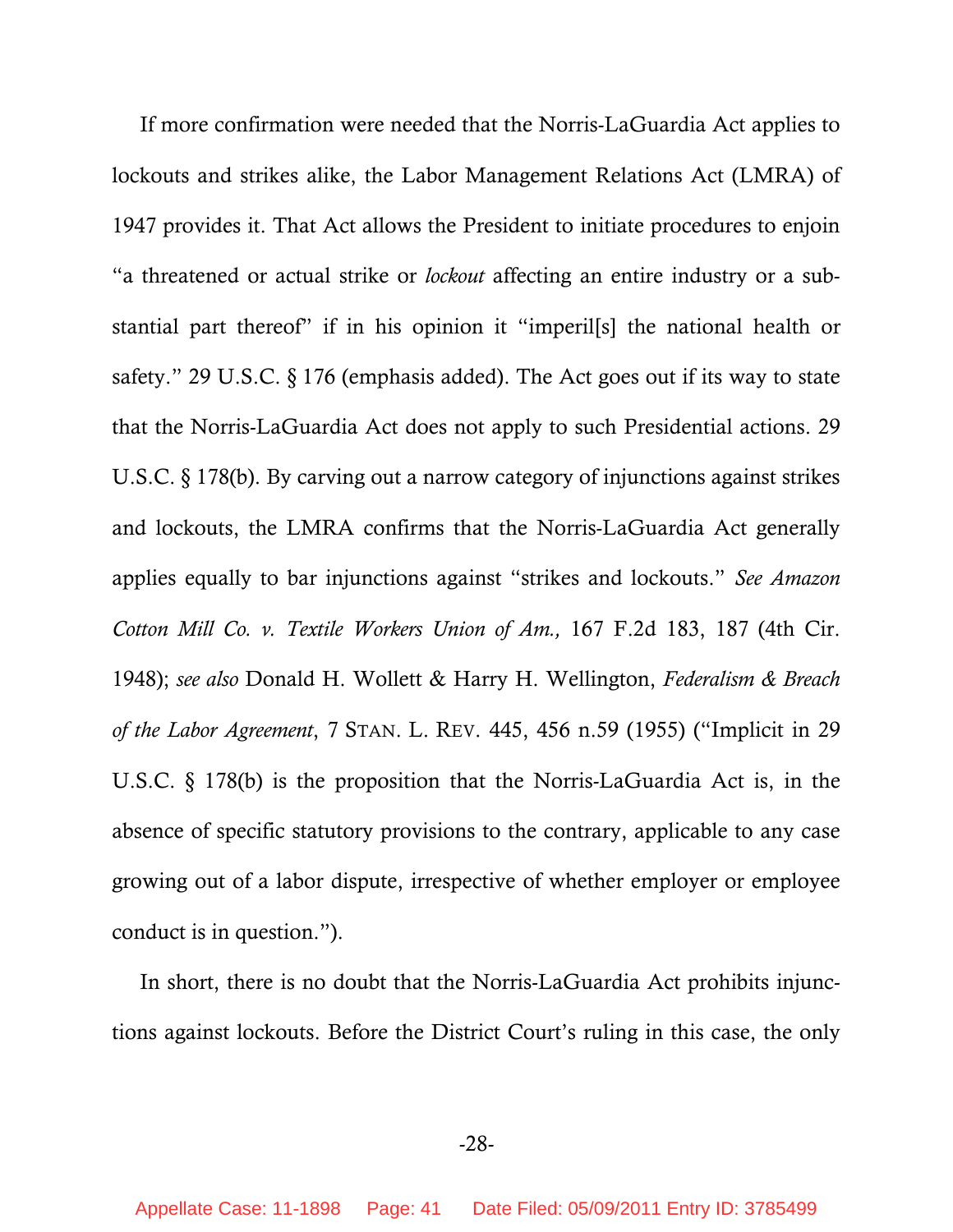If more confirmation were needed that the Norris-LaGuardia Act applies to lockouts and strikes alike, the Labor Management Relations Act (LMRA) of 1947 provides it. That Act allows the President to initiate procedures to enjoin "a threatened or actual strike or *lockout* affecting an entire industry or a substantial part thereof" if in his opinion it "imperil[s] the national health or safety." 29 U.S.C. § 176 (emphasis added). The Act goes out if its way to state that the Norris-LaGuardia Act does not apply to such Presidential actions. 29 U.S.C. § 178(b). By carving out a narrow category of injunctions against strikes and lockouts, the LMRA confirms that the Norris-LaGuardia Act generally applies equally to bar injunctions against "strikes and lockouts." *See Amazon Cotton Mill Co. v. Textile Workers Union of Am.,* 167 F.2d 183, 187 (4th Cir. 1948); *see also* Donald H. Wollett & Harry H. Wellington, *Federalism & Breach of the Labor Agreement*, 7 STAN. L. REV. 445, 456 n.59 (1955) ("Implicit in 29 U.S.C. § 178(b) is the proposition that the Norris-LaGuardia Act is, in the absence of specific statutory provisions to the contrary, applicable to any case growing out of a labor dispute, irrespective of whether employer or employee conduct is in question.").

In short, there is no doubt that the Norris-LaGuardia Act prohibits injunctions against lockouts. Before the District Court's ruling in this case, the only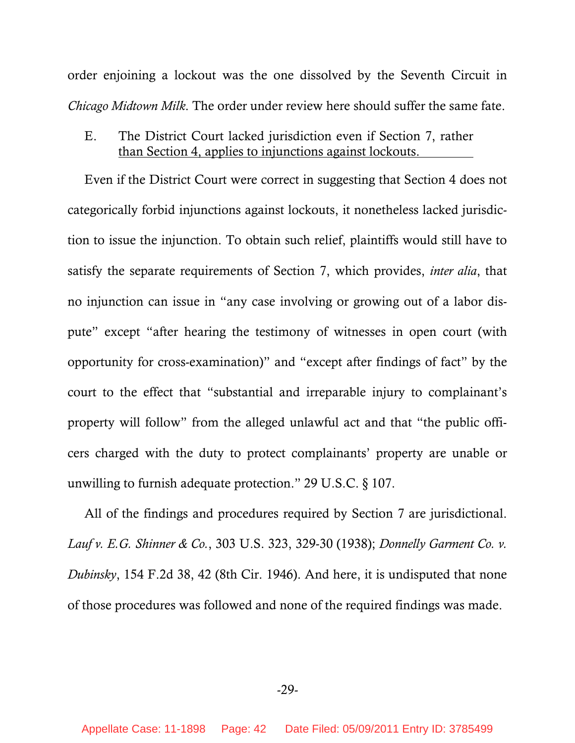order enjoining a lockout was the one dissolved by the Seventh Circuit in *Chicago Midtown Milk*. The order under review here should suffer the same fate.

### E. The District Court lacked jurisdiction even if Section 7, rather than Section 4, applies to injunctions against lockouts.

Even if the District Court were correct in suggesting that Section 4 does not categorically forbid injunctions against lockouts, it nonetheless lacked jurisdiction to issue the injunction. To obtain such relief, plaintiffs would still have to satisfy the separate requirements of Section 7, which provides, *inter alia*, that no injunction can issue in "any case involving or growing out of a labor dispute" except "after hearing the testimony of witnesses in open court (with opportunity for cross-examination)" and "except after findings of fact" by the court to the effect that "substantial and irreparable injury to complainant's property will follow" from the alleged unlawful act and that "the public officers charged with the duty to protect complainants' property are unable or unwilling to furnish adequate protection." 29 U.S.C. § 107.

All of the findings and procedures required by Section 7 are jurisdictional. *Lauf v. E.G. Shinner & Co.*, 303 U.S. 323, 329-30 (1938); *Donnelly Garment Co. v. Dubinsky*, 154 F.2d 38, 42 (8th Cir. 1946). And here, it is undisputed that none of those procedures was followed and none of the required findings was made.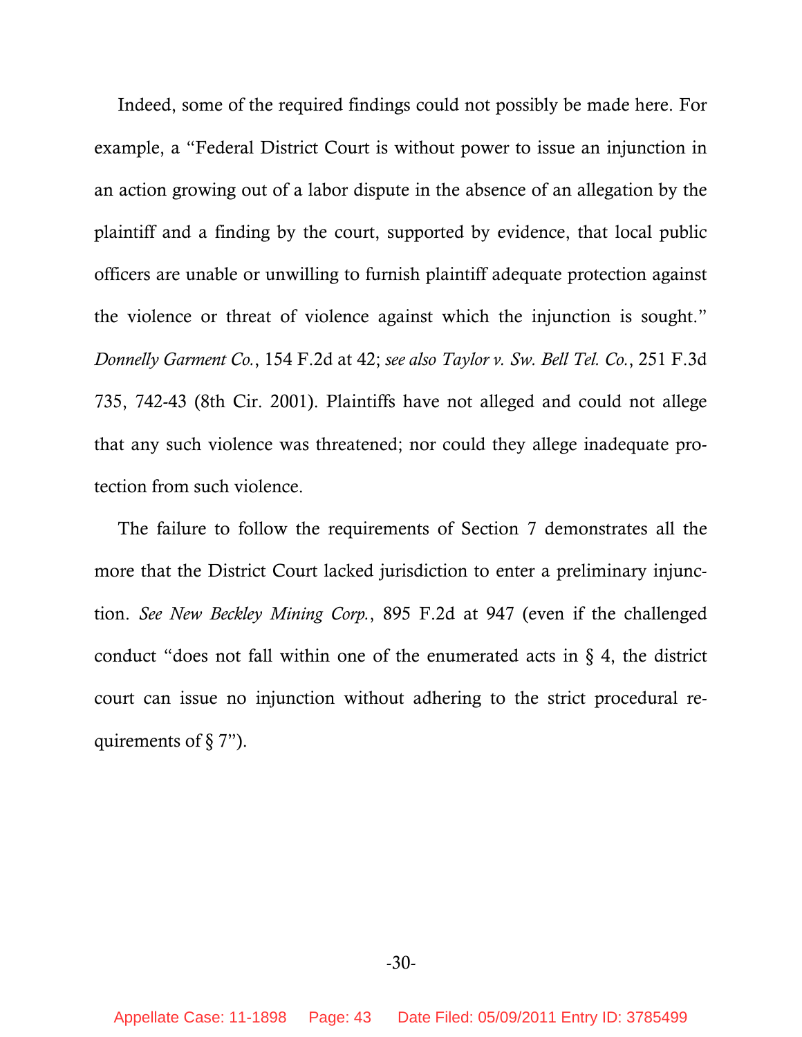Indeed, some of the required findings could not possibly be made here. For example, a "Federal District Court is without power to issue an injunction in an action growing out of a labor dispute in the absence of an allegation by the plaintiff and a finding by the court, supported by evidence, that local public officers are unable or unwilling to furnish plaintiff adequate protection against the violence or threat of violence against which the injunction is sought." *Donnelly Garment Co.*, 154 F.2d at 42; *see also Taylor v. Sw. Bell Tel. Co.*, 251 F.3d 735, 742-43 (8th Cir. 2001). Plaintiffs have not alleged and could not allege that any such violence was threatened; nor could they allege inadequate protection from such violence.

The failure to follow the requirements of Section 7 demonstrates all the more that the District Court lacked jurisdiction to enter a preliminary injunction. *See New Beckley Mining Corp.*, 895 F.2d at 947 (even if the challenged conduct "does not fall within one of the enumerated acts in § 4, the district court can issue no injunction without adhering to the strict procedural requirements of § 7").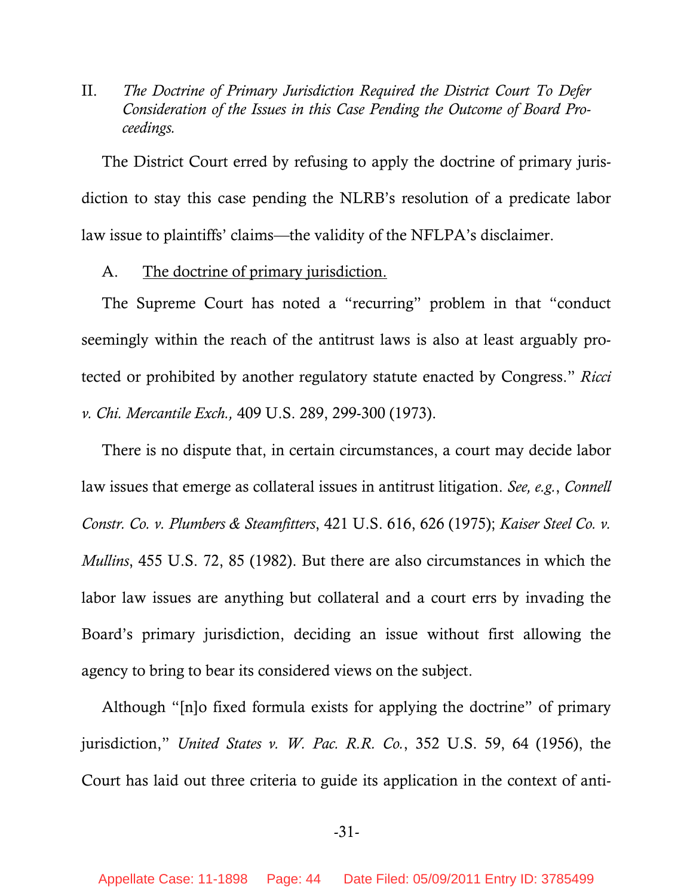II. *The Doctrine of Primary Jurisdiction Required the District Court To Defer Consideration of the Issues in this Case Pending the Outcome of Board Proceedings.*

The District Court erred by refusing to apply the doctrine of primary jurisdiction to stay this case pending the NLRB's resolution of a predicate labor law issue to plaintiffs' claims—the validity of the NFLPA's disclaimer.

A. <u>The doctrine of primary jurisdiction.</u>

The Supreme Court has noted a "recurring" problem in that "conduct seemingly within the reach of the antitrust laws is also at least arguably protected or prohibited by another regulatory statute enacted by Congress." *Ricci v. Chi. Mercantile Exch.,* 409 U.S. 289, 299-300 (1973).

There is no dispute that, in certain circumstances, a court may decide labor law issues that emerge as collateral issues in antitrust litigation. *See, e.g.*, *Connell Constr. Co. v. Plumbers & Steamfitters*, 421 U.S. 616, 626 (1975); *Kaiser Steel Co. v. Mullins*, 455 U.S. 72, 85 (1982). But there are also circumstances in which the labor law issues are anything but collateral and a court errs by invading the Board's primary jurisdiction, deciding an issue without first allowing the agency to bring to bear its considered views on the subject.

Although "[n]o fixed formula exists for applying the doctrine" of primary jurisdiction," *United States v. W. Pac. R.R. Co.*, 352 U.S. 59, 64 (1956), the Court has laid out three criteria to guide its application in the context of anti-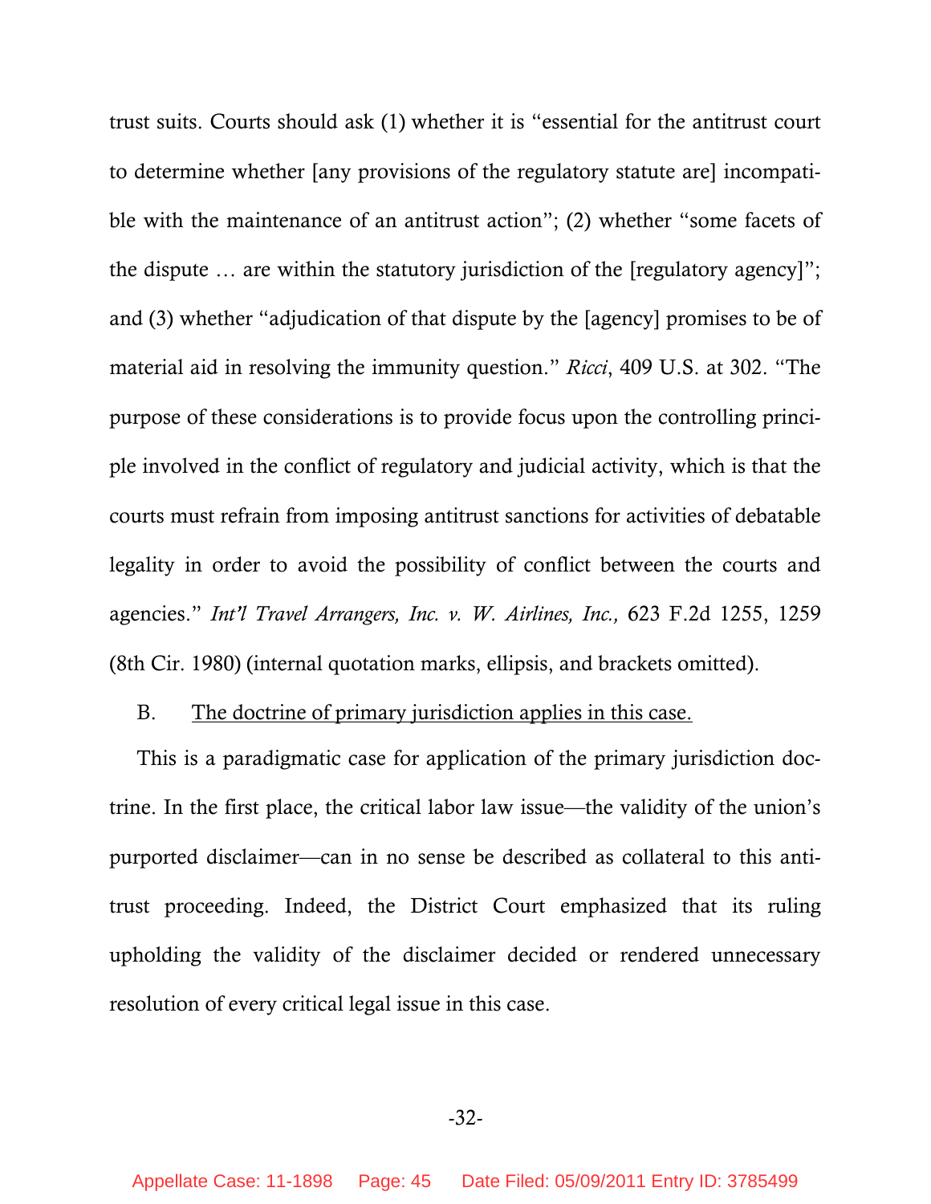trust suits. Courts should ask (1) whether it is "essential for the antitrust court to determine whether [any provisions of the regulatory statute are] incompatible with the maintenance of an antitrust action"; (2) whether "some facets of the dispute … are within the statutory jurisdiction of the [regulatory agency]"; and (3) whether "adjudication of that dispute by the [agency] promises to be of material aid in resolving the immunity question." *Ricci*, 409 U.S. at 302. "The purpose of these considerations is to provide focus upon the controlling principle involved in the conflict of regulatory and judicial activity, which is that the courts must refrain from imposing antitrust sanctions for activities of debatable legality in order to avoid the possibility of conflict between the courts and agencies." *Int'l Travel Arrangers, Inc. v. W. Airlines, Inc.,* 623 F.2d 1255, 1259 (8th Cir. 1980) (internal quotation marks, ellipsis, and brackets omitted).

B. <u>The doctrine of primary jurisdiction applies in this case.</u>

This is a paradigmatic case for application of the primary jurisdiction doctrine. In the first place, the critical labor law issue—the validity of the union's purported disclaimer—can in no sense be described as collateral to this antitrust proceeding. Indeed, the District Court emphasized that its ruling upholding the validity of the disclaimer decided or rendered unnecessary resolution of every critical legal issue in this case.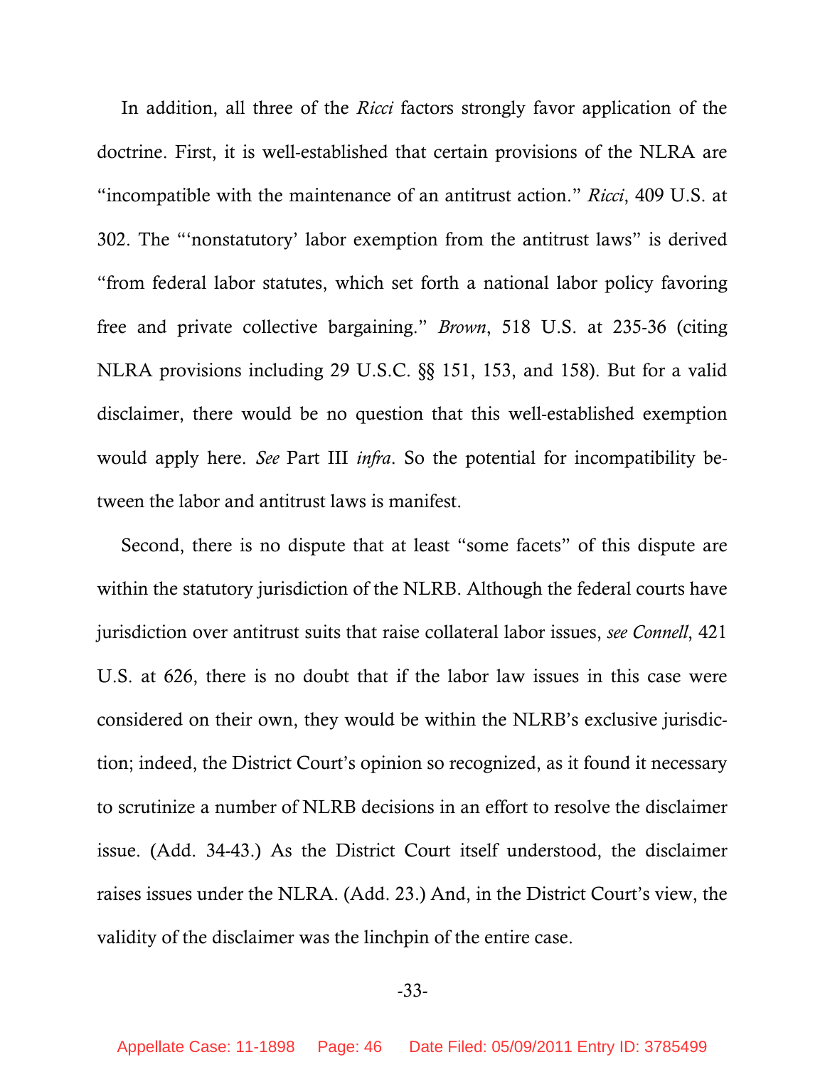In addition, all three of the *Ricci* factors strongly favor application of the doctrine. First, it is well-established that certain provisions of the NLRA are "incompatible with the maintenance of an antitrust action." *Ricci*, 409 U.S. at 302. The "'nonstatutory' labor exemption from the antitrust laws" is derived "from federal labor statutes, which set forth a national labor policy favoring free and private collective bargaining." *Brown*, 518 U.S. at 235-36 (citing NLRA provisions including 29 U.S.C. §§ 151, 153, and 158). But for a valid disclaimer, there would be no question that this well-established exemption would apply here. *See* Part III *infra*. So the potential for incompatibility between the labor and antitrust laws is manifest.

Second, there is no dispute that at least "some facets" of this dispute are within the statutory jurisdiction of the NLRB. Although the federal courts have jurisdiction over antitrust suits that raise collateral labor issues, *see Connell*, 421 U.S. at 626, there is no doubt that if the labor law issues in this case were considered on their own, they would be within the NLRB's exclusive jurisdiction; indeed, the District Court's opinion so recognized, as it found it necessary to scrutinize a number of NLRB decisions in an effort to resolve the disclaimer issue. (Add. 34-43.) As the District Court itself understood, the disclaimer raises issues under the NLRA. (Add. 23.) And, in the District Court's view, the validity of the disclaimer was the linchpin of the entire case.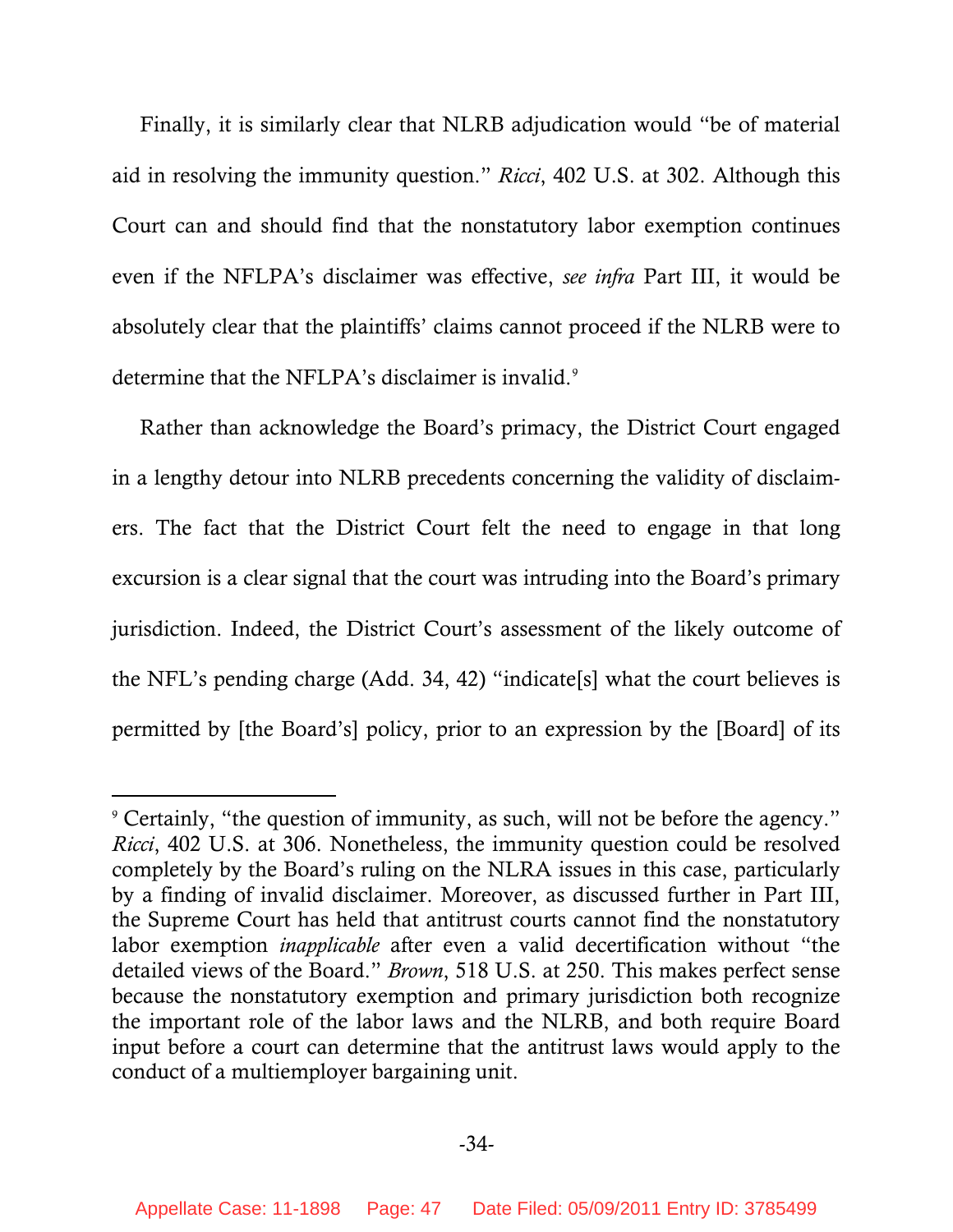Finally, it is similarly clear that NLRB adjudication would "be of material aid in resolving the immunity question." *Ricci*, 402 U.S. at 302. Although this Court can and should find that the nonstatutory labor exemption continues even if the NFLPA's disclaimer was effective, *see infra* Part III, it would be absolutely clear that the plaintiffs' claims cannot proceed if the NLRB were to determine that the NFLPA's disclaimer is invalid.[9]

Rather than acknowledge the Board's primacy, the District Court engaged in a lengthy detour into NLRB precedents concerning the validity of disclaimers. The fact that the District Court felt the need to engage in that long excursion is a clear signal that the court was intruding into the Board's primary jurisdiction. Indeed, the District Court's assessment of the likely outcome of the NFL's pending charge (Add. 34, 42) "indicate[s] what the court believes is permitted by [the Board's] policy, prior to an expression by the [Board] of its

---

[9] Certainly, "the question of immunity, as such, will not be before the agency." *Ricci*, 402 U.S. at 306. Nonetheless, the immunity question could be resolved completely by the Board's ruling on the NLRA issues in this case, particularly by a finding of invalid disclaimer. Moreover, as discussed further in Part III, the Supreme Court has held that antitrust courts cannot find the nonstatutory labor exemption *inapplicable* after even a valid decertification without "the detailed views of the Board." *Brown*, 518 U.S. at 250. This makes perfect sense because the nonstatutory exemption and primary jurisdiction both recognize the important role of the labor laws and the NLRB, and both require Board input before a court can determine that the antitrust laws would apply to the conduct of a multiemployer bargaining unit.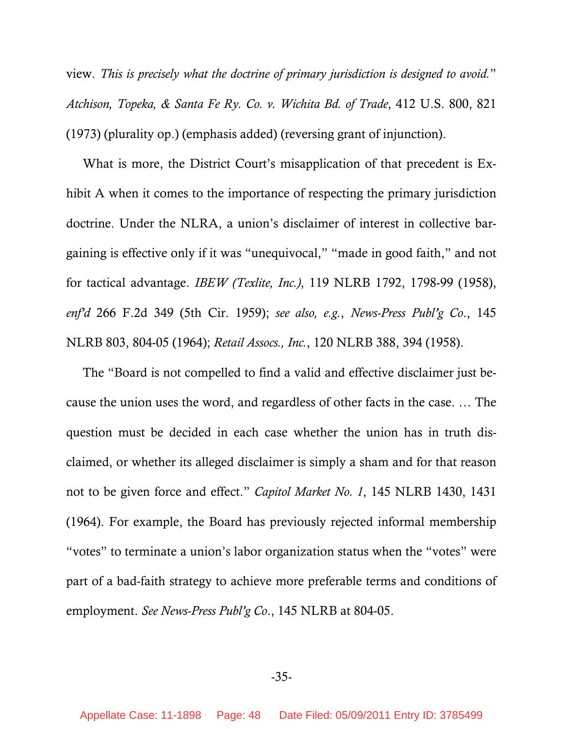view. *This is precisely what the doctrine of primary jurisdiction is designed to avoid.*" *Atchison, Topeka, & Santa Fe Ry. Co. v. Wichita Bd. of Trade*, 412 U.S. 800, 821 (1973) (plurality op.) (emphasis added) (reversing grant of injunction).

What is more, the District Court's misapplication of that precedent is Exhibit A when it comes to the importance of respecting the primary jurisdiction doctrine. Under the NLRA, a union's disclaimer of interest in collective bargaining is effective only if it was "unequivocal," "made in good faith," and not for tactical advantage. *IBEW (Texlite, Inc.)*, 119 NLRB 1792, 1798-99 (1958), *enf'd* 266 F.2d 349 (5th Cir. 1959); *see also, e.g.*, *News-Press Publ'g Co.*, 145 NLRB 803, 804-05 (1964); *Retail Assocs., Inc.*, 120 NLRB 388, 394 (1958).

The "Board is not compelled to find a valid and effective disclaimer just because the union uses the word, and regardless of other facts in the case. … The question must be decided in each case whether the union has in truth disclaimed, or whether its alleged disclaimer is simply a sham and for that reason not to be given force and effect." *Capitol Market No. 1*, 145 NLRB 1430, 1431 (1964). For example, the Board has previously rejected informal membership "votes" to terminate a union's labor organization status when the "votes" were part of a bad-faith strategy to achieve more preferable terms and conditions of employment. *See News-Press Publ'g Co.*, 145 NLRB at 804-05.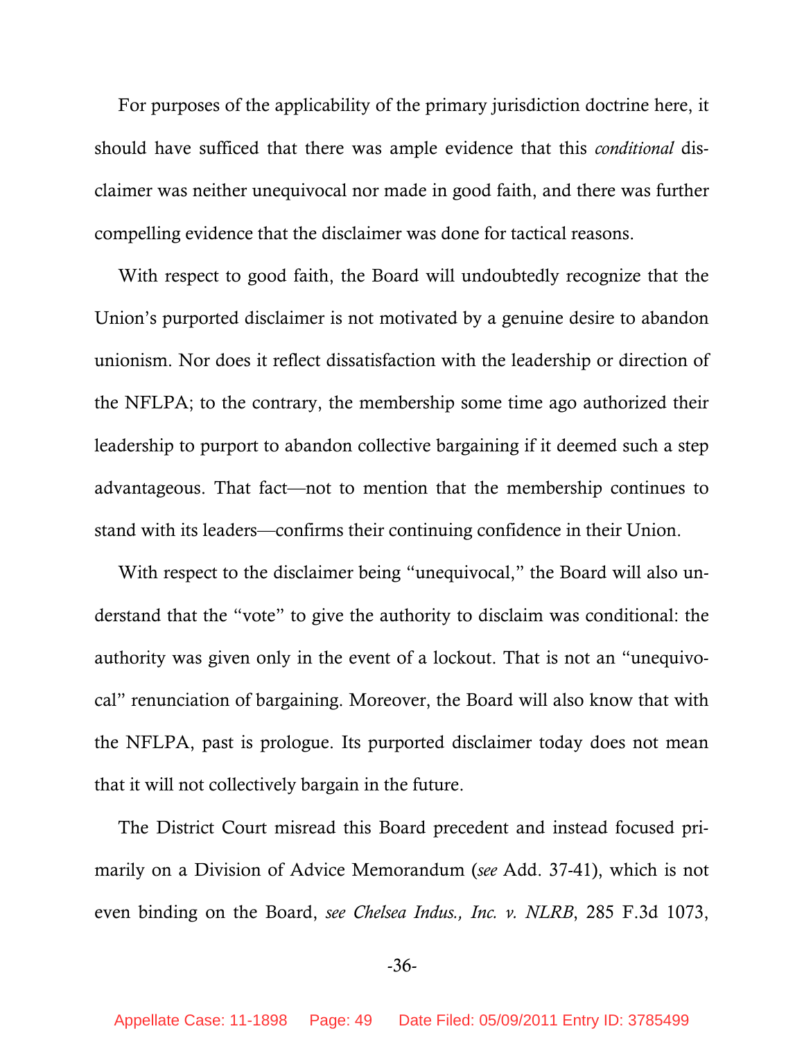For purposes of the applicability of the primary jurisdiction doctrine here, it should have sufficed that there was ample evidence that this *conditional* disclaimer was neither unequivocal nor made in good faith, and there was further compelling evidence that the disclaimer was done for tactical reasons.

With respect to good faith, the Board will undoubtedly recognize that the Union's purported disclaimer is not motivated by a genuine desire to abandon unionism. Nor does it reflect dissatisfaction with the leadership or direction of the NFLPA; to the contrary, the membership some time ago authorized their leadership to purport to abandon collective bargaining if it deemed such a step advantageous. That fact—not to mention that the membership continues to stand with its leaders—confirms their continuing confidence in their Union.

With respect to the disclaimer being "unequivocal," the Board will also understand that the "vote" to give the authority to disclaim was conditional: the authority was given only in the event of a lockout. That is not an "unequivocal" renunciation of bargaining. Moreover, the Board will also know that with the NFLPA, past is prologue. Its purported disclaimer today does not mean that it will not collectively bargain in the future.

The District Court misread this Board precedent and instead focused primarily on a Division of Advice Memorandum (*see* Add. 37-41), which is not even binding on the Board, *see Chelsea Indus., Inc. v. NLRB*, 285 F.3d 1073,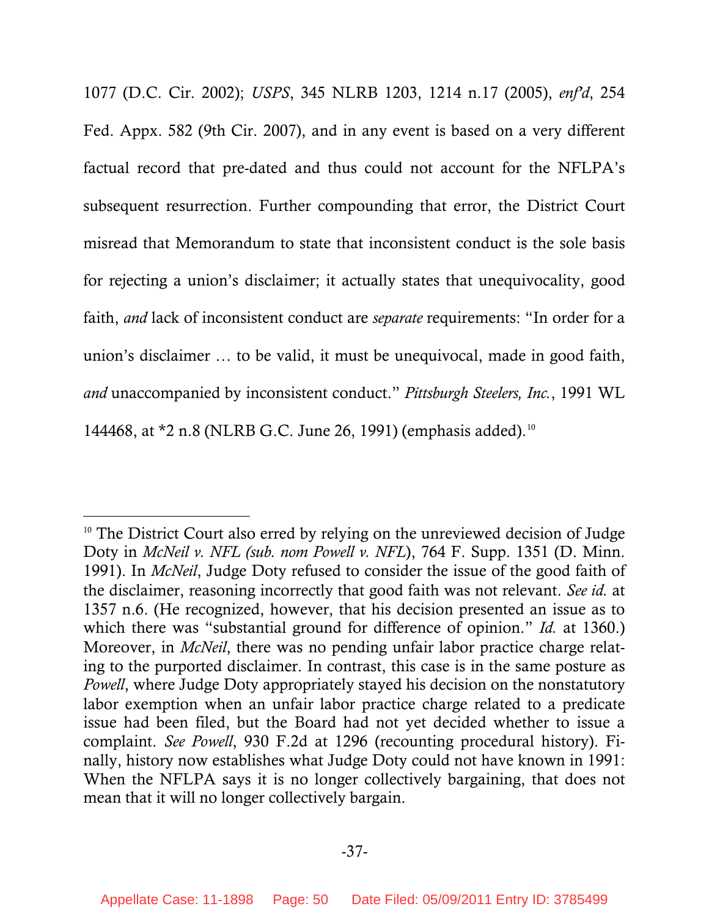1077 (D.C. Cir. 2002); *USPS*, 345 NLRB 1203, 1214 n.17 (2005), *enf'd*, 254 Fed. Appx. 582 (9th Cir. 2007), and in any event is based on a very different factual record that pre-dated and thus could not account for the NFLPA's subsequent resurrection. Further compounding that error, the District Court misread that Memorandum to state that inconsistent conduct is the sole basis for rejecting a union's disclaimer; it actually states that unequivocality, good faith, *and* lack of inconsistent conduct are *separate* requirements: "In order for a union's disclaimer … to be valid, it must be unequivocal, made in good faith, *and* unaccompanied by inconsistent conduct." *Pittsburgh Steelers, Inc.*, 1991 WL 144468, at *2 n.8 (NLRB G.C. June 26, 1991) (emphasis added).[10]

---

[10] The District Court also erred by relying on the unreviewed decision of Judge Doty in *McNeil v. NFL (sub. nom Powell v. NFL)*, 764 F. Supp. 1351 (D. Minn. 1991). In *McNeil*, Judge Doty refused to consider the issue of the good faith of the disclaimer, reasoning incorrectly that good faith was not relevant. *See id.* at 1357 n.6. (He recognized, however, that his decision presented an issue as to which there was "substantial ground for difference of opinion." *Id.* at 1360.) Moreover, in *McNeil*, there was no pending unfair labor practice charge relating to the purported disclaimer. In contrast, this case is in the same posture as *Powell*, where Judge Doty appropriately stayed his decision on the nonstatutory labor exemption when an unfair labor practice charge related to a predicate issue had been filed, but the Board had not yet decided whether to issue a complaint. *See Powell*, 930 F.2d at 1296 (recounting procedural history). Finally, history now establishes what Judge Doty could not have known in 1991: When the NFLPA says it is no longer collectively bargaining, that does not mean that it will no longer collectively bargain.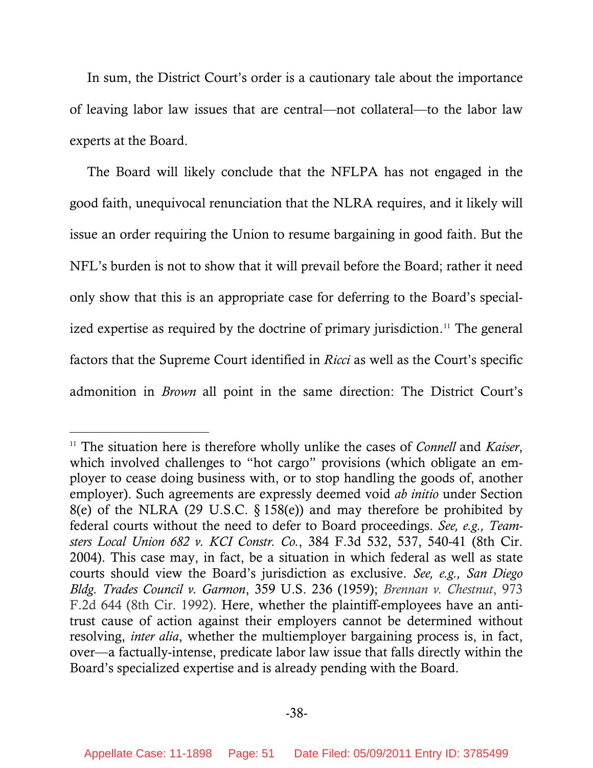In sum, the District Court's order is a cautionary tale about the importance of leaving labor law issues that are central—not collateral—to the labor law experts at the Board.

The Board will likely conclude that the NFLPA has not engaged in the good faith, unequivocal renunciation that the NLRA requires, and it likely will issue an order requiring the Union to resume bargaining in good faith. But the NFL's burden is not to show that it will prevail before the Board; rather it need only show that this is an appropriate case for deferring to the Board's specialized expertise as required by the doctrine of primary jurisdiction.[11] The general factors that the Supreme Court identified in *Ricci* as well as the Court's specific admonition in *Brown* all point in the same direction: The District Court's

---

[11] The situation here is therefore wholly unlike the cases of *Connell* and *Kaiser*, which involved challenges to "hot cargo" provisions (which obligate an employer to cease doing business with, or to stop handling the goods of, another employer). Such agreements are expressly deemed void *ab initio* under Section 8(e) of the NLRA (29 U.S.C. § 158(e)) and may therefore be prohibited by federal courts without the need to defer to Board proceedings. *See, e.g., Teamsters Local Union 682 v. KCI Constr. Co.*, 384 F.3d 532, 537, 540-41 (8th Cir. 2004). This case may, in fact, be a situation in which federal as well as state courts should view the Board's jurisdiction as exclusive. *See, e.g., San Diego Bldg. Trades Council v. Garmon*, 359 U.S. 236 (1959); *Brennan v. Chestnut*, 973 F.2d 644 (8th Cir. 1992). Here, whether the plaintiff-employees have an antitrust cause of action against their employers cannot be determined without resolving, *inter alia*, whether the multiemployer bargaining process is, in fact, over—a factually-intense, predicate labor law issue that falls directly within the Board's specialized expertise and is already pending with the Board.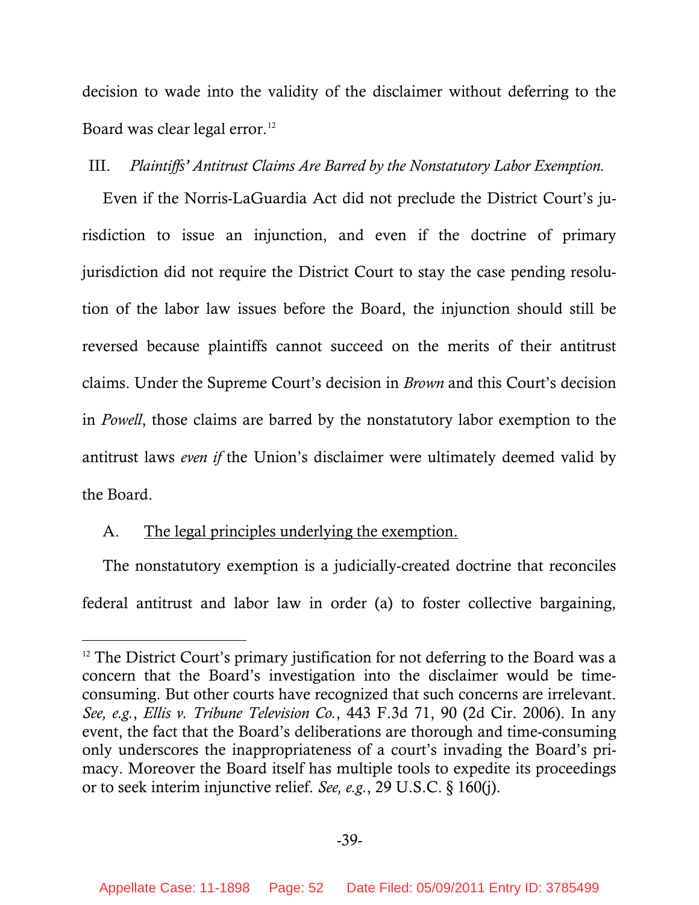decision to wade into the validity of the disclaimer without deferring to the Board was clear legal error.[12]

III. *Plaintiffs' Antitrust Claims Are Barred by the Nonstatutory Labor Exemption.*

Even if the Norris-LaGuardia Act did not preclude the District Court's jurisdiction to issue an injunction, and even if the doctrine of primary jurisdiction did not require the District Court to stay the case pending resolution of the labor law issues before the Board, the injunction should still be reversed because plaintiffs cannot succeed on the merits of their antitrust claims. Under the Supreme Court's decision in *Brown* and this Court's decision in *Powell*, those claims are barred by the nonstatutory labor exemption to the antitrust laws *even if* the Union's disclaimer were ultimately deemed valid by the Board.

A. <u>The legal principles underlying the exemption.</u>

The nonstatutory exemption is a judicially-created doctrine that reconciles federal antitrust and labor law in order (a) to foster collective bargaining,

---

[12] The District Court's primary justification for not deferring to the Board was a concern that the Board's investigation into the disclaimer would be time-consuming. But other courts have recognized that such concerns are irrelevant. *See, e.g.*, *Ellis v. Tribune Television Co.*, 443 F.3d 71, 90 (2d Cir. 2006). In any event, the fact that the Board's deliberations are thorough and time-consuming only underscores the inappropriateness of a court's invading the Board's primacy. Moreover the Board itself has multiple tools to expedite its proceedings or to seek interim injunctive relief. *See, e.g.*, 29 U.S.C. § 160(j).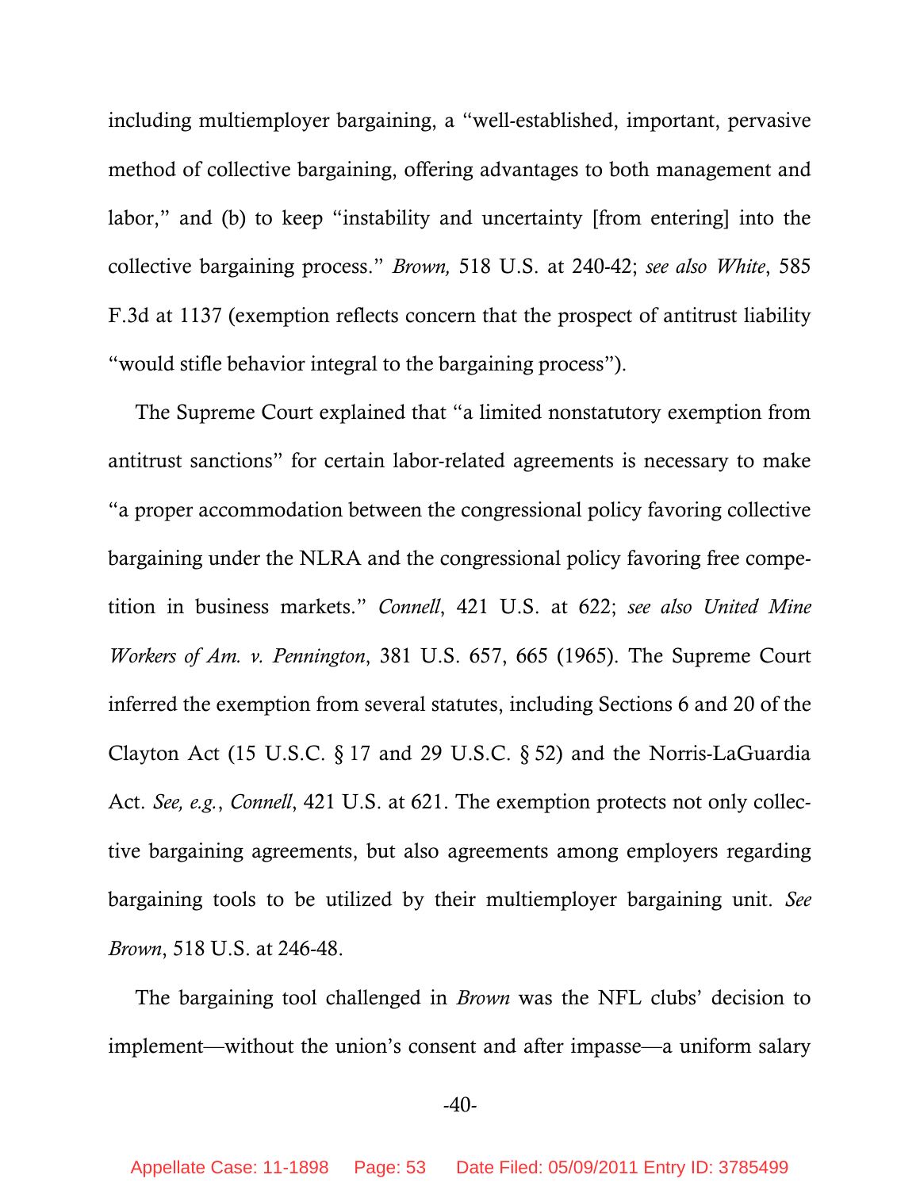including multiemployer bargaining, a "well-established, important, pervasive method of collective bargaining, offering advantages to both management and labor," and (b) to keep "instability and uncertainty [from entering] into the collective bargaining process." *Brown,* 518 U.S. at 240-42; *see also White*, 585 F.3d at 1137 (exemption reflects concern that the prospect of antitrust liability "would stifle behavior integral to the bargaining process").

The Supreme Court explained that "a limited nonstatutory exemption from antitrust sanctions" for certain labor-related agreements is necessary to make "a proper accommodation between the congressional policy favoring collective bargaining under the NLRA and the congressional policy favoring free competition in business markets." *Connell*, 421 U.S. at 622; *see also United Mine Workers of Am. v. Pennington*, 381 U.S. 657, 665 (1965). The Supreme Court inferred the exemption from several statutes, including Sections 6 and 20 of the Clayton Act (15 U.S.C. § 17 and 29 U.S.C. § 52) and the Norris-LaGuardia Act. *See, e.g.*, *Connell*, 421 U.S. at 621. The exemption protects not only collective bargaining agreements, but also agreements among employers regarding bargaining tools to be utilized by their multiemployer bargaining unit. *See Brown*, 518 U.S. at 246-48.

The bargaining tool challenged in *Brown* was the NFL clubs' decision to implement—without the union's consent and after impasse—a uniform salary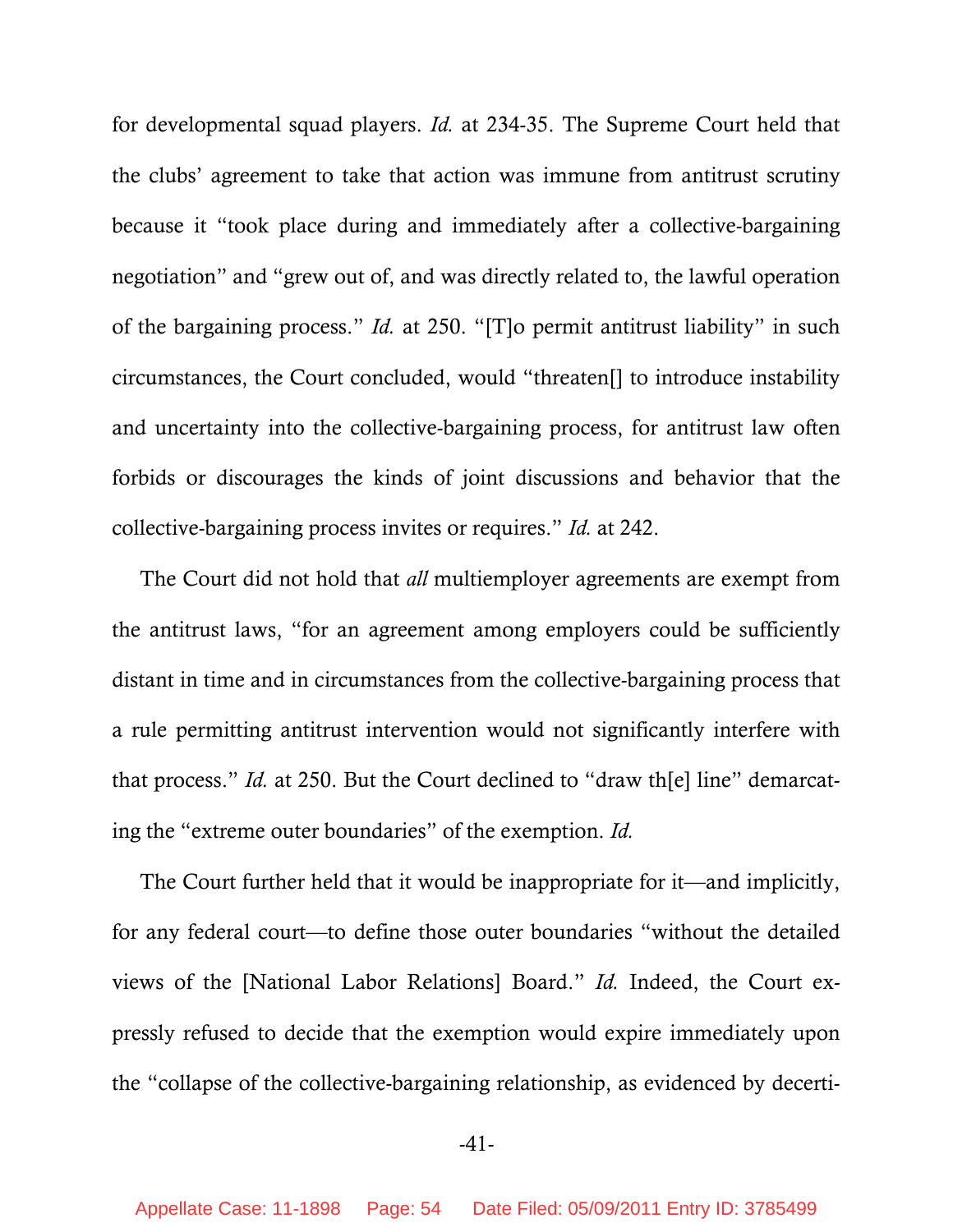for developmental squad players. *Id.* at 234-35. The Supreme Court held that the clubs' agreement to take that action was immune from antitrust scrutiny because it "took place during and immediately after a collective-bargaining negotiation" and "grew out of, and was directly related to, the lawful operation of the bargaining process." *Id.* at 250. "[T]o permit antitrust liability" in such circumstances, the Court concluded, would "threaten[] to introduce instability and uncertainty into the collective-bargaining process, for antitrust law often forbids or discourages the kinds of joint discussions and behavior that the collective-bargaining process invites or requires." *Id.* at 242.

The Court did not hold that *all* multiemployer agreements are exempt from the antitrust laws, "for an agreement among employers could be sufficiently distant in time and in circumstances from the collective-bargaining process that a rule permitting antitrust intervention would not significantly interfere with that process." *Id.* at 250. But the Court declined to "draw th[e] line" demarcating the "extreme outer boundaries" of the exemption. *Id.*

The Court further held that it would be inappropriate for it—and implicitly, for any federal court—to define those outer boundaries "without the detailed views of the [National Labor Relations] Board." *Id.* Indeed, the Court expressly refused to decide that the exemption would expire immediately upon the "collapse of the collective-bargaining relationship, as evidenced by decerti-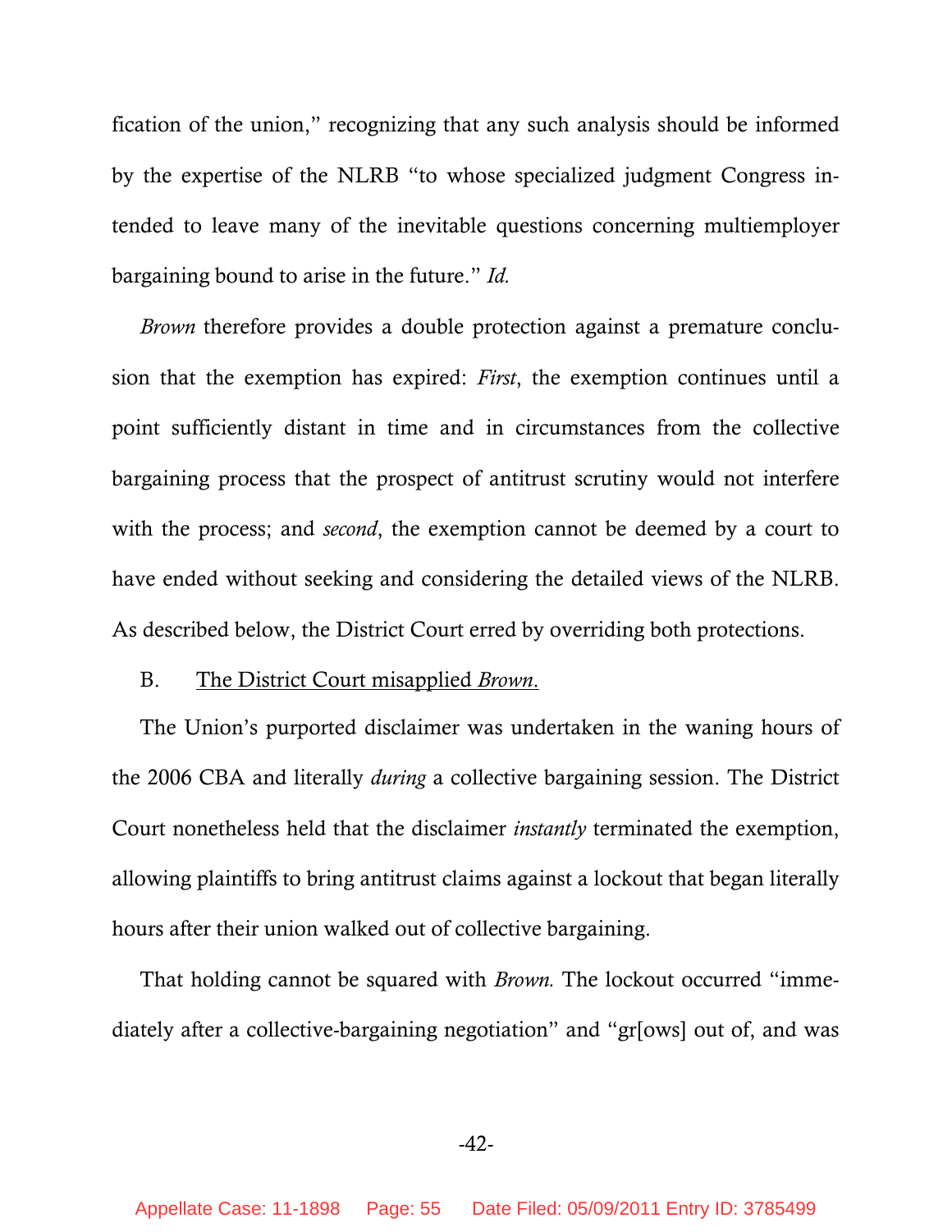fication of the union," recognizing that any such analysis should be informed by the expertise of the NLRB "to whose specialized judgment Congress intended to leave many of the inevitable questions concerning multiemployer bargaining bound to arise in the future." *Id.*

*Brown* therefore provides a double protection against a premature conclusion that the exemption has expired: *First*, the exemption continues until a point sufficiently distant in time and in circumstances from the collective bargaining process that the prospect of antitrust scrutiny would not interfere with the process; and *second*, the exemption cannot be deemed by a court to have ended without seeking and considering the detailed views of the NLRB. As described below, the District Court erred by overriding both protections.

B. <u>The District Court misapplied *Brown*.</u>

The Union's purported disclaimer was undertaken in the waning hours of the 2006 CBA and literally *during* a collective bargaining session. The District Court nonetheless held that the disclaimer *instantly* terminated the exemption, allowing plaintiffs to bring antitrust claims against a lockout that began literally hours after their union walked out of collective bargaining.

That holding cannot be squared with *Brown.* The lockout occurred "immediately after a collective-bargaining negotiation" and "gr[ows] out of, and was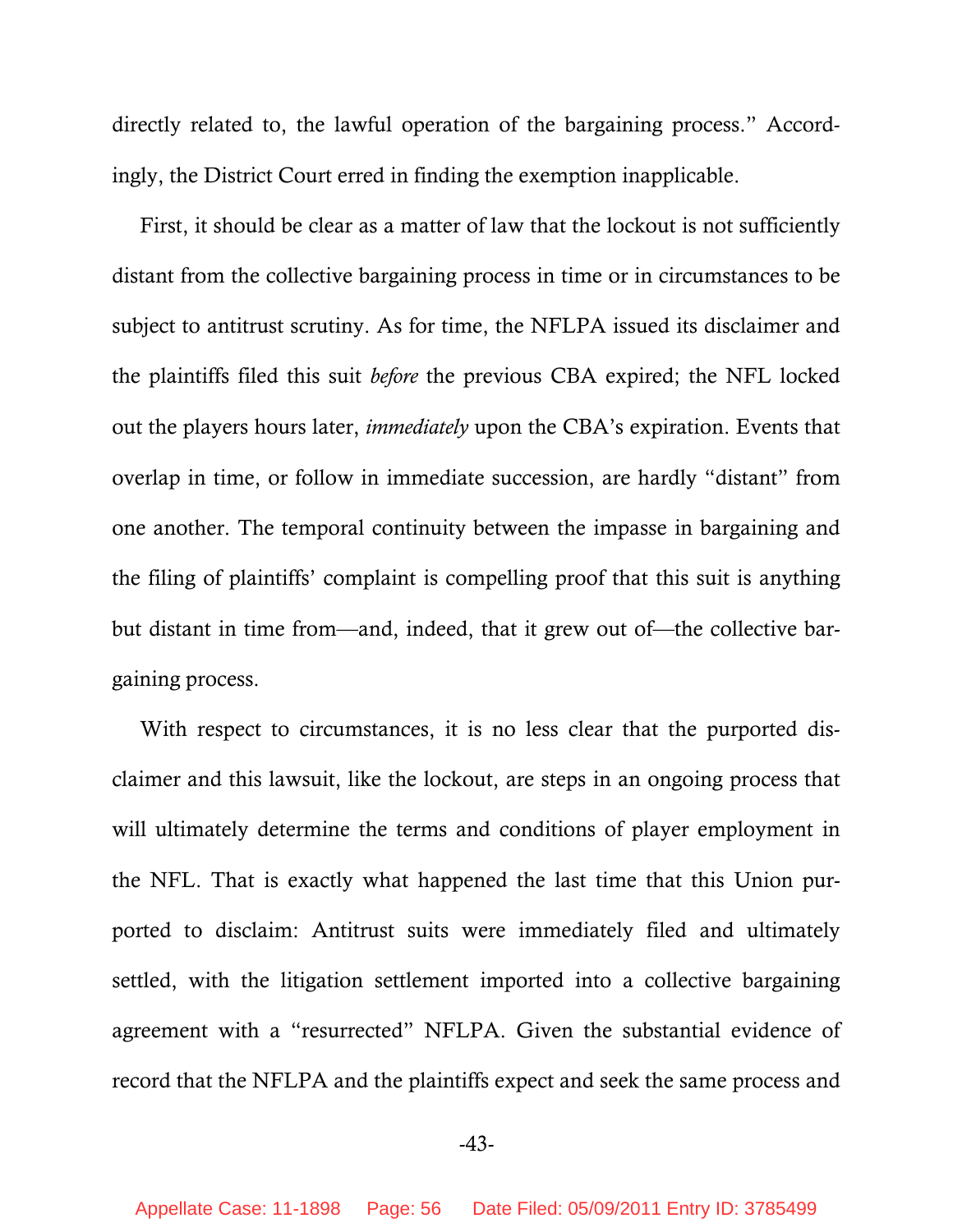directly related to, the lawful operation of the bargaining process." Accordingly, the District Court erred in finding the exemption inapplicable.

First, it should be clear as a matter of law that the lockout is not sufficiently distant from the collective bargaining process in time or in circumstances to be subject to antitrust scrutiny. As for time, the NFLPA issued its disclaimer and the plaintiffs filed this suit *before* the previous CBA expired; the NFL locked out the players hours later, *immediately* upon the CBA's expiration. Events that overlap in time, or follow in immediate succession, are hardly "distant" from one another. The temporal continuity between the impasse in bargaining and the filing of plaintiffs' complaint is compelling proof that this suit is anything but distant in time from—and, indeed, that it grew out of—the collective bargaining process.

With respect to circumstances, it is no less clear that the purported disclaimer and this lawsuit, like the lockout, are steps in an ongoing process that will ultimately determine the terms and conditions of player employment in the NFL. That is exactly what happened the last time that this Union purported to disclaim: Antitrust suits were immediately filed and ultimately settled, with the litigation settlement imported into a collective bargaining agreement with a "resurrected" NFLPA. Given the substantial evidence of record that the NFLPA and the plaintiffs expect and seek the same process and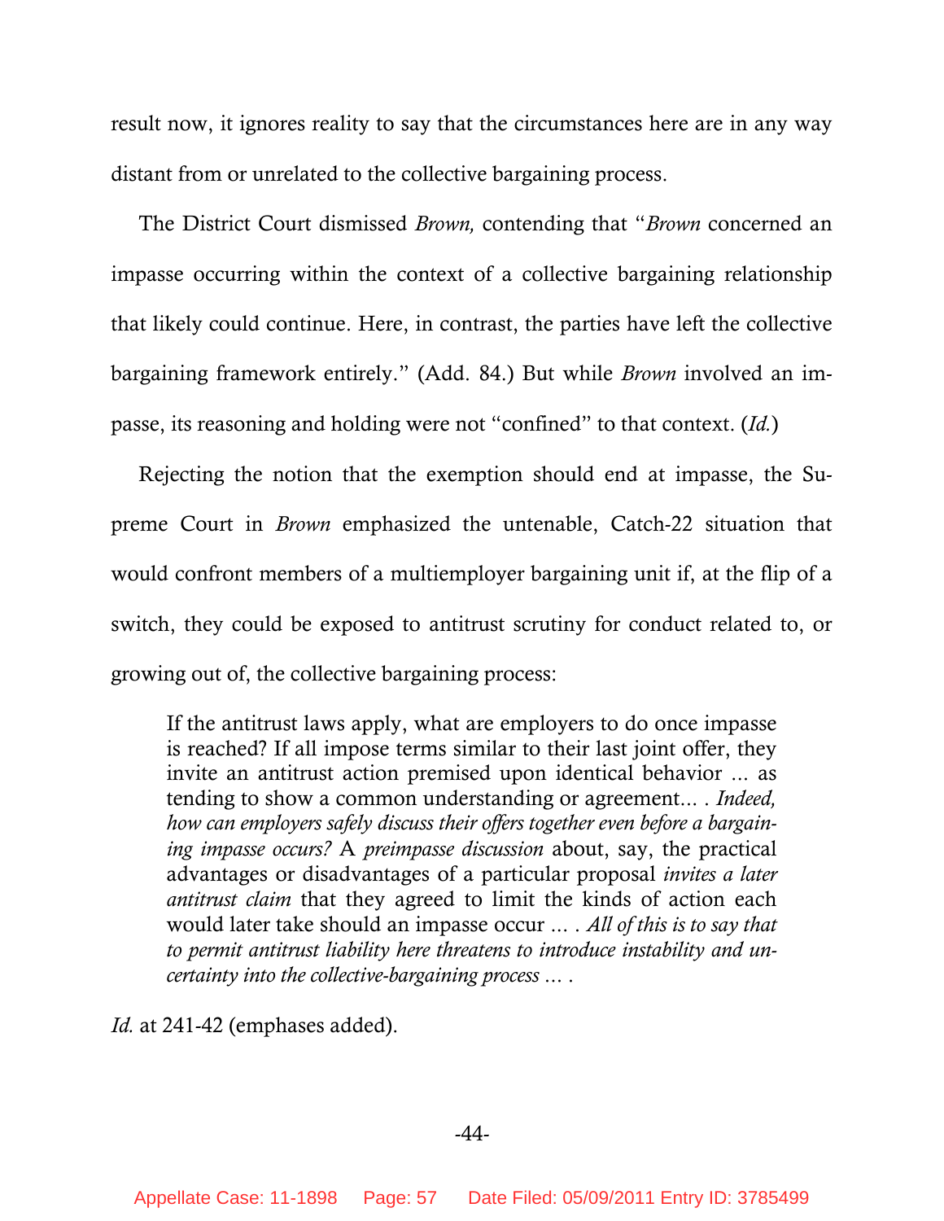result now, it ignores reality to say that the circumstances here are in any way distant from or unrelated to the collective bargaining process.

The District Court dismissed *Brown,* contending that "*Brown* concerned an impasse occurring within the context of a collective bargaining relationship that likely could continue. Here, in contrast, the parties have left the collective bargaining framework entirely." (Add. 84.) But while *Brown* involved an impasse, its reasoning and holding were not "confined" to that context. (*Id.*)

Rejecting the notion that the exemption should end at impasse, the Supreme Court in *Brown* emphasized the untenable, Catch-22 situation that would confront members of a multiemployer bargaining unit if, at the flip of a switch, they could be exposed to antitrust scrutiny for conduct related to, or growing out of, the collective bargaining process:

> If the antitrust laws apply, what are employers to do once impasse is reached? If all impose terms similar to their last joint offer, they invite an antitrust action premised upon identical behavior ... as tending to show a common understanding or agreement... . *Indeed, how can employers safely discuss their offers together even before a bargaining impasse occurs?* A *preimpasse discussion* about, say, the practical advantages or disadvantages of a particular proposal *invites a later antitrust claim* that they agreed to limit the kinds of action each would later take should an impasse occur ... . *All of this is to say that to permit antitrust liability here threatens to introduce instability and uncertainty into the collective-bargaining process ... .*

*Id.* at 241-42 (emphases added).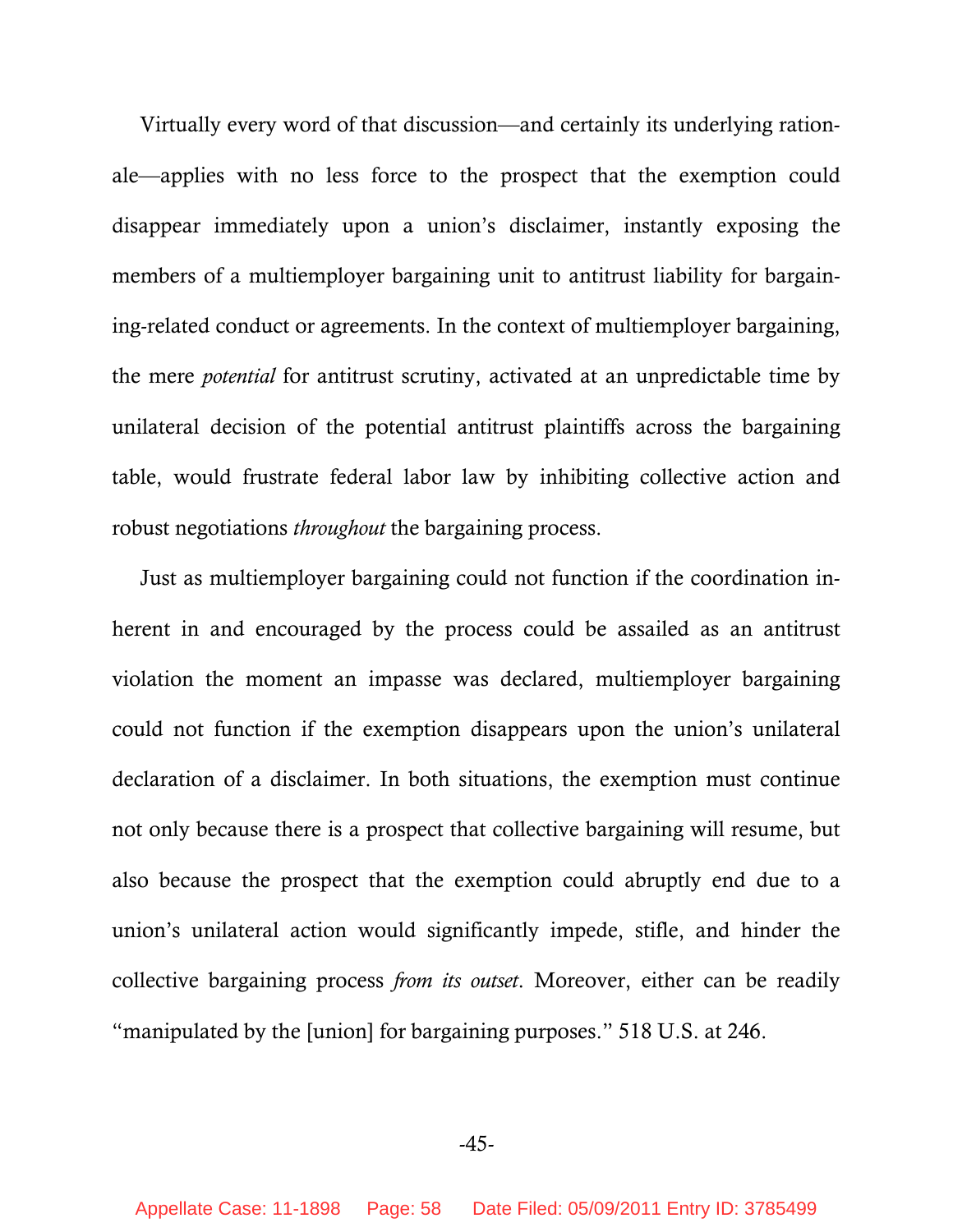Virtually every word of that discussion—and certainly its underlying rationale—applies with no less force to the prospect that the exemption could disappear immediately upon a union's disclaimer, instantly exposing the members of a multiemployer bargaining unit to antitrust liability for bargaining-related conduct or agreements. In the context of multiemployer bargaining, the mere *potential* for antitrust scrutiny, activated at an unpredictable time by unilateral decision of the potential antitrust plaintiffs across the bargaining table, would frustrate federal labor law by inhibiting collective action and robust negotiations *throughout* the bargaining process.

Just as multiemployer bargaining could not function if the coordination inherent in and encouraged by the process could be assailed as an antitrust violation the moment an impasse was declared, multiemployer bargaining could not function if the exemption disappears upon the union's unilateral declaration of a disclaimer. In both situations, the exemption must continue not only because there is a prospect that collective bargaining will resume, but also because the prospect that the exemption could abruptly end due to a union's unilateral action would significantly impede, stifle, and hinder the collective bargaining process *from its outset*. Moreover, either can be readily "manipulated by the [union] for bargaining purposes." 518 U.S. at 246.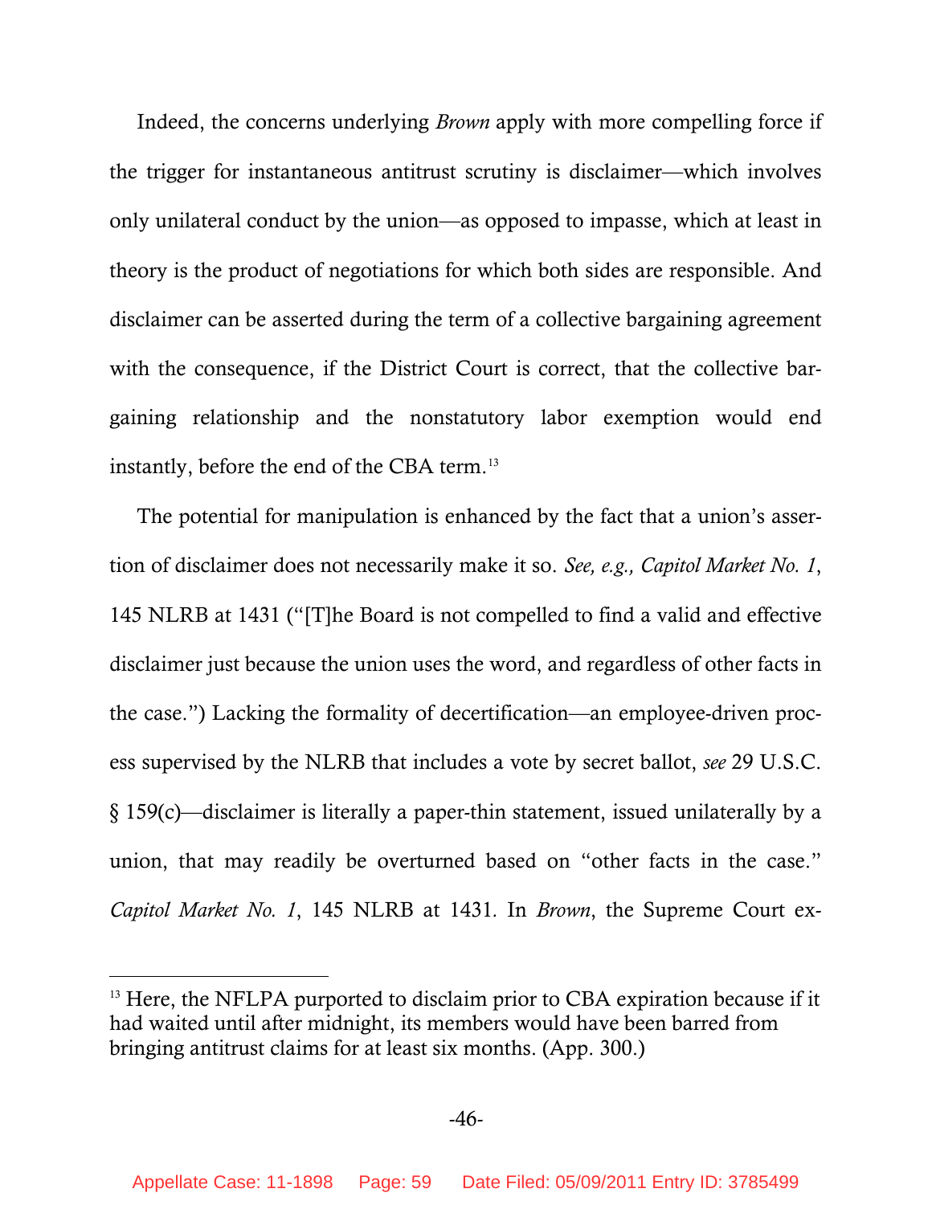Indeed, the concerns underlying *Brown* apply with more compelling force if the trigger for instantaneous antitrust scrutiny is disclaimer—which involves only unilateral conduct by the union—as opposed to impasse, which at least in theory is the product of negotiations for which both sides are responsible. And disclaimer can be asserted during the term of a collective bargaining agreement with the consequence, if the District Court is correct, that the collective bargaining relationship and the nonstatutory labor exemption would end instantly, before the end of the CBA term.[13]

The potential for manipulation is enhanced by the fact that a union's assertion of disclaimer does not necessarily make it so. *See, e.g., Capitol Market No. 1*, 145 NLRB at 1431 ("[T]he Board is not compelled to find a valid and effective disclaimer just because the union uses the word, and regardless of other facts in the case.") Lacking the formality of decertification—an employee-driven process supervised by the NLRB that includes a vote by secret ballot, *see* 29 U.S.C. § 159(c)—disclaimer is literally a paper-thin statement, issued unilaterally by a union, that may readily be overturned based on "other facts in the case." *Capitol Market No. 1*, 145 NLRB at 1431. In *Brown*, the Supreme Court ex-

[13] Here, the NFLPA purported to disclaim prior to CBA expiration because if it had waited until after midnight, its members would have been barred from bringing antitrust claims for at least six months. (App. 300.)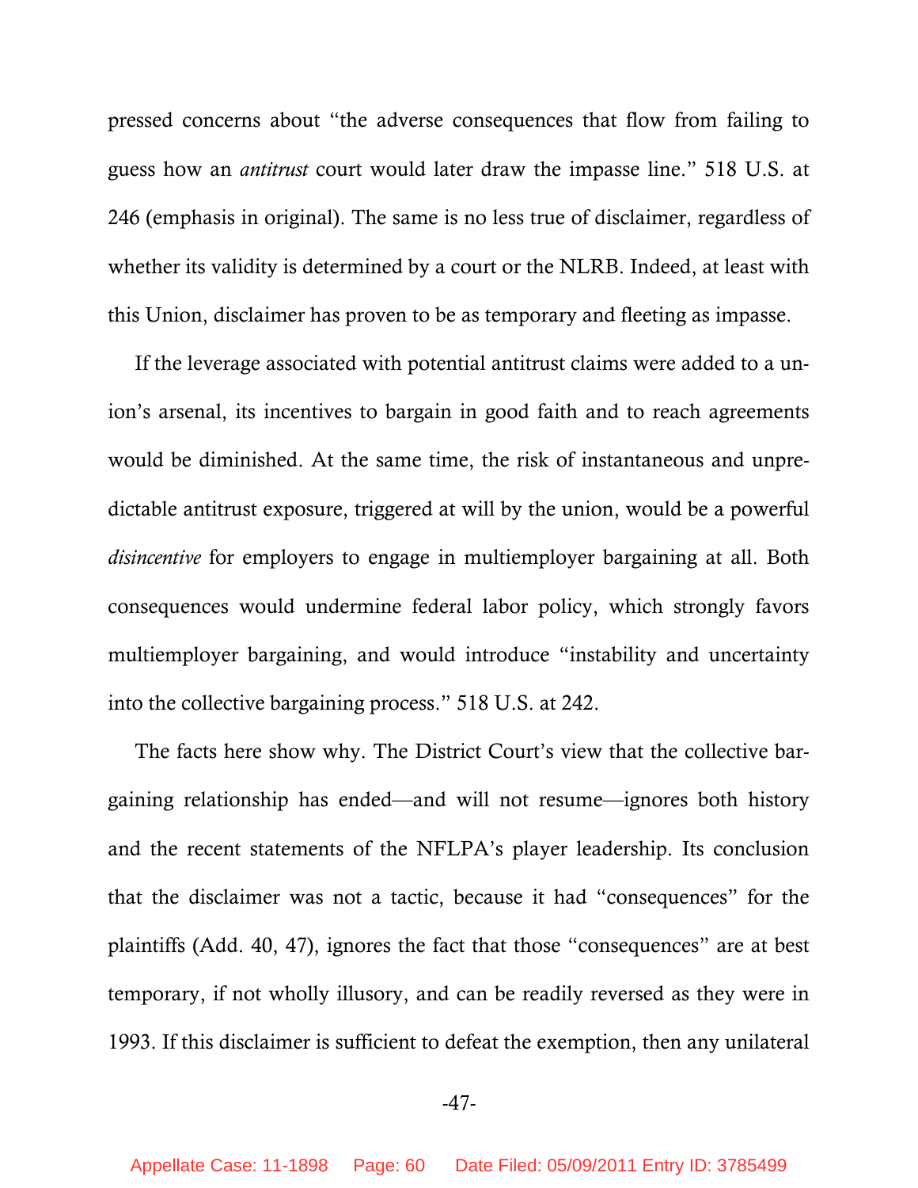pressed concerns about "the adverse consequences that flow from failing to guess how an *antitrust* court would later draw the impasse line." 518 U.S. at 246 (emphasis in original). The same is no less true of disclaimer, regardless of whether its validity is determined by a court or the NLRB. Indeed, at least with this Union, disclaimer has proven to be as temporary and fleeting as impasse.

If the leverage associated with potential antitrust claims were added to a union's arsenal, its incentives to bargain in good faith and to reach agreements would be diminished. At the same time, the risk of instantaneous and unpredictable antitrust exposure, triggered at will by the union, would be a powerful *disincentive* for employers to engage in multiemployer bargaining at all. Both consequences would undermine federal labor policy, which strongly favors multiemployer bargaining, and would introduce "instability and uncertainty into the collective bargaining process." 518 U.S. at 242.

The facts here show why. The District Court's view that the collective bargaining relationship has ended—and will not resume—ignores both history and the recent statements of the NFLPA's player leadership. Its conclusion that the disclaimer was not a tactic, because it had "consequences" for the plaintiffs (Add. 40, 47), ignores the fact that those "consequences" are at best temporary, if not wholly illusory, and can be readily reversed as they were in 1993. If this disclaimer is sufficient to defeat the exemption, then any unilateral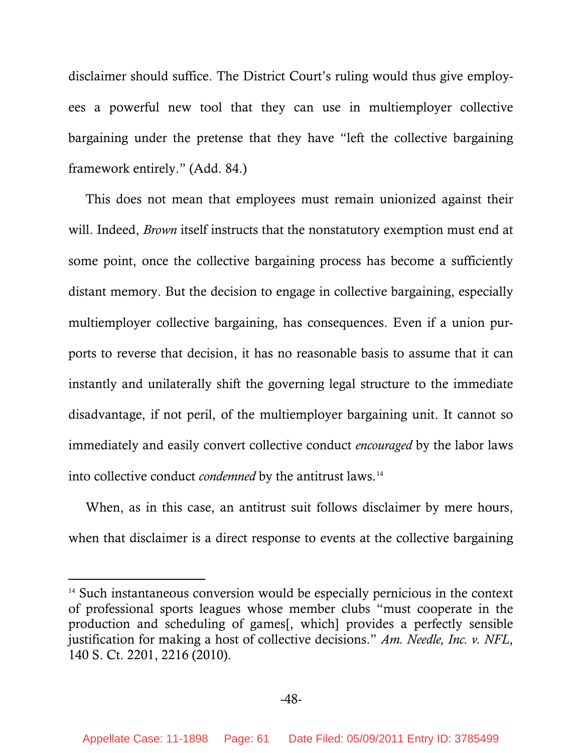disclaimer should suffice. The District Court's ruling would thus give employees a powerful new tool that they can use in multiemployer collective bargaining under the pretense that they have "left the collective bargaining framework entirely." (Add. 84.)

This does not mean that employees must remain unionized against their will. Indeed, *Brown* itself instructs that the nonstatutory exemption must end at some point, once the collective bargaining process has become a sufficiently distant memory. But the decision to engage in collective bargaining, especially multiemployer collective bargaining, has consequences. Even if a union purports to reverse that decision, it has no reasonable basis to assume that it can instantly and unilaterally shift the governing legal structure to the immediate disadvantage, if not peril, of the multiemployer bargaining unit. It cannot so immediately and easily convert collective conduct *encouraged* by the labor laws into collective conduct *condemned* by the antitrust laws.[14]

When, as in this case, an antitrust suit follows disclaimer by mere hours, when that disclaimer is a direct response to events at the collective bargaining

---

[14] Such instantaneous conversion would be especially pernicious in the context of professional sports leagues whose member clubs "must cooperate in the production and scheduling of games[, which] provides a perfectly sensible justification for making a host of collective decisions." *Am. Needle, Inc. v. NFL*, 140 S. Ct. 2201, 2216 (2010).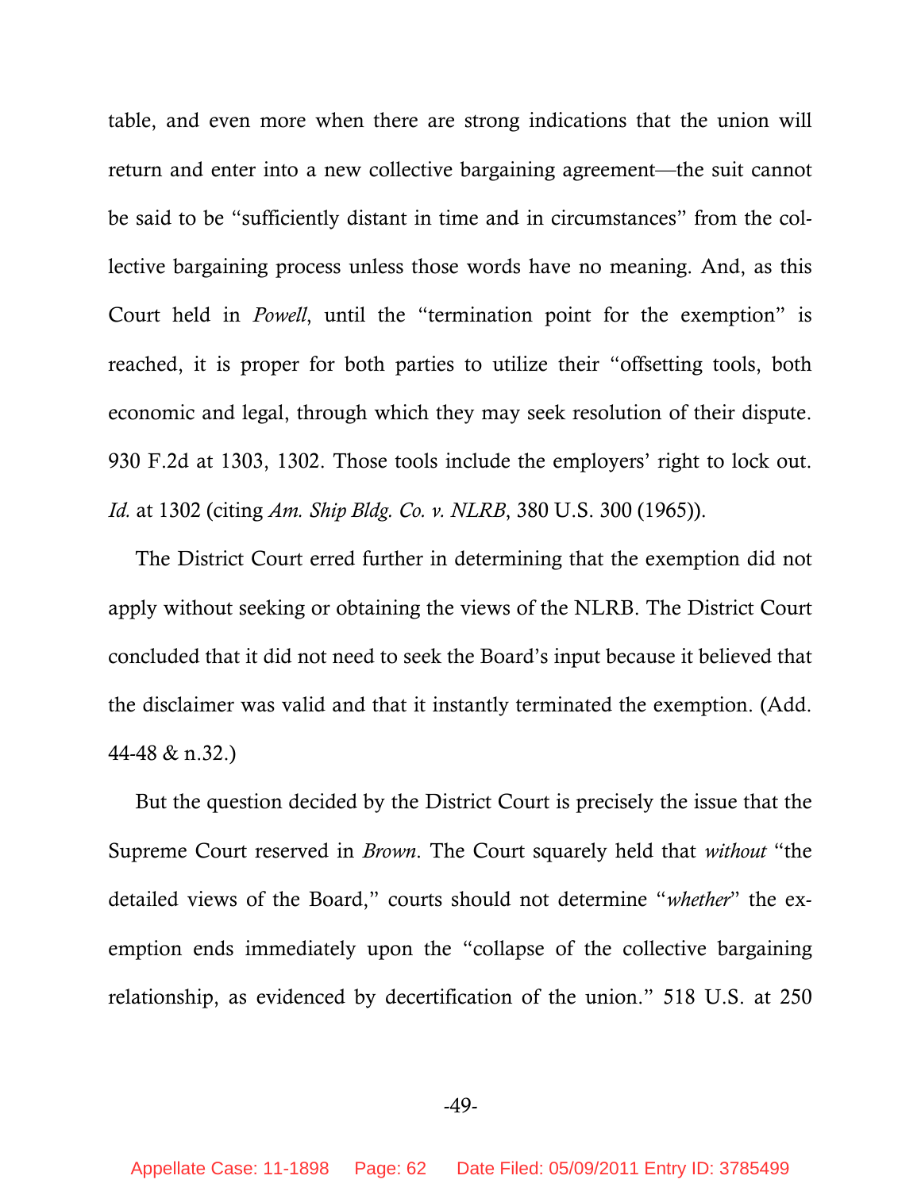table, and even more when there are strong indications that the union will return and enter into a new collective bargaining agreement—the suit cannot be said to be "sufficiently distant in time and in circumstances" from the collective bargaining process unless those words have no meaning. And, as this Court held in *Powell*, until the "termination point for the exemption" is reached, it is proper for both parties to utilize their "offsetting tools, both economic and legal, through which they may seek resolution of their dispute. 930 F.2d at 1303, 1302. Those tools include the employers' right to lock out. *Id.* at 1302 (citing *Am. Ship Bldg. Co. v. NLRB*, 380 U.S. 300 (1965)).

The District Court erred further in determining that the exemption did not apply without seeking or obtaining the views of the NLRB. The District Court concluded that it did not need to seek the Board's input because it believed that the disclaimer was valid and that it instantly terminated the exemption. (Add. 44-48 & n.32.)

But the question decided by the District Court is precisely the issue that the Supreme Court reserved in *Brown*. The Court squarely held that *without* "the detailed views of the Board," courts should not determine "*whether*" the exemption ends immediately upon the "collapse of the collective bargaining relationship, as evidenced by decertification of the union." 518 U.S. at 250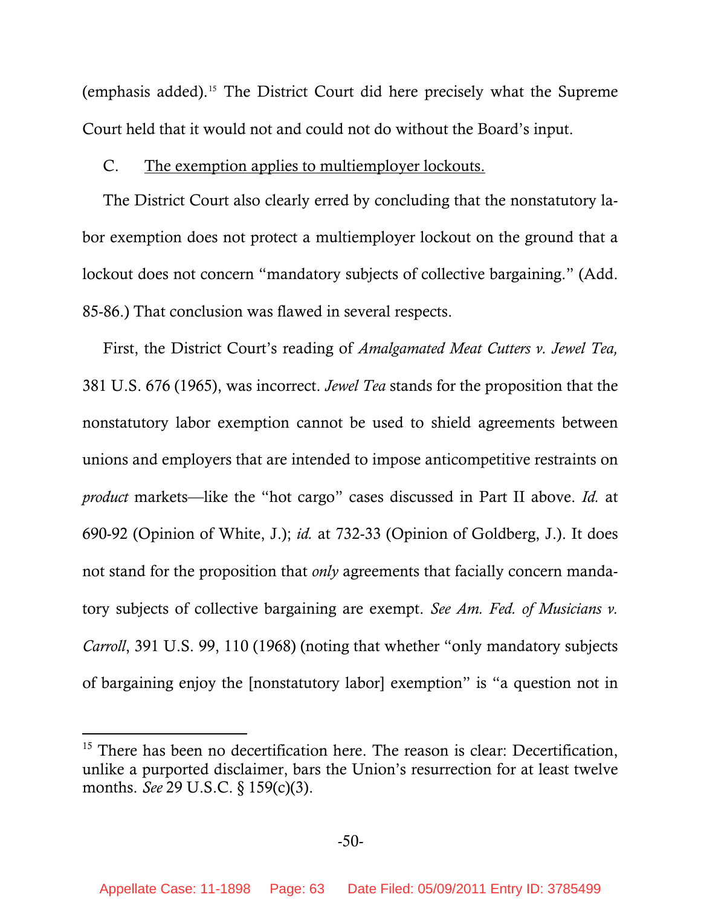(emphasis added).[15] The District Court did here precisely what the Supreme Court held that it would not and could not do without the Board's input.

C. <u>The exemption applies to multiemployer lockouts.</u>

The District Court also clearly erred by concluding that the nonstatutory labor exemption does not protect a multiemployer lockout on the ground that a lockout does not concern "mandatory subjects of collective bargaining." (Add. 85-86.) That conclusion was flawed in several respects.

First, the District Court's reading of *Amalgamated Meat Cutters v. Jewel Tea,* 381 U.S. 676 (1965), was incorrect. *Jewel Tea* stands for the proposition that the nonstatutory labor exemption cannot be used to shield agreements between unions and employers that are intended to impose anticompetitive restraints on *product* markets—like the "hot cargo" cases discussed in Part II above. *Id.* at 690-92 (Opinion of White, J.); *id.* at 732-33 (Opinion of Goldberg, J.). It does not stand for the proposition that *only* agreements that facially concern mandatory subjects of collective bargaining are exempt. *See Am. Fed. of Musicians v. Carroll*, 391 U.S. 99, 110 (1968) (noting that whether "only mandatory subjects of bargaining enjoy the [nonstatutory labor] exemption" is "a question not in

---

[15] There has been no decertification here. The reason is clear: Decertification, unlike a purported disclaimer, bars the Union's resurrection for at least twelve months. *See* 29 U.S.C. § 159(c)(3).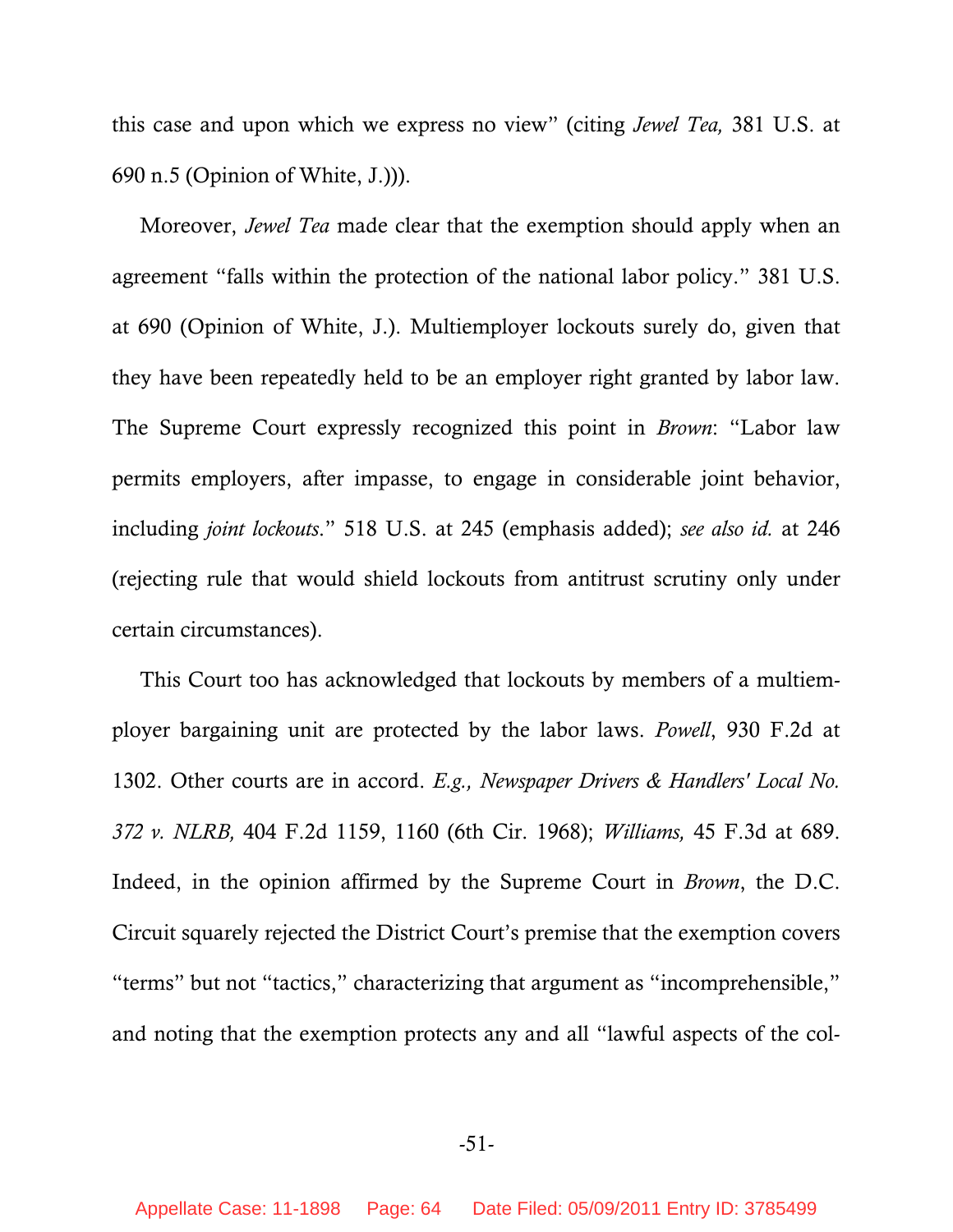this case and upon which we express no view" (citing *Jewel Tea,* 381 U.S. at 690 n.5 (Opinion of White, J.))).

Moreover, *Jewel Tea* made clear that the exemption should apply when an agreement "falls within the protection of the national labor policy." 381 U.S. at 690 (Opinion of White, J.). Multiemployer lockouts surely do, given that they have been repeatedly held to be an employer right granted by labor law. The Supreme Court expressly recognized this point in *Brown*: "Labor law permits employers, after impasse, to engage in considerable joint behavior, including *joint lockouts*." 518 U.S. at 245 (emphasis added); *see also id.* at 246 (rejecting rule that would shield lockouts from antitrust scrutiny only under certain circumstances).

This Court too has acknowledged that lockouts by members of a multiemployer bargaining unit are protected by the labor laws. *Powell*, 930 F.2d at 1302. Other courts are in accord. *E.g., Newspaper Drivers & Handlers' Local No. 372 v. NLRB,* 404 F.2d 1159, 1160 (6th Cir. 1968); *Williams,* 45 F.3d at 689. Indeed, in the opinion affirmed by the Supreme Court in *Brown*, the D.C. Circuit squarely rejected the District Court's premise that the exemption covers "terms" but not "tactics," characterizing that argument as "incomprehensible," and noting that the exemption protects any and all "lawful aspects of the col-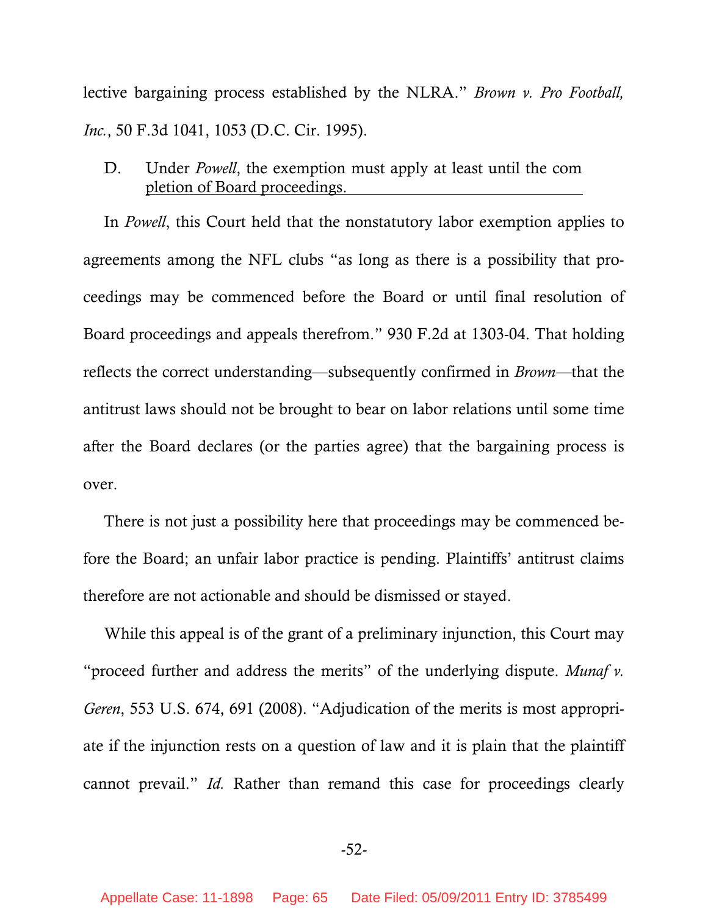lective bargaining process established by the NLRA." *Brown v. Pro Football, Inc.*, 50 F.3d 1041, 1053 (D.C. Cir. 1995).

### D. Under *Powell*, the exemption must apply at least until the completion of Board proceedings.

In *Powell*, this Court held that the nonstatutory labor exemption applies to agreements among the NFL clubs "as long as there is a possibility that proceedings may be commenced before the Board or until final resolution of Board proceedings and appeals therefrom." 930 F.2d at 1303-04. That holding reflects the correct understanding—subsequently confirmed in *Brown*—that the antitrust laws should not be brought to bear on labor relations until some time after the Board declares (or the parties agree) that the bargaining process is over.

There is not just a possibility here that proceedings may be commenced before the Board; an unfair labor practice is pending. Plaintiffs' antitrust claims therefore are not actionable and should be dismissed or stayed.

While this appeal is of the grant of a preliminary injunction, this Court may "proceed further and address the merits" of the underlying dispute. *Munaf v. Geren*, 553 U.S. 674, 691 (2008). "Adjudication of the merits is most appropriate if the injunction rests on a question of law and it is plain that the plaintiff cannot prevail." *Id.* Rather than remand this case for proceedings clearly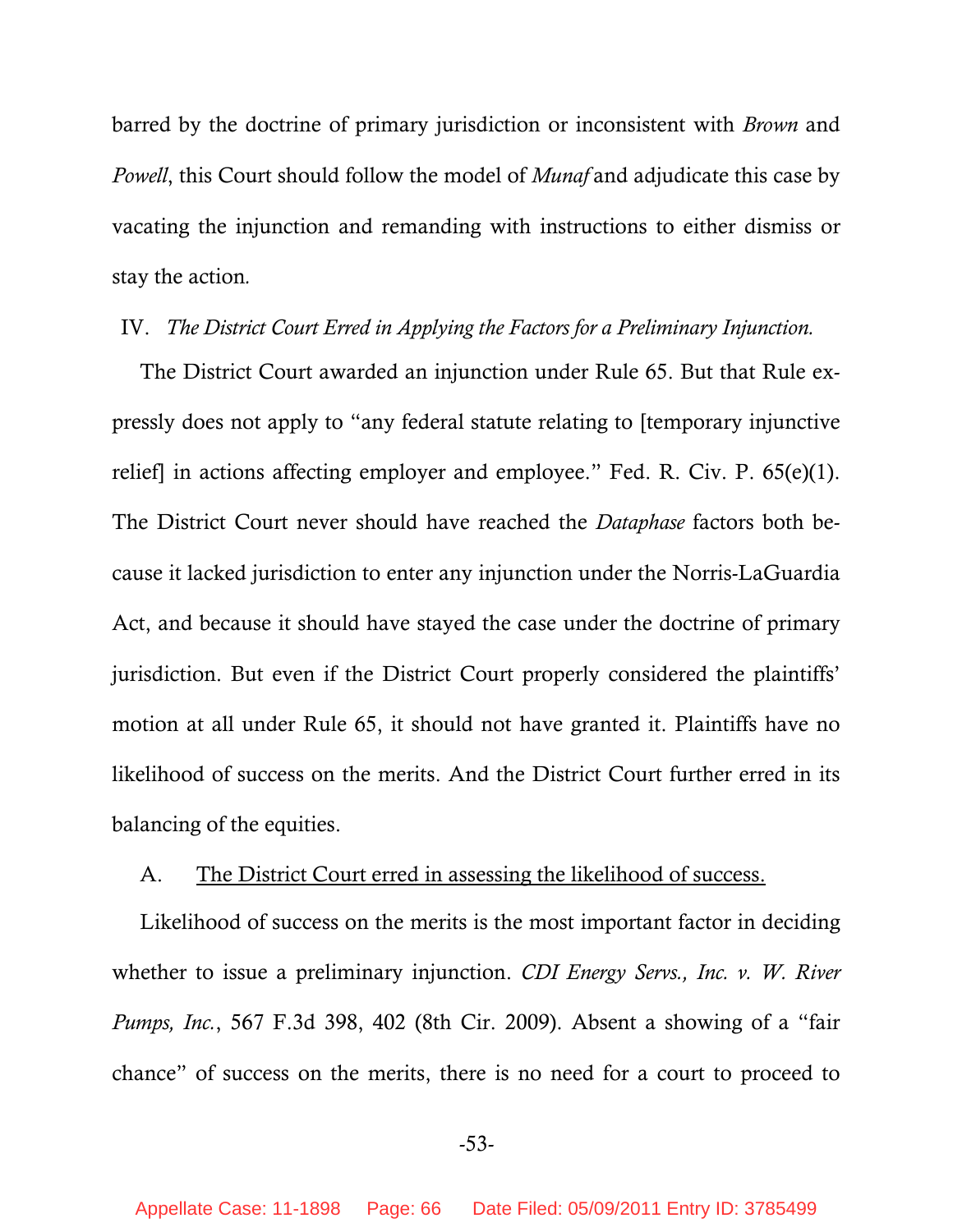barred by the doctrine of primary jurisdiction or inconsistent with *Brown* and *Powell*, this Court should follow the model of *Munaf* and adjudicate this case by vacating the injunction and remanding with instructions to either dismiss or stay the action.

## IV. *The District Court Erred in Applying the Factors for a Preliminary Injunction.*

The District Court awarded an injunction under Rule 65. But that Rule expressly does not apply to "any federal statute relating to [temporary injunctive relief] in actions affecting employer and employee." Fed. R. Civ. P. 65(e)(1). The District Court never should have reached the *Dataphase* factors both because it lacked jurisdiction to enter any injunction under the Norris-LaGuardia Act, and because it should have stayed the case under the doctrine of primary jurisdiction. But even if the District Court properly considered the plaintiffs' motion at all under Rule 65, it should not have granted it. Plaintiffs have no likelihood of success on the merits. And the District Court further erred in its balancing of the equities.

### A. The District Court erred in assessing the likelihood of success.

Likelihood of success on the merits is the most important factor in deciding whether to issue a preliminary injunction. *CDI Energy Servs., Inc. v. W. River Pumps, Inc.*, 567 F.3d 398, 402 (8th Cir. 2009). Absent a showing of a "fair chance" of success on the merits, there is no need for a court to proceed to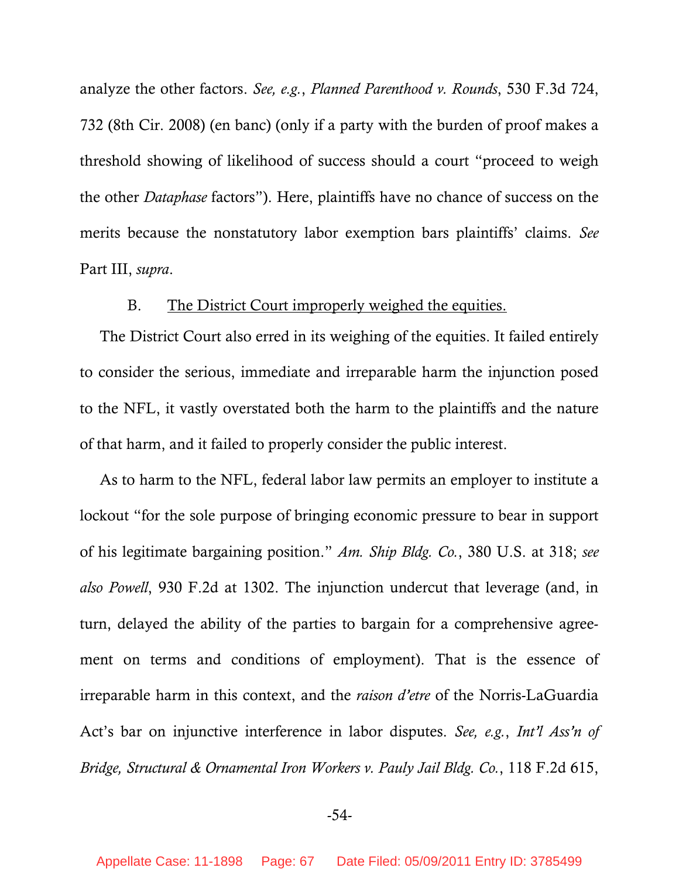analyze the other factors. *See, e.g.*, *Planned Parenthood v. Rounds*, 530 F.3d 724, 732 (8th Cir. 2008) (en banc) (only if a party with the burden of proof makes a threshold showing of likelihood of success should a court "proceed to weigh the other *Dataphase* factors"). Here, plaintiffs have no chance of success on the merits because the nonstatutory labor exemption bars plaintiffs' claims. *See* Part III, *supra*.

B. <u>The District Court improperly weighed the equities.</u>

The District Court also erred in its weighing of the equities. It failed entirely to consider the serious, immediate and irreparable harm the injunction posed to the NFL, it vastly overstated both the harm to the plaintiffs and the nature of that harm, and it failed to properly consider the public interest.

As to harm to the NFL, federal labor law permits an employer to institute a lockout "for the sole purpose of bringing economic pressure to bear in support of his legitimate bargaining position." *Am. Ship Bldg. Co.*, 380 U.S. at 318; *see also Powell*, 930 F.2d at 1302. The injunction undercut that leverage (and, in turn, delayed the ability of the parties to bargain for a comprehensive agreement on terms and conditions of employment). That is the essence of irreparable harm in this context, and the *raison d'etre* of the Norris-LaGuardia Act's bar on injunctive interference in labor disputes. *See, e.g.*, *Int'l Ass'n of Bridge, Structural & Ornamental Iron Workers v. Pauly Jail Bldg. Co.*, 118 F.2d 615,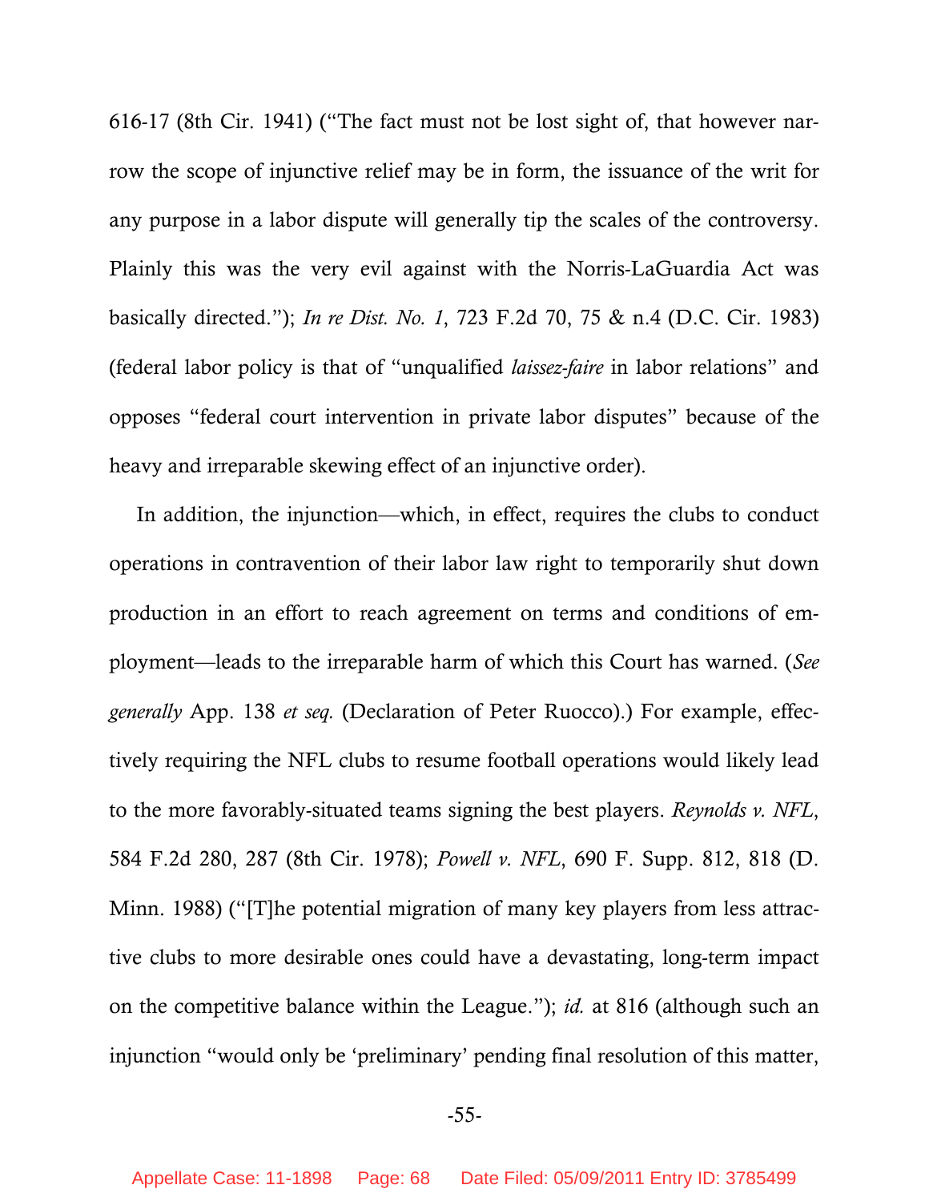616-17 (8th Cir. 1941) ("The fact must not be lost sight of, that however narrow the scope of injunctive relief may be in form, the issuance of the writ for any purpose in a labor dispute will generally tip the scales of the controversy. Plainly this was the very evil against with the Norris-LaGuardia Act was basically directed."); *In re Dist. No. 1*, 723 F.2d 70, 75 & n.4 (D.C. Cir. 1983) (federal labor policy is that of "unqualified *laissez-faire* in labor relations" and opposes "federal court intervention in private labor disputes" because of the heavy and irreparable skewing effect of an injunctive order).

In addition, the injunction—which, in effect, requires the clubs to conduct operations in contravention of their labor law right to temporarily shut down production in an effort to reach agreement on terms and conditions of employment—leads to the irreparable harm of which this Court has warned. (*See generally* App. 138 *et seq.* (Declaration of Peter Ruocco).) For example, effectively requiring the NFL clubs to resume football operations would likely lead to the more favorably-situated teams signing the best players. *Reynolds v. NFL*, 584 F.2d 280, 287 (8th Cir. 1978); *Powell v. NFL*, 690 F. Supp. 812, 818 (D. Minn. 1988) ("[T]he potential migration of many key players from less attractive clubs to more desirable ones could have a devastating, long-term impact on the competitive balance within the League."); *id.* at 816 (although such an injunction "would only be 'preliminary' pending final resolution of this matter,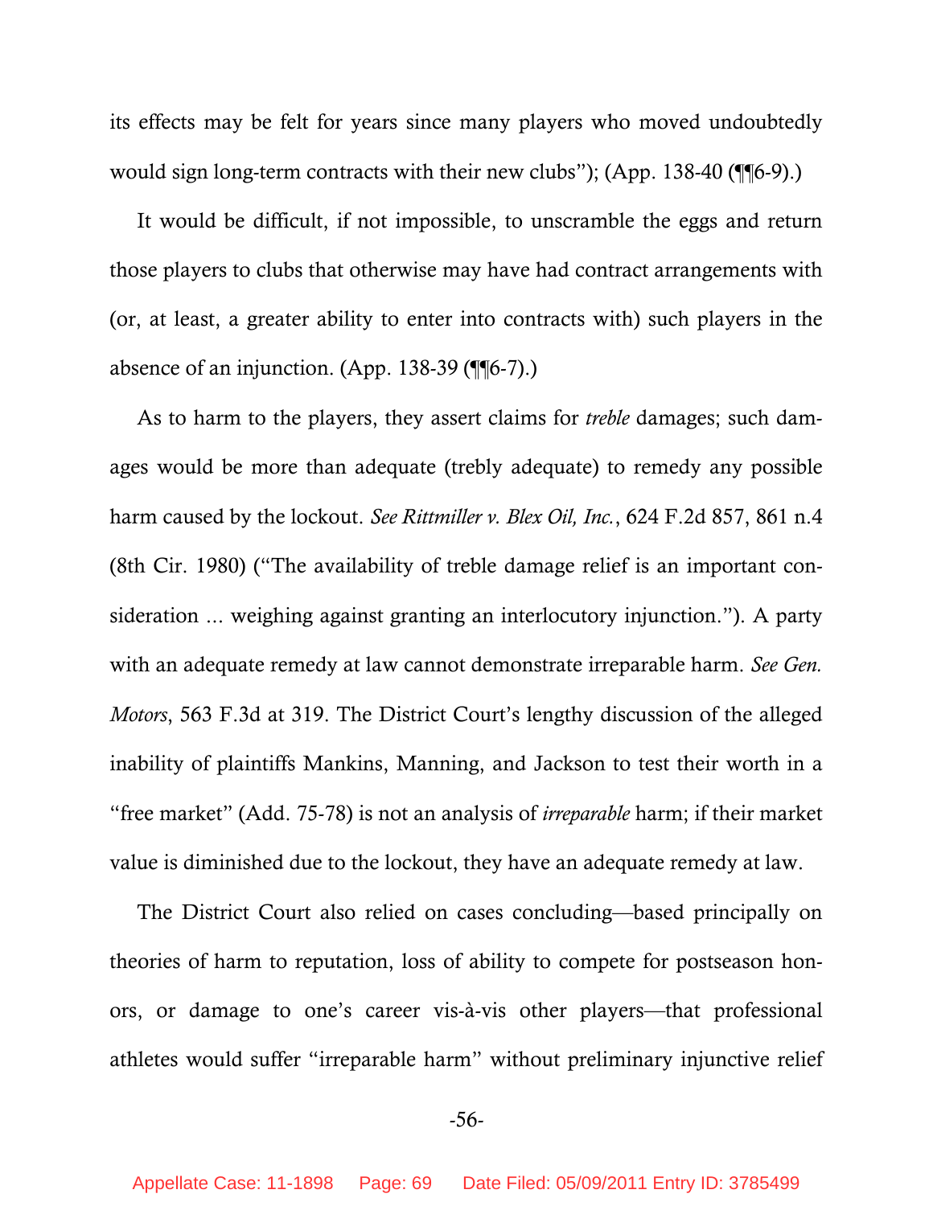its effects may be felt for years since many players who moved undoubtedly would sign long-term contracts with their new clubs"); (App. 138-40 (¶¶6-9).)

It would be difficult, if not impossible, to unscramble the eggs and return those players to clubs that otherwise may have had contract arrangements with (or, at least, a greater ability to enter into contracts with) such players in the absence of an injunction. (App. 138-39 (¶¶6-7).)

As to harm to the players, they assert claims for *treble* damages; such damages would be more than adequate (trebly adequate) to remedy any possible harm caused by the lockout. *See Rittmiller v. Blex Oil, Inc.*, 624 F.2d 857, 861 n.4 (8th Cir. 1980) ("The availability of treble damage relief is an important consideration ... weighing against granting an interlocutory injunction."). A party with an adequate remedy at law cannot demonstrate irreparable harm. *See Gen. Motors*, 563 F.3d at 319. The District Court's lengthy discussion of the alleged inability of plaintiffs Mankins, Manning, and Jackson to test their worth in a "free market" (Add. 75-78) is not an analysis of *irreparable* harm; if their market value is diminished due to the lockout, they have an adequate remedy at law.

The District Court also relied on cases concluding—based principally on theories of harm to reputation, loss of ability to compete for postseason honors, or damage to one's career vis-à-vis other players—that professional athletes would suffer "irreparable harm" without preliminary injunctive relief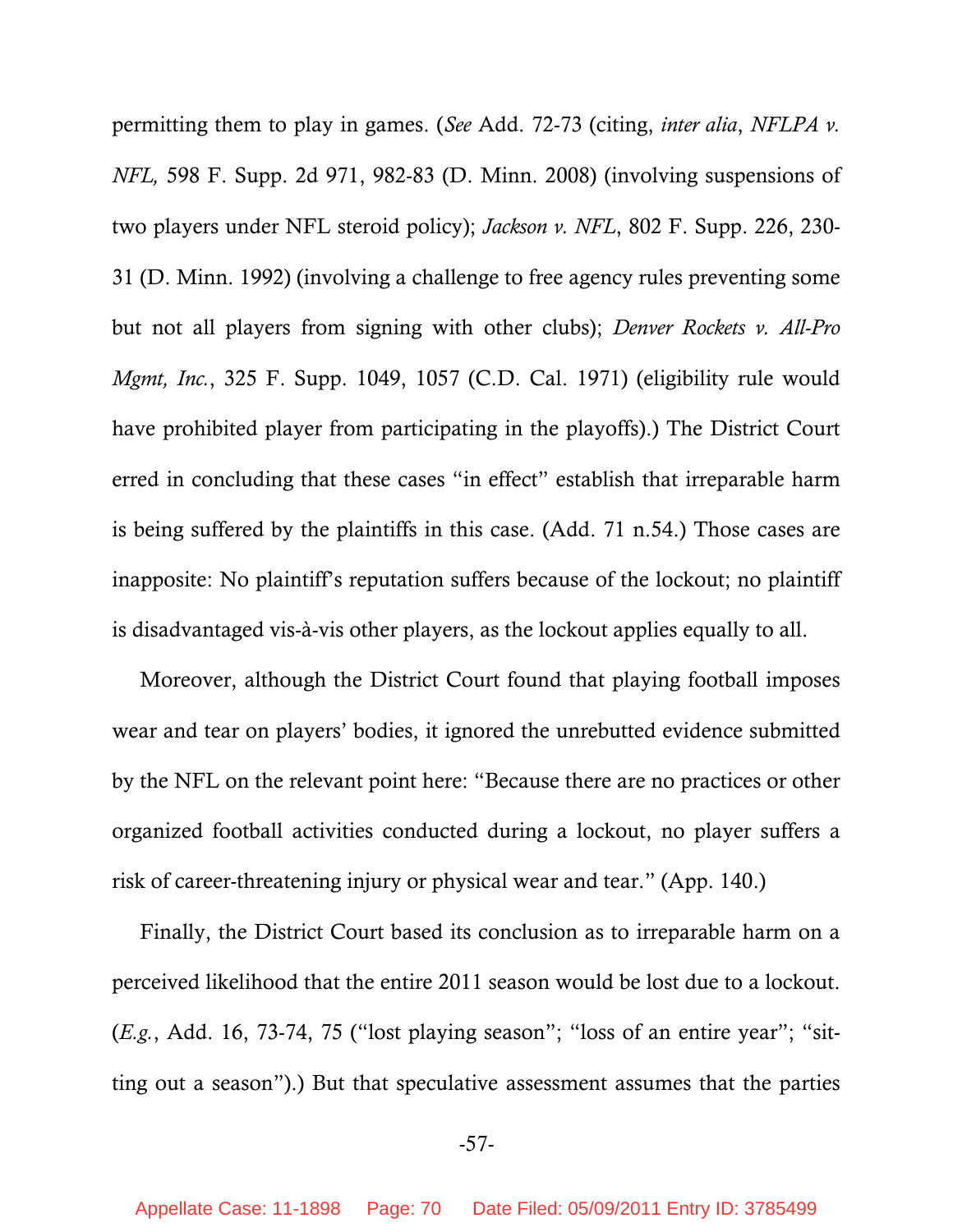permitting them to play in games. (*See* Add. 72-73 (citing, *inter alia*, *NFLPA v. NFL,* 598 F. Supp. 2d 971, 982-83 (D. Minn. 2008) (involving suspensions of two players under NFL steroid policy); *Jackson v. NFL*, 802 F. Supp. 226, 230-31 (D. Minn. 1992) (involving a challenge to free agency rules preventing some but not all players from signing with other clubs); *Denver Rockets v. All-Pro Mgmt, Inc.*, 325 F. Supp. 1049, 1057 (C.D. Cal. 1971) (eligibility rule would have prohibited player from participating in the playoffs).) The District Court erred in concluding that these cases "in effect" establish that irreparable harm is being suffered by the plaintiffs in this case. (Add. 71 n.54.) Those cases are inapposite: No plaintiff's reputation suffers because of the lockout; no plaintiff is disadvantaged vis-à-vis other players, as the lockout applies equally to all.

Moreover, although the District Court found that playing football imposes wear and tear on players' bodies, it ignored the unrebutted evidence submitted by the NFL on the relevant point here: "Because there are no practices or other organized football activities conducted during a lockout, no player suffers a risk of career-threatening injury or physical wear and tear." (App. 140.)

Finally, the District Court based its conclusion as to irreparable harm on a perceived likelihood that the entire 2011 season would be lost due to a lockout. (*E.g.*, Add. 16, 73-74, 75 ("lost playing season"; "loss of an entire year"; "sitting out a season").) But that speculative assessment assumes that the parties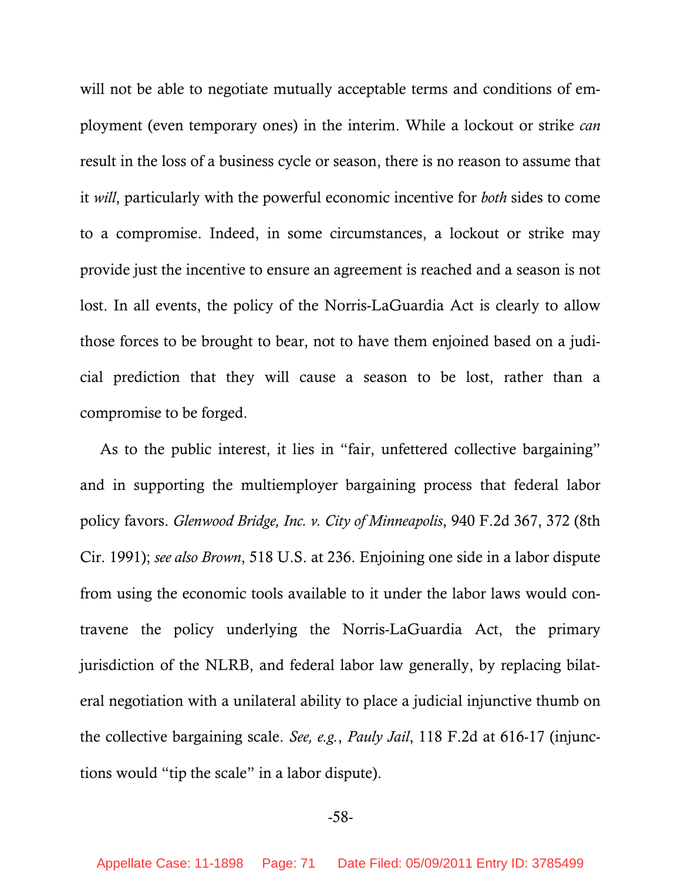will not be able to negotiate mutually acceptable terms and conditions of employment (even temporary ones) in the interim. While a lockout or strike *can* result in the loss of a business cycle or season, there is no reason to assume that it *will*, particularly with the powerful economic incentive for *both* sides to come to a compromise. Indeed, in some circumstances, a lockout or strike may provide just the incentive to ensure an agreement is reached and a season is not lost. In all events, the policy of the Norris-LaGuardia Act is clearly to allow those forces to be brought to bear, not to have them enjoined based on a judicial prediction that they will cause a season to be lost, rather than a compromise to be forged.

As to the public interest, it lies in "fair, unfettered collective bargaining" and in supporting the multiemployer bargaining process that federal labor policy favors. *Glenwood Bridge, Inc. v. City of Minneapolis*, 940 F.2d 367, 372 (8th Cir. 1991); *see also Brown*, 518 U.S. at 236. Enjoining one side in a labor dispute from using the economic tools available to it under the labor laws would contravene the policy underlying the Norris-LaGuardia Act, the primary jurisdiction of the NLRB, and federal labor law generally, by replacing bilateral negotiation with a unilateral ability to place a judicial injunctive thumb on the collective bargaining scale. *See, e.g.*, *Pauly Jail*, 118 F.2d at 616-17 (injunctions would "tip the scale" in a labor dispute).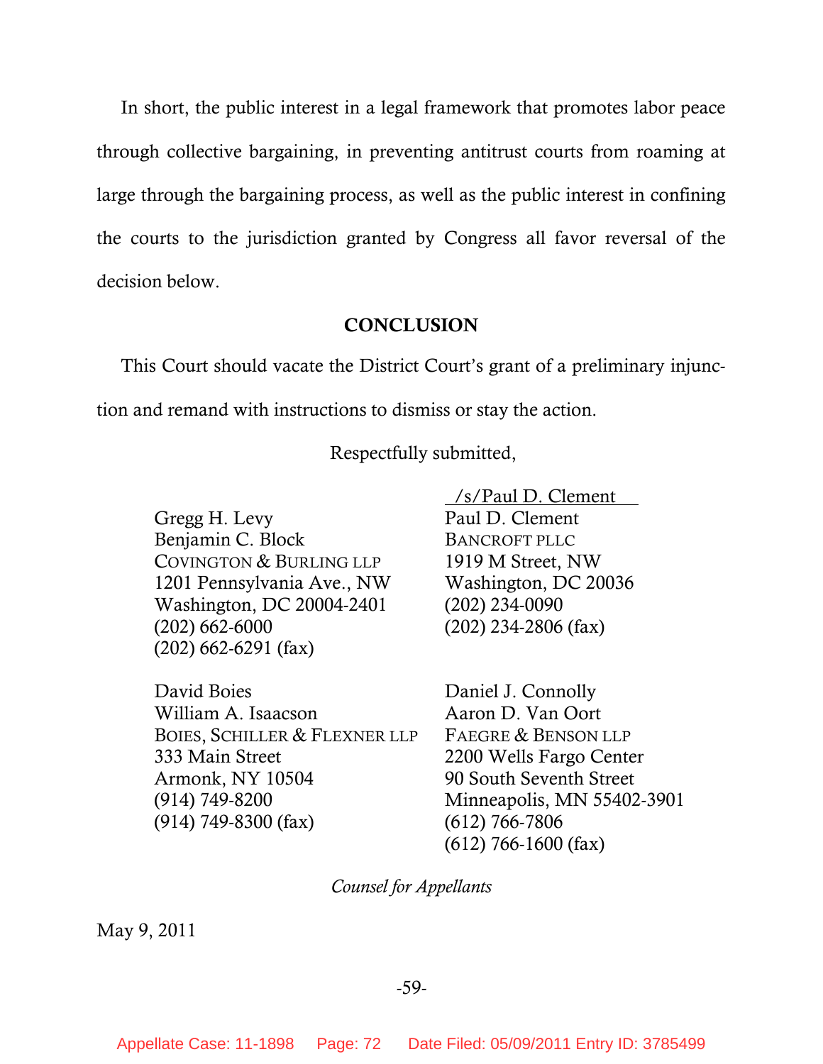In short, the public interest in a legal framework that promotes labor peace through collective bargaining, in preventing antitrust courts from roaming at large through the bargaining process, as well as the public interest in confining the courts to the jurisdiction granted by Congress all favor reversal of the decision below.

## CONCLUSION

This Court should vacate the District Court's grant of a preliminary injunction and remand with instructions to dismiss or stay the action.

Respectfully submitted,

/s/Paul D. Clement
Paul D. Clement
BANCROFT PLLC
1919 M Street, NW
Washington, DC 20036
(202) 234-0090
(202) 234-2806 (fax)

Gregg H. Levy
Benjamin C. Block
COVINGTON & BURLING LLP
1201 Pennsylvania Ave., NW
Washington, DC 20004-2401
(202) 662-6000
(202) 662-6291 (fax)

David Boies
William A. Isaacson
BOIES, SCHILLER & FLEXNER LLP
333 Main Street
Armonk, NY 10504
(914) 749-8200
(914) 749-8300 (fax)

Daniel J. Connolly
Aaron D. Van Oort
FAEGRE & BENSON LLP
2200 Wells Fargo Center
90 South Seventh Street
Minneapolis, MN 55402-3901
(612) 766-7806
(612) 766-1600 (fax)

*Counsel for Appellants*

May 9, 2011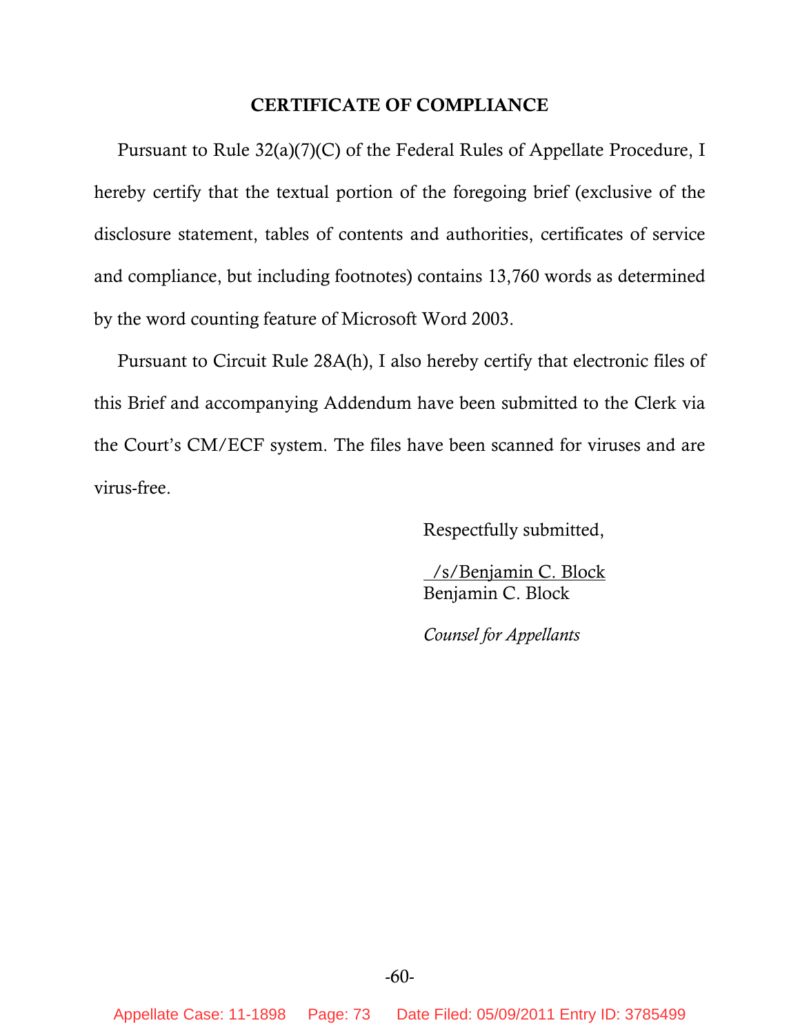## CERTIFICATE OF COMPLIANCE

Pursuant to Rule 32(a)(7)(C) of the Federal Rules of Appellate Procedure, I hereby certify that the textual portion of the foregoing brief (exclusive of the disclosure statement, tables of contents and authorities, certificates of service and compliance, but including footnotes) contains 13,760 words as determined by the word counting feature of Microsoft Word 2003.

Pursuant to Circuit Rule 28A(h), I also hereby certify that electronic files of this Brief and accompanying Addendum have been submitted to the Clerk via the Court's CM/ECF system. The files have been scanned for viruses and are virus-free.

Respectfully submitted,

/s/Benjamin C. Block
Benjamin C. Block

*Counsel for Appellants*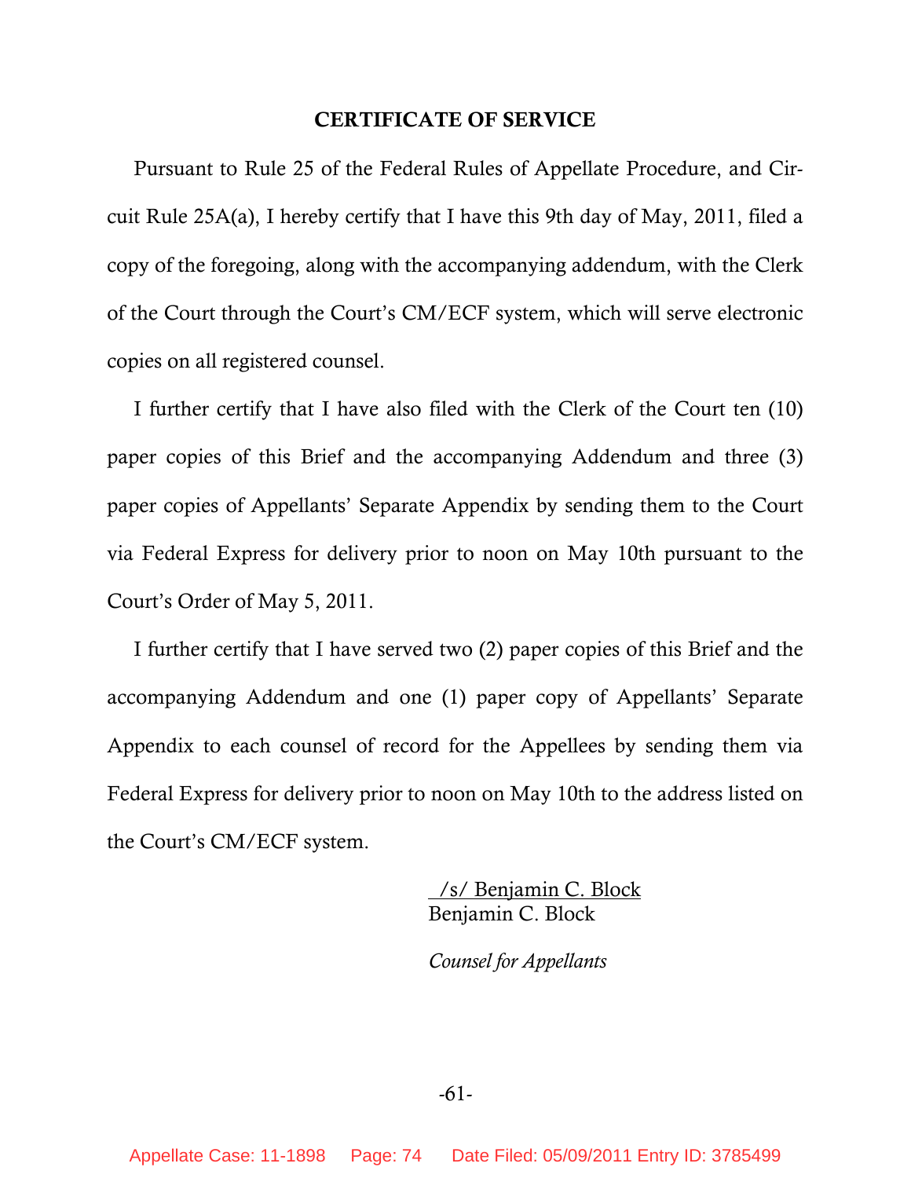## CERTIFICATE OF SERVICE

Pursuant to Rule 25 of the Federal Rules of Appellate Procedure, and Circuit Rule 25A(a), I hereby certify that I have this 9th day of May, 2011, filed a copy of the foregoing, along with the accompanying addendum, with the Clerk of the Court through the Court's CM/ECF system, which will serve electronic copies on all registered counsel.

I further certify that I have also filed with the Clerk of the Court ten (10) paper copies of this Brief and the accompanying Addendum and three (3) paper copies of Appellants' Separate Appendix by sending them to the Court via Federal Express for delivery prior to noon on May 10th pursuant to the Court's Order of May 5, 2011.

I further certify that I have served two (2) paper copies of this Brief and the accompanying Addendum and one (1) paper copy of Appellants' Separate Appendix to each counsel of record for the Appellees by sending them via Federal Express for delivery prior to noon on May 10th to the address listed on the Court's CM/ECF system.

/s/ Benjamin C. Block
Benjamin C. Block

*Counsel for Appellants*